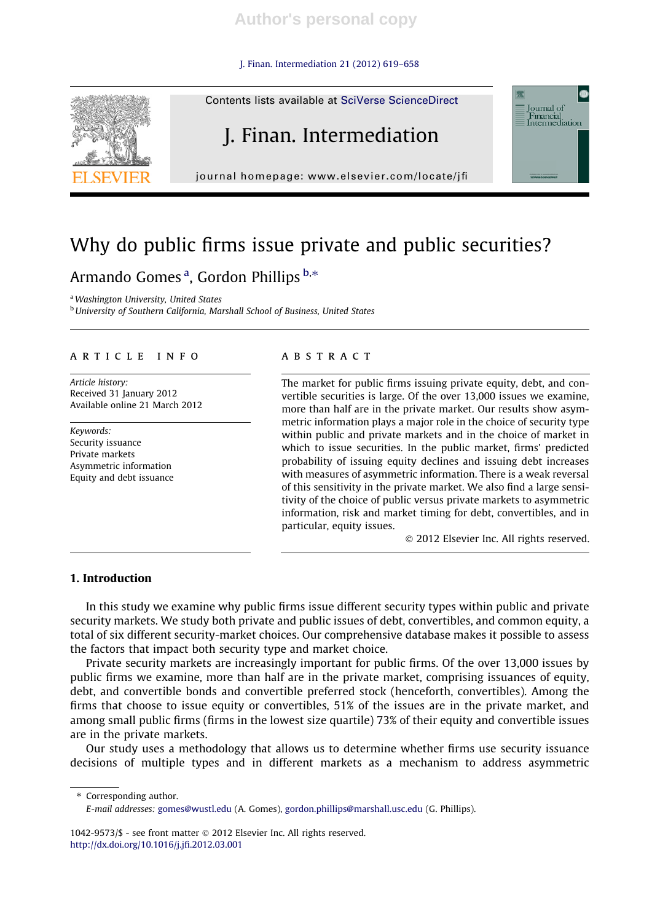# Why do public firms issue private and public securities?

Armando Gomes [a], Gordon Phillips [b,*]

[a] Washington University, United States
[b] University of Southern California, Marshall School of Business, United States

**ARTICLE INFO**

*Article history:*
Received 31 January 2012
Available online 21 March 2012

*Keywords:*
Security issuance
Private markets
Asymmetric information
Equity and debt issuance

**ABSTRACT**

The market for public firms issuing private equity, debt, and convertible securities is large. Of the over 13,000 issues we examine, more than half are in the private market. Our results show asymmetric information plays a major role in the choice of security type within public and private markets and in the choice of market in which to issue securities. In the public market, firms' predicted probability of issuing equity declines and issuing debt increases with measures of asymmetric information. There is a weak reversal of this sensitivity in the private market. We also find a large sensitivity of the choice of public versus private markets to asymmetric information, risk and market timing for debt, convertibles, and in particular, equity issues.

© 2012 Elsevier Inc. All rights reserved.

## 1. Introduction

In this study we examine why public firms issue different security types within public and private security markets. We study both private and public issues of debt, convertibles, and common equity, a total of six different security-market choices. Our comprehensive database makes it possible to assess the factors that impact both security type and market choice.

Private security markets are increasingly important for public firms. Of the over 13,000 issues by public firms we examine, more than half are in the private market, comprising issuances of equity, debt, and convertible bonds and convertible preferred stock (henceforth, convertibles). Among the firms that choose to issue equity or convertibles, 51% of the issues are in the private market, and among small public firms (firms in the lowest size quartile) 73% of their equity and convertible issues are in the private markets.

Our study uses a methodology that allows us to determine whether firms use security issuance decisions of multiple types and in different markets as a mechanism to address asymmetric

---

\* Corresponding author.
*E-mail addresses:* gomes@wustl.edu (A. Gomes), gordon.phillips@marshall.usc.edu (G. Phillips).

1042-9573/$ - see front matter © 2012 Elsevier Inc. All rights reserved.
http://dx.doi.org/10.1016/j.jfi.2012.03.001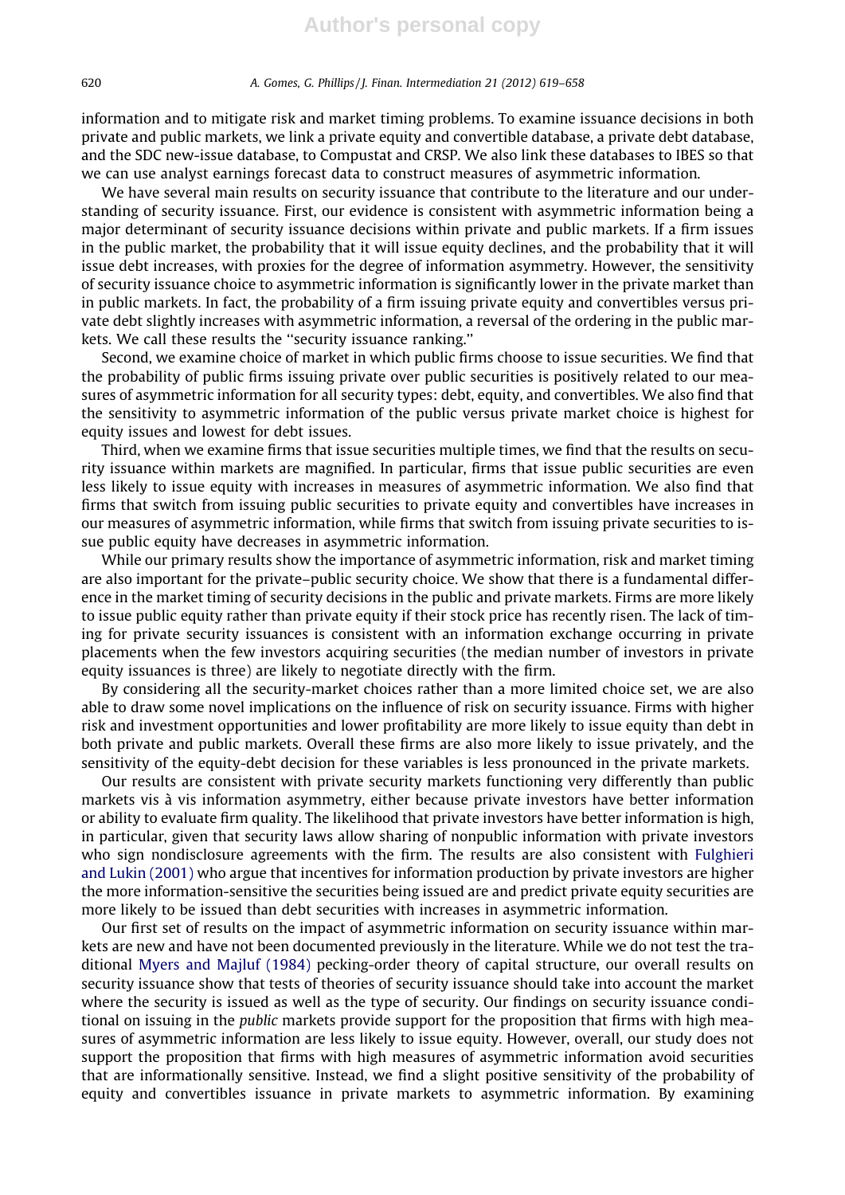information and to mitigate risk and market timing problems. To examine issuance decisions in both private and public markets, we link a private equity and convertible database, a private debt database, and the SDC new-issue database, to Compustat and CRSP. We also link these databases to IBES so that we can use analyst earnings forecast data to construct measures of asymmetric information.

We have several main results on security issuance that contribute to the literature and our understanding of security issuance. First, our evidence is consistent with asymmetric information being a major determinant of security issuance decisions within private and public markets. If a firm issues in the public market, the probability that it will issue equity declines, and the probability that it will issue debt increases, with proxies for the degree of information asymmetry. However, the sensitivity of security issuance choice to asymmetric information is significantly lower in the private market than in public markets. In fact, the probability of a firm issuing private equity and convertibles versus private debt slightly increases with asymmetric information, a reversal of the ordering in the public markets. We call these results the ''security issuance ranking.''

Second, we examine choice of market in which public firms choose to issue securities. We find that the probability of public firms issuing private over public securities is positively related to our measures of asymmetric information for all security types: debt, equity, and convertibles. We also find that the sensitivity to asymmetric information of the public versus private market choice is highest for equity issues and lowest for debt issues.

Third, when we examine firms that issue securities multiple times, we find that the results on security issuance within markets are magnified. In particular, firms that issue public securities are even less likely to issue equity with increases in measures of asymmetric information. We also find that firms that switch from issuing public securities to private equity and convertibles have increases in our measures of asymmetric information, while firms that switch from issuing private securities to issue public equity have decreases in asymmetric information.

While our primary results show the importance of asymmetric information, risk and market timing are also important for the private–public security choice. We show that there is a fundamental difference in the market timing of security decisions in the public and private markets. Firms are more likely to issue public equity rather than private equity if their stock price has recently risen. The lack of timing for private security issuances is consistent with an information exchange occurring in private placements when the few investors acquiring securities (the median number of investors in private equity issuances is three) are likely to negotiate directly with the firm.

By considering all the security-market choices rather than a more limited choice set, we are also able to draw some novel implications on the influence of risk on security issuance. Firms with higher risk and investment opportunities and lower profitability are more likely to issue equity than debt in both private and public markets. Overall these firms are also more likely to issue privately, and the sensitivity of the equity-debt decision for these variables is less pronounced in the private markets.

Our results are consistent with private security markets functioning very differently than public markets vis à vis information asymmetry, either because private investors have better information or ability to evaluate firm quality. The likelihood that private investors have better information is high, in particular, given that security laws allow sharing of nonpublic information with private investors who sign nondisclosure agreements with the firm. The results are also consistent with Fulghieri and Lukin (2001) who argue that incentives for information production by private investors are higher the more information-sensitive the securities being issued are and predict private equity securities are more likely to be issued than debt securities with increases in asymmetric information.

Our first set of results on the impact of asymmetric information on security issuance within markets are new and have not been documented previously in the literature. While we do not test the traditional Myers and Majluf (1984) pecking-order theory of capital structure, our overall results on security issuance show that tests of theories of security issuance should take into account the market where the security is issued as well as the type of security. Our findings on security issuance conditional on issuing in the *public* markets provide support for the proposition that firms with high measures of asymmetric information are less likely to issue equity. However, overall, our study does not support the proposition that firms with high measures of asymmetric information avoid securities that are informationally sensitive. Instead, we find a slight positive sensitivity of the probability of equity and convertibles issuance in private markets to asymmetric information. By examining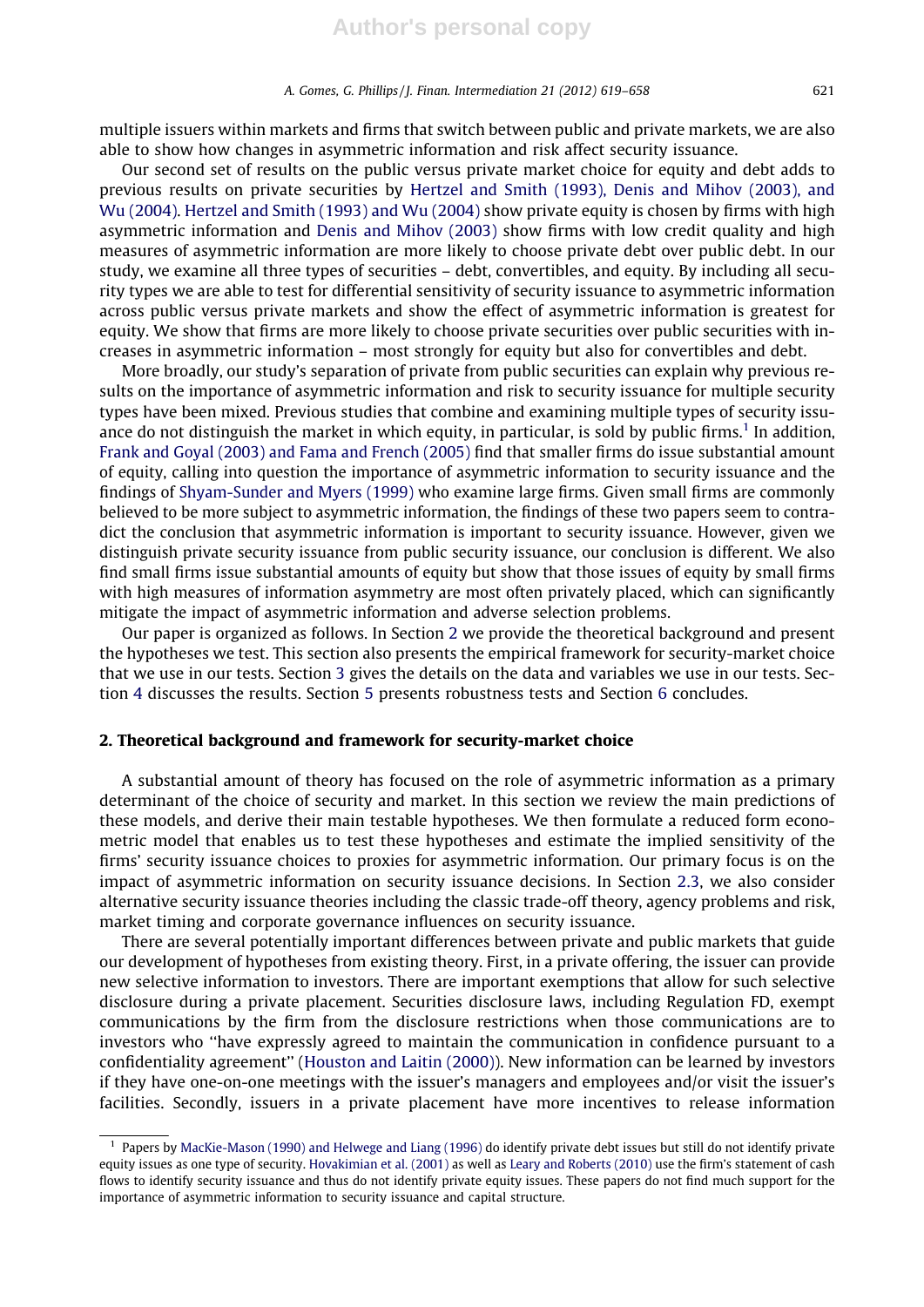multiple issuers within markets and firms that switch between public and private markets, we are also able to show how changes in asymmetric information and risk affect security issuance.

Our second set of results on the public versus private market choice for equity and debt adds to previous results on private securities by Hertzel and Smith (1993), Denis and Mihov (2003), and Wu (2004). Hertzel and Smith (1993) and Wu (2004) show private equity is chosen by firms with high asymmetric information and Denis and Mihov (2003) show firms with low credit quality and high measures of asymmetric information are more likely to choose private debt over public debt. In our study, we examine all three types of securities – debt, convertibles, and equity. By including all security types we are able to test for differential sensitivity of security issuance to asymmetric information across public versus private markets and show the effect of asymmetric information is greatest for equity. We show that firms are more likely to choose private securities over public securities with increases in asymmetric information – most strongly for equity but also for convertibles and debt.

More broadly, our study's separation of private from public securities can explain why previous results on the importance of asymmetric information and risk to security issuance for multiple security types have been mixed. Previous studies that combine and examining multiple types of security issuance do not distinguish the market in which equity, in particular, is sold by public firms.[1] In addition, Frank and Goyal (2003) and Fama and French (2005) find that smaller firms do issue substantial amount of equity, calling into question the importance of asymmetric information to security issuance and the findings of Shyam-Sunder and Myers (1999) who examine large firms. Given small firms are commonly believed to be more subject to asymmetric information, the findings of these two papers seem to contradict the conclusion that asymmetric information is important to security issuance. However, given we distinguish private security issuance from public security issuance, our conclusion is different. We also find small firms issue substantial amounts of equity but show that those issues of equity by small firms with high measures of information asymmetry are most often privately placed, which can significantly mitigate the impact of asymmetric information and adverse selection problems.

Our paper is organized as follows. In Section 2 we provide the theoretical background and present the hypotheses we test. This section also presents the empirical framework for security-market choice that we use in our tests. Section 3 gives the details on the data and variables we use in our tests. Section 4 discusses the results. Section 5 presents robustness tests and Section 6 concludes.

## 2. Theoretical background and framework for security-market choice

A substantial amount of theory has focused on the role of asymmetric information as a primary determinant of the choice of security and market. In this section we review the main predictions of these models, and derive their main testable hypotheses. We then formulate a reduced form econometric model that enables us to test these hypotheses and estimate the implied sensitivity of the firms' security issuance choices to proxies for asymmetric information. Our primary focus is on the impact of asymmetric information on security issuance decisions. In Section 2.3, we also consider alternative security issuance theories including the classic trade-off theory, agency problems and risk, market timing and corporate governance influences on security issuance.

There are several potentially important differences between private and public markets that guide our development of hypotheses from existing theory. First, in a private offering, the issuer can provide new selective information to investors. There are important exemptions that allow for such selective disclosure during a private placement. Securities disclosure laws, including Regulation FD, exempt communications by the firm from the disclosure restrictions when those communications are to investors who "have expressly agreed to maintain the communication in confidence pursuant to a confidentiality agreement" (Houston and Laitin (2000)). New information can be learned by investors if they have one-on-one meetings with the issuer's managers and employees and/or visit the issuer's facilities. Secondly, issuers in a private placement have more incentives to release information

[1] Papers by MacKie-Mason (1990) and Helwege and Liang (1996) do identify private debt issues but still do not identify private equity issues as one type of security. Hovakimian et al. (2001) as well as Leary and Roberts (2010) use the firm's statement of cash flows to identify security issuance and thus do not identify private equity issues. These papers do not find much support for the importance of asymmetric information to security issuance and capital structure.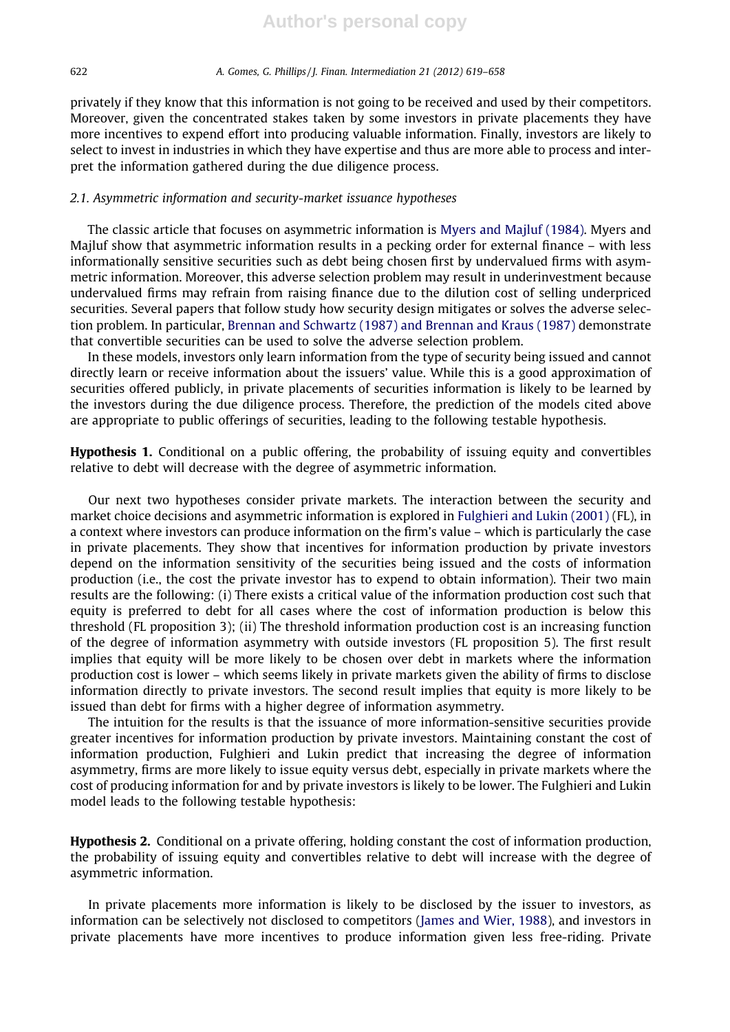privately if they know that this information is not going to be received and used by their competitors. Moreover, given the concentrated stakes taken by some investors in private placements they have more incentives to expend effort into producing valuable information. Finally, investors are likely to select to invest in industries in which they have expertise and thus are more able to process and interpret the information gathered during the due diligence process.

### *2.1. Asymmetric information and security-market issuance hypotheses*

The classic article that focuses on asymmetric information is Myers and Majluf (1984). Myers and Majluf show that asymmetric information results in a pecking order for external finance – with less informationally sensitive securities such as debt being chosen first by undervalued firms with asymmetric information. Moreover, this adverse selection problem may result in underinvestment because undervalued firms may refrain from raising finance due to the dilution cost of selling underpriced securities. Several papers that follow study how security design mitigates or solves the adverse selection problem. In particular, Brennan and Schwartz (1987) and Brennan and Kraus (1987) demonstrate that convertible securities can be used to solve the adverse selection problem.

In these models, investors only learn information from the type of security being issued and cannot directly learn or receive information about the issuers' value. While this is a good approximation of securities offered publicly, in private placements of securities information is likely to be learned by the investors during the due diligence process. Therefore, the prediction of the models cited above are appropriate to public offerings of securities, leading to the following testable hypothesis.

**Hypothesis 1.** Conditional on a public offering, the probability of issuing equity and convertibles relative to debt will decrease with the degree of asymmetric information.

Our next two hypotheses consider private markets. The interaction between the security and market choice decisions and asymmetric information is explored in Fulghieri and Lukin (2001) (FL), in a context where investors can produce information on the firm's value – which is particularly the case in private placements. They show that incentives for information production by private investors depend on the information sensitivity of the securities being issued and the costs of information production (i.e., the cost the private investor has to expend to obtain information). Their two main results are the following: (i) There exists a critical value of the information production cost such that equity is preferred to debt for all cases where the cost of information production is below this threshold (FL proposition 3); (ii) The threshold information production cost is an increasing function of the degree of information asymmetry with outside investors (FL proposition 5). The first result implies that equity will be more likely to be chosen over debt in markets where the information production cost is lower – which seems likely in private markets given the ability of firms to disclose information directly to private investors. The second result implies that equity is more likely to be issued than debt for firms with a higher degree of information asymmetry.

The intuition for the results is that the issuance of more information-sensitive securities provide greater incentives for information production by private investors. Maintaining constant the cost of information production, Fulghieri and Lukin predict that increasing the degree of information asymmetry, firms are more likely to issue equity versus debt, especially in private markets where the cost of producing information for and by private investors is likely to be lower. The Fulghieri and Lukin model leads to the following testable hypothesis:

**Hypothesis 2.** Conditional on a private offering, holding constant the cost of information production, the probability of issuing equity and convertibles relative to debt will increase with the degree of asymmetric information.

In private placements more information is likely to be disclosed by the issuer to investors, as information can be selectively not disclosed to competitors (James and Wier, 1988), and investors in private placements have more incentives to produce information given less free-riding. Private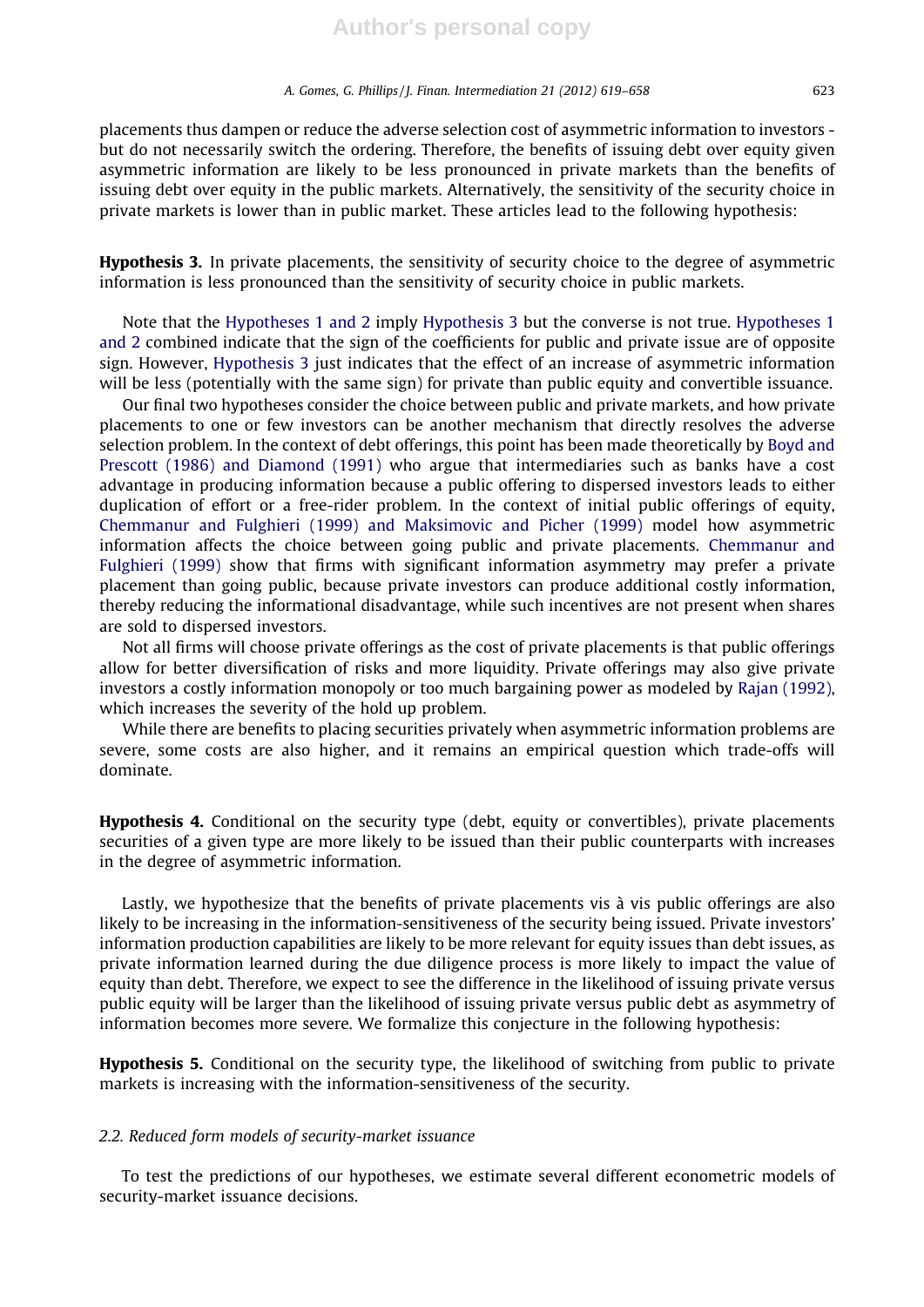placements thus dampen or reduce the adverse selection cost of asymmetric information to investors - but do not necessarily switch the ordering. Therefore, the benefits of issuing debt over equity given asymmetric information are likely to be less pronounced in private markets than the benefits of issuing debt over equity in the public markets. Alternatively, the sensitivity of the security choice in private markets is lower than in public market. These articles lead to the following hypothesis:

**Hypothesis 3.** In private placements, the sensitivity of security choice to the degree of asymmetric information is less pronounced than the sensitivity of security choice in public markets.

Note that the Hypotheses 1 and 2 imply Hypothesis 3 but the converse is not true. Hypotheses 1 and 2 combined indicate that the sign of the coefficients for public and private issue are of opposite sign. However, Hypothesis 3 just indicates that the effect of an increase of asymmetric information will be less (potentially with the same sign) for private than public equity and convertible issuance.

Our final two hypotheses consider the choice between public and private markets, and how private placements to one or few investors can be another mechanism that directly resolves the adverse selection problem. In the context of debt offerings, this point has been made theoretically by Boyd and Prescott (1986) and Diamond (1991) who argue that intermediaries such as banks have a cost advantage in producing information because a public offering to dispersed investors leads to either duplication of effort or a free-rider problem. In the context of initial public offerings of equity, Chemmanur and Fulghieri (1999) and Maksimovic and Picher (1999) model how asymmetric information affects the choice between going public and private placements. Chemmanur and Fulghieri (1999) show that firms with significant information asymmetry may prefer a private placement than going public, because private investors can produce additional costly information, thereby reducing the informational disadvantage, while such incentives are not present when shares are sold to dispersed investors.

Not all firms will choose private offerings as the cost of private placements is that public offerings allow for better diversification of risks and more liquidity. Private offerings may also give private investors a costly information monopoly or too much bargaining power as modeled by Rajan (1992), which increases the severity of the hold up problem.

While there are benefits to placing securities privately when asymmetric information problems are severe, some costs are also higher, and it remains an empirical question which trade-offs will dominate.

**Hypothesis 4.** Conditional on the security type (debt, equity or convertibles), private placements securities of a given type are more likely to be issued than their public counterparts with increases in the degree of asymmetric information.

Lastly, we hypothesize that the benefits of private placements vis à vis public offerings are also likely to be increasing in the information-sensitiveness of the security being issued. Private investors' information production capabilities are likely to be more relevant for equity issues than debt issues, as private information learned during the due diligence process is more likely to impact the value of equity than debt. Therefore, we expect to see the difference in the likelihood of issuing private versus public equity will be larger than the likelihood of issuing private versus public debt as asymmetry of information becomes more severe. We formalize this conjecture in the following hypothesis:

**Hypothesis 5.** Conditional on the security type, the likelihood of switching from public to private markets is increasing with the information-sensitiveness of the security.

### 2.2. Reduced form models of security-market issuance

To test the predictions of our hypotheses, we estimate several different econometric models of security-market issuance decisions.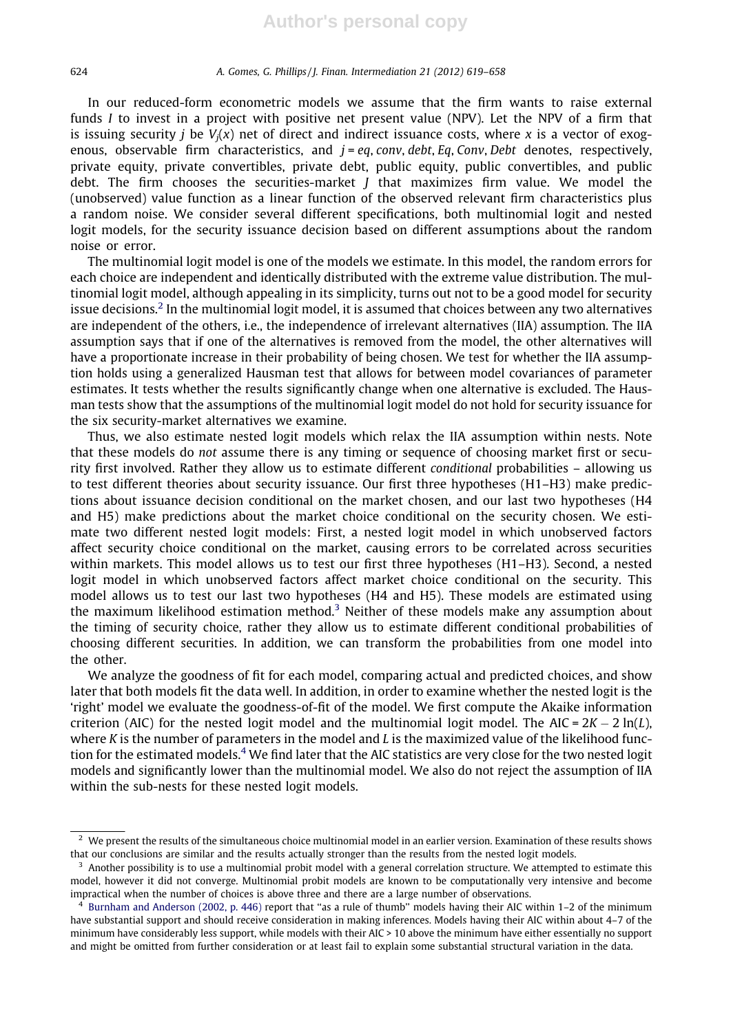In our reduced-form econometric models we assume that the firm wants to raise external funds $I$ to invest in a project with positive net present value (NPV). Let the NPV of a firm that is issuing security $j$ be $V_j(x)$ net of direct and indirect issuance costs, where $x$ is a vector of exogenous, observable firm characteristics, and $j = eq, conv, debt, Eq, Conv, Debt$ denotes, respectively, private equity, private convertibles, private debt, public equity, public convertibles, and public debt. The firm chooses the securities-market $J$ that maximizes firm value. We model the (unobserved) value function as a linear function of the observed relevant firm characteristics plus a random noise. We consider several different specifications, both multinomial logit and nested logit models, for the security issuance decision based on different assumptions about the random noise or error.

The multinomial logit model is one of the models we estimate. In this model, the random errors for each choice are independent and identically distributed with the extreme value distribution. The multinomial logit model, although appealing in its simplicity, turns out not to be a good model for security issue decisions.[2] In the multinomial logit model, it is assumed that choices between any two alternatives are independent of the others, i.e., the independence of irrelevant alternatives (IIA) assumption. The IIA assumption says that if one of the alternatives is removed from the model, the other alternatives will have a proportionate increase in their probability of being chosen. We test for whether the IIA assumption holds using a generalized Hausman test that allows for between model covariances of parameter estimates. It tests whether the results significantly change when one alternative is excluded. The Hausman tests show that the assumptions of the multinomial logit model do not hold for security issuance for the six security-market alternatives we examine.

Thus, we also estimate nested logit models which relax the IIA assumption within nests. Note that these models do *not* assume there is any timing or sequence of choosing market first or security first involved. Rather they allow us to estimate different *conditional* probabilities – allowing us to test different theories about security issuance. Our first three hypotheses (H1–H3) make predictions about issuance decision conditional on the market chosen, and our last two hypotheses (H4 and H5) make predictions about the market choice conditional on the security chosen. We estimate two different nested logit models: First, a nested logit model in which unobserved factors affect security choice conditional on the market, causing errors to be correlated across securities within markets. This model allows us to test our first three hypotheses (H1–H3). Second, a nested logit model in which unobserved factors affect market choice conditional on the security. This model allows us to test our last two hypotheses (H4 and H5). These models are estimated using the maximum likelihood estimation method.[3] Neither of these models make any assumption about the timing of security choice, rather they allow us to estimate different conditional probabilities of choosing different securities. In addition, we can transform the probabilities from one model into the other.

We analyze the goodness of fit for each model, comparing actual and predicted choices, and show later that both models fit the data well. In addition, in order to examine whether the nested logit is the 'right' model we evaluate the goodness-of-fit of the model. We first compute the Akaike information criterion (AIC) for the nested logit model and the multinomial logit model. The $\text{AIC} = 2K - 2\ln(L)$, where $K$ is the number of parameters in the model and $L$ is the maximized value of the likelihood function for the estimated models.[4] We find later that the AIC statistics are very close for the two nested logit models and significantly lower than the multinomial model. We also do not reject the assumption of IIA within the sub-nests for these nested logit models.

---

[2] We present the results of the simultaneous choice multinomial model in an earlier version. Examination of these results shows that our conclusions are similar and the results actually stronger than the results from the nested logit models.

[3] Another possibility is to use a multinomial probit model with a general correlation structure. We attempted to estimate this model, however it did not converge. Multinomial probit models are known to be computationally very intensive and become impractical when the number of choices is above three and there are a large number of observations.

[4] Burnham and Anderson (2002, p. 446) report that "as a rule of thumb" models having their AIC within 1–2 of the minimum have substantial support and should receive consideration in making inferences. Models having their AIC within about 4–7 of the minimum have considerably less support, while models with their AIC > 10 above the minimum have either essentially no support and might be omitted from further consideration or at least fail to explain some substantial structural variation in the data.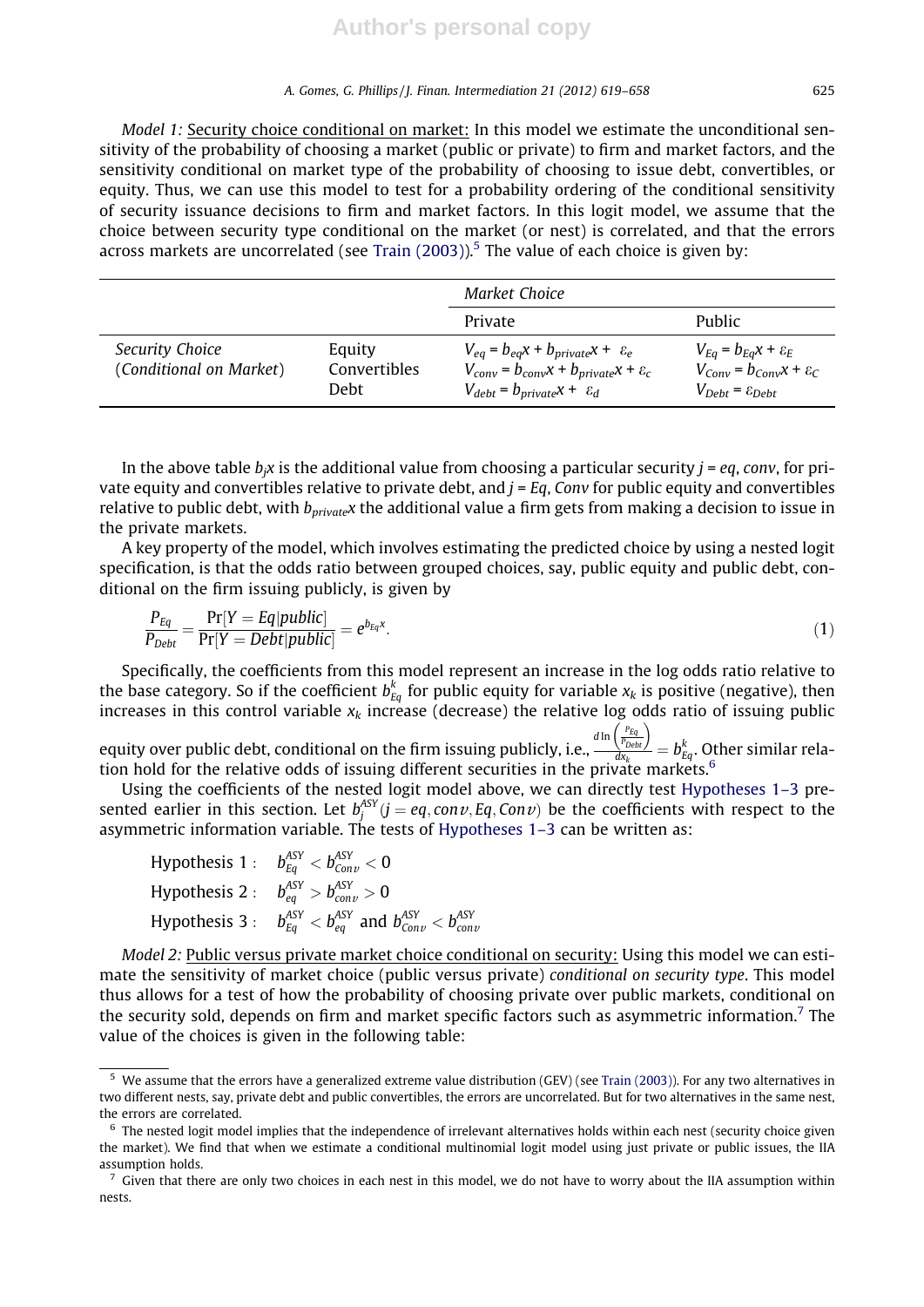*Model 1:* Security choice conditional on market: In this model we estimate the unconditional sensitivity of the probability of choosing a market (public or private) to firm and market factors, and the sensitivity conditional on market type of the probability of choosing to issue debt, convertibles, or equity. Thus, we can use this model to test for a probability ordering of the conditional sensitivity of security issuance decisions to firm and market factors. In this logit model, we assume that the choice between security type conditional on the market (or nest) is correlated, and that the errors across markets are uncorrelated (see Train (2003)).[5] The value of each choice is given by:

| | | *Market Choice* | |
|---|---|---|---|
| | | Private | Public |
| *Security Choice* (*Conditional on Market*) | Equity | $V_{eq} = b_{eq}x + b_{private}x + \varepsilon_e$ | $V_{Eq} = b_{Eq}x + \varepsilon_E$ |
| | Convertibles | $V_{conv} = b_{conv}x + b_{private}x + \varepsilon_c$ | $V_{Conv} = b_{Conv}x + \varepsilon_C$ |
| | Debt | $V_{debt} = b_{private}x + \varepsilon_d$ | $V_{Debt} = \varepsilon_{Debt}$ |

In the above table $b_jx$ is the additional value from choosing a particular security $j = eq, conv$, for private equity and convertibles relative to private debt, and $j = Eq, Conv$ for public equity and convertibles relative to public debt, with $b_{private}x$ the additional value a firm gets from making a decision to issue in the private markets.

A key property of the model, which involves estimating the predicted choice by using a nested logit specification, is that the odds ratio between grouped choices, say, public equity and public debt, conditional on the firm issuing publicly, is given by

$$\frac{P_{Eq}}{P_{Debt}} = \frac{\Pr[Y = Eq|public]}{\Pr[Y = Debt|public]} = e^{b_{Eq}x}. \tag{1}$$

Specifically, the coefficients from this model represent an increase in the log odds ratio relative to the base category. So if the coefficient $b^k_{Eq}$ for public equity for variable $x_k$ is positive (negative), then increases in this control variable $x_k$ increase (decrease) the relative log odds ratio of issuing public equity over public debt, conditional on the firm issuing publicly, i.e., $\frac{d\ln\left(\frac{P_{Eq}}{P_{Debt}}\right)}{dx_k} = b^k_{Eq}$. Other similar relation hold for the relative odds of issuing different securities in the private markets.[6]

Using the coefficients of the nested logit model above, we can directly test Hypotheses 1–3 presented earlier in this section. Let $b^{ASY}_j (j = eq, conv, Eq, Conv)$ be the coefficients with respect to the asymmetric information variable. The tests of Hypotheses 1–3 can be written as:

Hypothesis 1 : $b^{ASY}_{Eq} < b^{ASY}_{Conv} < 0$

Hypothesis 2 : $b^{ASY}_{eq} > b^{ASY}_{conv} > 0$

Hypothesis 3 : $b^{ASY}_{Eq} < b^{ASY}_{eq}$ and $b^{ASY}_{Conv} < b^{ASY}_{conv}$

*Model 2:* Public versus private market choice conditional on security: Using this model we can estimate the sensitivity of market choice (public versus private) *conditional on security type*. This model thus allows for a test of how the probability of choosing private over public markets, conditional on the security sold, depends on firm and market specific factors such as asymmetric information.[7] The value of the choices is given in the following table:

[5] We assume that the errors have a generalized extreme value distribution (GEV) (see Train (2003)). For any two alternatives in two different nests, say, private debt and public convertibles, the errors are uncorrelated. But for two alternatives in the same nest, the errors are correlated.

[6] The nested logit model implies that the independence of irrelevant alternatives holds within each nest (security choice given the market). We find that when we estimate a conditional multinomial logit model using just private or public issues, the IIA assumption holds.

[7] Given that there are only two choices in each nest in this model, we do not have to worry about the IIA assumption within nests.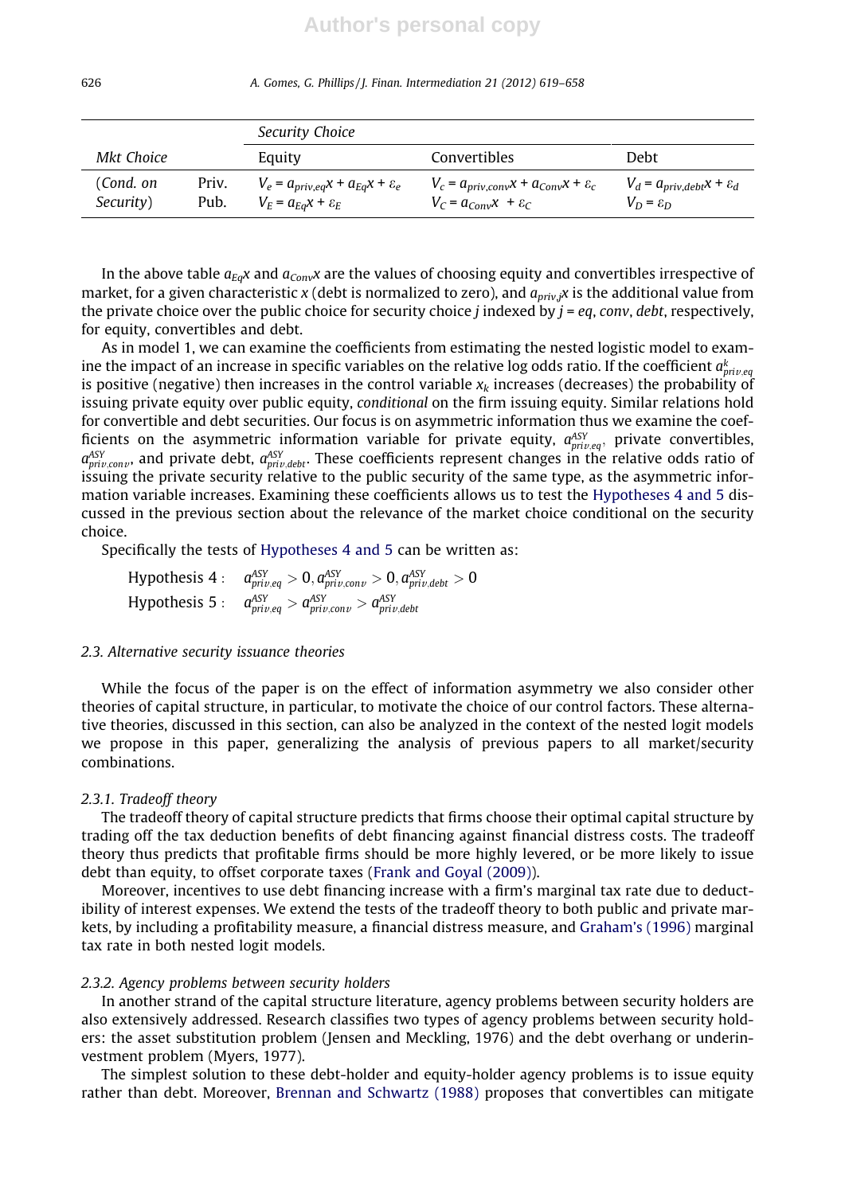| | | Security Choice | | |
|---|---|---|---|---|
| *Mkt Choice* | | Equity | Convertibles | Debt |
| (*Cond. on Security*) | Priv. | $V_e = a_{priv,eq}x + a_{Eq}x + \varepsilon_e$ | $V_c = a_{priv,conv}x + a_{Conv}x + \varepsilon_c$ | $V_d = a_{priv,debt}x + \varepsilon_d$ |
| | Pub. | $V_E = a_{Eq}x + \varepsilon_E$ | $V_C = a_{Conv}x + \varepsilon_C$ | $V_D = \varepsilon_D$ |

In the above table $a_{Eq}x$ and $a_{Conv}x$ are the values of choosing equity and convertibles irrespective of market, for a given characteristic $x$ (debt is normalized to zero), and $a_{priv,j}x$ is the additional value from the private choice over the public choice for security choice $j$ indexed by $j$ = *eq*, *conv*, *debt*, respectively, for equity, convertibles and debt.

As in model 1, we can examine the coefficients from estimating the nested logistic model to examine the impact of an increase in specific variables on the relative log odds ratio. If the coefficient $a^{k}_{priv,eq}$ is positive (negative) then increases in the control variable $x_k$ increases (decreases) the probability of issuing private equity over public equity, *conditional* on the firm issuing equity. Similar relations hold for convertible and debt securities. Our focus is on asymmetric information thus we examine the coefficients on the asymmetric information variable for private equity, $a^{ASY}_{priv,eq}$, private convertibles, $a^{ASY}_{priv,conv}$, and private debt, $a^{ASY}_{priv,debt}$. These coefficients represent changes in the relative odds ratio of issuing the private security relative to the public security of the same type, as the asymmetric information variable increases. Examining these coefficients allows us to test the Hypotheses 4 and 5 discussed in the previous section about the relevance of the market choice conditional on the security choice.

Specifically the tests of Hypotheses 4 and 5 can be written as:

Hypothesis 4 : $a^{ASY}_{priv,eq} > 0, a^{ASY}_{priv,conv} > 0, a^{ASY}_{priv,debt} > 0$

Hypothesis 5 : $a^{ASY}_{priv,eq} > a^{ASY}_{priv,conv} > a^{ASY}_{priv,debt}$

### 2.3. Alternative security issuance theories

While the focus of the paper is on the effect of information asymmetry we also consider other theories of capital structure, in particular, to motivate the choice of our control factors. These alternative theories, discussed in this section, can also be analyzed in the context of the nested logit models we propose in this paper, generalizing the analysis of previous papers to all market/security combinations.

#### 2.3.1. Tradeoff theory

The tradeoff theory of capital structure predicts that firms choose their optimal capital structure by trading off the tax deduction benefits of debt financing against financial distress costs. The tradeoff theory thus predicts that profitable firms should be more highly levered, or be more likely to issue debt than equity, to offset corporate taxes (Frank and Goyal (2009)).

Moreover, incentives to use debt financing increase with a firm's marginal tax rate due to deductibility of interest expenses. We extend the tests of the tradeoff theory to both public and private markets, by including a profitability measure, a financial distress measure, and Graham's (1996) marginal tax rate in both nested logit models.

#### 2.3.2. Agency problems between security holders

In another strand of the capital structure literature, agency problems between security holders are also extensively addressed. Research classifies two types of agency problems between security holders: the asset substitution problem (Jensen and Meckling, 1976) and the debt overhang or underinvestment problem (Myers, 1977).

The simplest solution to these debt-holder and equity-holder agency problems is to issue equity rather than debt. Moreover, Brennan and Schwartz (1988) proposes that convertibles can mitigate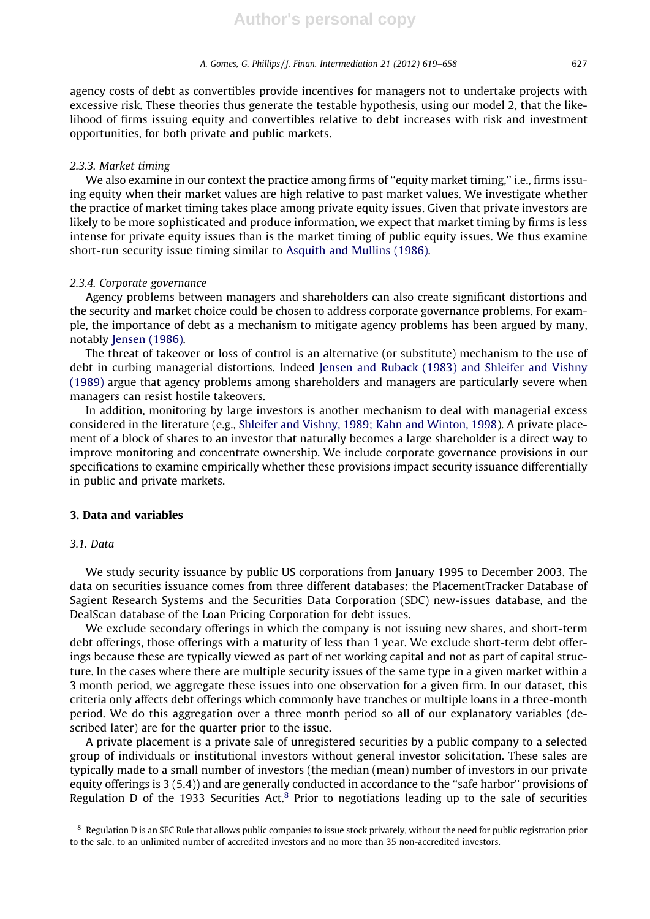agency costs of debt as convertibles provide incentives for managers not to undertake projects with excessive risk. These theories thus generate the testable hypothesis, using our model 2, that the likelihood of firms issuing equity and convertibles relative to debt increases with risk and investment opportunities, for both private and public markets.

### 2.3.3. Market timing

We also examine in our context the practice among firms of "equity market timing," i.e., firms issuing equity when their market values are high relative to past market values. We investigate whether the practice of market timing takes place among private equity issues. Given that private investors are likely to be more sophisticated and produce information, we expect that market timing by firms is less intense for private equity issues than is the market timing of public equity issues. We thus examine short-run security issue timing similar to Asquith and Mullins (1986).

### 2.3.4. Corporate governance

Agency problems between managers and shareholders can also create significant distortions and the security and market choice could be chosen to address corporate governance problems. For example, the importance of debt as a mechanism to mitigate agency problems has been argued by many, notably Jensen (1986).

The threat of takeover or loss of control is an alternative (or substitute) mechanism to the use of debt in curbing managerial distortions. Indeed Jensen and Ruback (1983) and Shleifer and Vishny (1989) argue that agency problems among shareholders and managers are particularly severe when managers can resist hostile takeovers.

In addition, monitoring by large investors is another mechanism to deal with managerial excess considered in the literature (e.g., Shleifer and Vishny, 1989; Kahn and Winton, 1998). A private placement of a block of shares to an investor that naturally becomes a large shareholder is a direct way to improve monitoring and concentrate ownership. We include corporate governance provisions in our specifications to examine empirically whether these provisions impact security issuance differentially in public and private markets.

## 3. Data and variables

### 3.1. Data

We study security issuance by public US corporations from January 1995 to December 2003. The data on securities issuance comes from three different databases: the PlacementTracker Database of Sagient Research Systems and the Securities Data Corporation (SDC) new-issues database, and the DealScan database of the Loan Pricing Corporation for debt issues.

We exclude secondary offerings in which the company is not issuing new shares, and short-term debt offerings, those offerings with a maturity of less than 1 year. We exclude short-term debt offerings because these are typically viewed as part of net working capital and not as part of capital structure. In the cases where there are multiple security issues of the same type in a given market within a 3 month period, we aggregate these issues into one observation for a given firm. In our dataset, this criteria only affects debt offerings which commonly have tranches or multiple loans in a three-month period. We do this aggregation over a three month period so all of our explanatory variables (described later) are for the quarter prior to the issue.

A private placement is a private sale of unregistered securities by a public company to a selected group of individuals or institutional investors without general investor solicitation. These sales are typically made to a small number of investors (the median (mean) number of investors in our private equity offerings is 3 (5.4)) and are generally conducted in accordance to the "safe harbor" provisions of Regulation D of the 1933 Securities Act.[8] Prior to negotiations leading up to the sale of securities

[8] Regulation D is an SEC Rule that allows public companies to issue stock privately, without the need for public registration prior to the sale, to an unlimited number of accredited investors and no more than 35 non-accredited investors.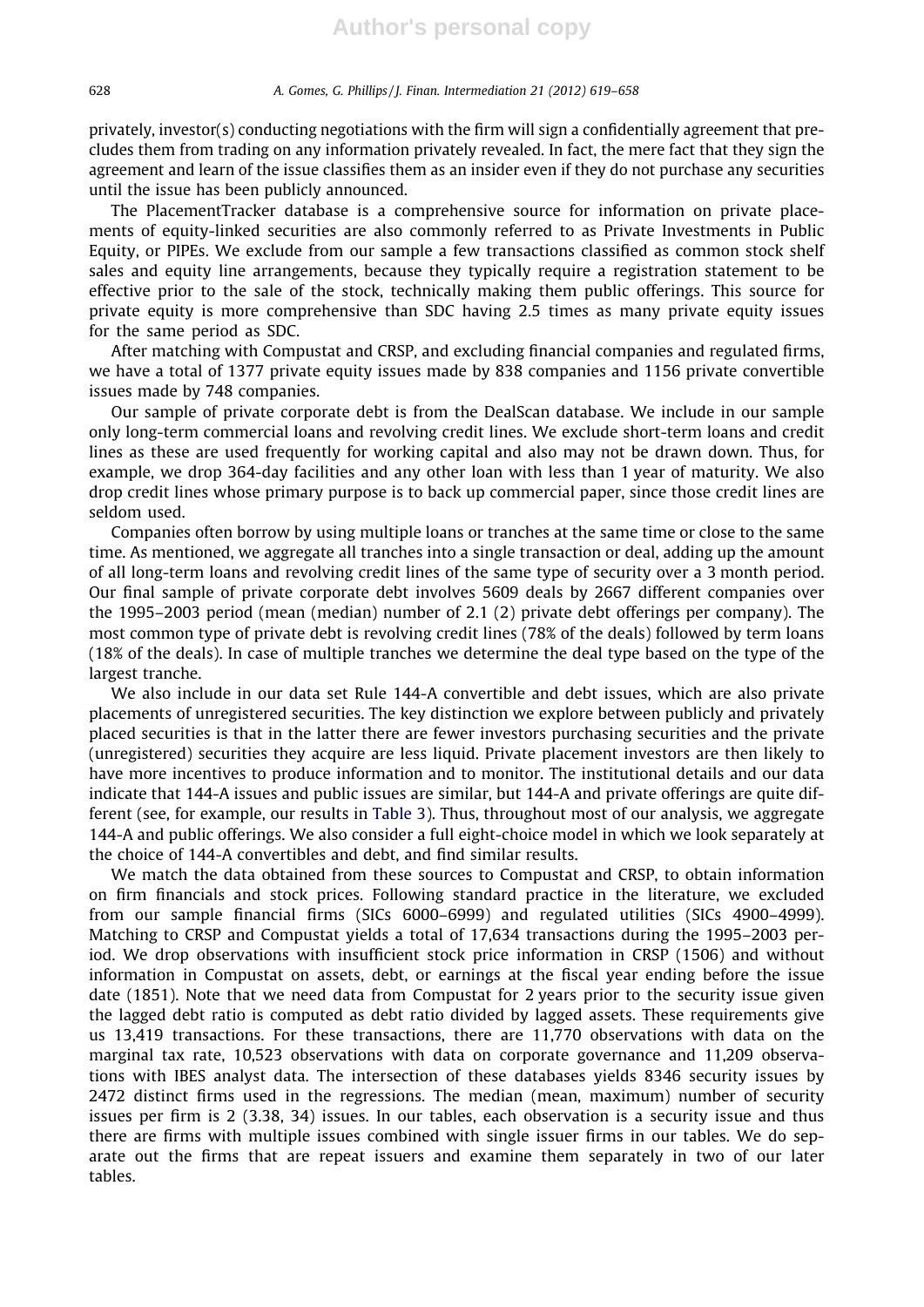privately, investor(s) conducting negotiations with the firm will sign a confidentially agreement that precludes them from trading on any information privately revealed. In fact, the mere fact that they sign the agreement and learn of the issue classifies them as an insider even if they do not purchase any securities until the issue has been publicly announced.

The PlacementTracker database is a comprehensive source for information on private placements of equity-linked securities are also commonly referred to as Private Investments in Public Equity, or PIPEs. We exclude from our sample a few transactions classified as common stock shelf sales and equity line arrangements, because they typically require a registration statement to be effective prior to the sale of the stock, technically making them public offerings. This source for private equity is more comprehensive than SDC having 2.5 times as many private equity issues for the same period as SDC.

After matching with Compustat and CRSP, and excluding financial companies and regulated firms, we have a total of 1377 private equity issues made by 838 companies and 1156 private convertible issues made by 748 companies.

Our sample of private corporate debt is from the DealScan database. We include in our sample only long-term commercial loans and revolving credit lines. We exclude short-term loans and credit lines as these are used frequently for working capital and also may not be drawn down. Thus, for example, we drop 364-day facilities and any other loan with less than 1 year of maturity. We also drop credit lines whose primary purpose is to back up commercial paper, since those credit lines are seldom used.

Companies often borrow by using multiple loans or tranches at the same time or close to the same time. As mentioned, we aggregate all tranches into a single transaction or deal, adding up the amount of all long-term loans and revolving credit lines of the same type of security over a 3 month period. Our final sample of private corporate debt involves 5609 deals by 2667 different companies over the 1995–2003 period (mean (median) number of 2.1 (2) private debt offerings per company). The most common type of private debt is revolving credit lines (78% of the deals) followed by term loans (18% of the deals). In case of multiple tranches we determine the deal type based on the type of the largest tranche.

We also include in our data set Rule 144-A convertible and debt issues, which are also private placements of unregistered securities. The key distinction we explore between publicly and privately placed securities is that in the latter there are fewer investors purchasing securities and the private (unregistered) securities they acquire are less liquid. Private placement investors are then likely to have more incentives to produce information and to monitor. The institutional details and our data indicate that 144-A issues and public issues are similar, but 144-A and private offerings are quite different (see, for example, our results in Table 3). Thus, throughout most of our analysis, we aggregate 144-A and public offerings. We also consider a full eight-choice model in which we look separately at the choice of 144-A convertibles and debt, and find similar results.

We match the data obtained from these sources to Compustat and CRSP, to obtain information on firm financials and stock prices. Following standard practice in the literature, we excluded from our sample financial firms (SICs 6000–6999) and regulated utilities (SICs 4900–4999). Matching to CRSP and Compustat yields a total of 17,634 transactions during the 1995–2003 period. We drop observations with insufficient stock price information in CRSP (1506) and without information in Compustat on assets, debt, or earnings at the fiscal year ending before the issue date (1851). Note that we need data from Compustat for 2 years prior to the security issue given the lagged debt ratio is computed as debt ratio divided by lagged assets. These requirements give us 13,419 transactions. For these transactions, there are 11,770 observations with data on the marginal tax rate, 10,523 observations with data on corporate governance and 11,209 observations with IBES analyst data. The intersection of these databases yields 8346 security issues by 2472 distinct firms used in the regressions. The median (mean, maximum) number of security issues per firm is 2 (3.38, 34) issues. In our tables, each observation is a security issue and thus there are firms with multiple issues combined with single issuer firms in our tables. We do separate out the firms that are repeat issuers and examine them separately in two of our later tables.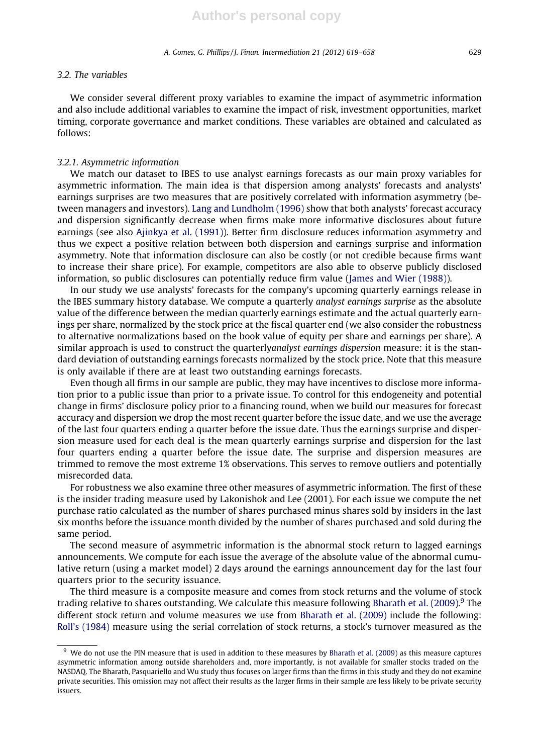### 3.2. The variables

We consider several different proxy variables to examine the impact of asymmetric information and also include additional variables to examine the impact of risk, investment opportunities, market timing, corporate governance and market conditions. These variables are obtained and calculated as follows:

#### 3.2.1. Asymmetric information

We match our dataset to IBES to use analyst earnings forecasts as our main proxy variables for asymmetric information. The main idea is that dispersion among analysts' forecasts and analysts' earnings surprises are two measures that are positively correlated with information asymmetry (between managers and investors). Lang and Lundholm (1996) show that both analysts' forecast accuracy and dispersion significantly decrease when firms make more informative disclosures about future earnings (see also Ajinkya et al. (1991)). Better firm disclosure reduces information asymmetry and thus we expect a positive relation between both dispersion and earnings surprise and information asymmetry. Note that information disclosure can also be costly (or not credible because firms want to increase their share price). For example, competitors are also able to observe publicly disclosed information, so public disclosures can potentially reduce firm value (James and Wier (1988)).

In our study we use analysts' forecasts for the company's upcoming quarterly earnings release in the IBES summary history database. We compute a quarterly *analyst earnings surprise* as the absolute value of the difference between the median quarterly earnings estimate and the actual quarterly earnings per share, normalized by the stock price at the fiscal quarter end (we also consider the robustness to alternative normalizations based on the book value of equity per share and earnings per share). A similar approach is used to construct the quarterly*analyst earnings dispersion* measure: it is the standard deviation of outstanding earnings forecasts normalized by the stock price. Note that this measure is only available if there are at least two outstanding earnings forecasts.

Even though all firms in our sample are public, they may have incentives to disclose more information prior to a public issue than prior to a private issue. To control for this endogeneity and potential change in firms' disclosure policy prior to a financing round, when we build our measures for forecast accuracy and dispersion we drop the most recent quarter before the issue date, and we use the average of the last four quarters ending a quarter before the issue date. Thus the earnings surprise and dispersion measure used for each deal is the mean quarterly earnings surprise and dispersion for the last four quarters ending a quarter before the issue date. The surprise and dispersion measures are trimmed to remove the most extreme 1% observations. This serves to remove outliers and potentially misrecorded data.

For robustness we also examine three other measures of asymmetric information. The first of these is the insider trading measure used by Lakonishok and Lee (2001). For each issue we compute the net purchase ratio calculated as the number of shares purchased minus shares sold by insiders in the last six months before the issuance month divided by the number of shares purchased and sold during the same period.

The second measure of asymmetric information is the abnormal stock return to lagged earnings announcements. We compute for each issue the average of the absolute value of the abnormal cumulative return (using a market model) 2 days around the earnings announcement day for the last four quarters prior to the security issuance.

The third measure is a composite measure and comes from stock returns and the volume of stock trading relative to shares outstanding. We calculate this measure following Bharath et al. (2009).[9] The different stock return and volume measures we use from Bharath et al. (2009) include the following: Roll's (1984) measure using the serial correlation of stock returns, a stock's turnover measured as the

[9] We do not use the PIN measure that is used in addition to these measures by Bharath et al. (2009) as this measure captures asymmetric information among outside shareholders and, more importantly, is not available for smaller stocks traded on the NASDAQ. The Bharath, Pasquariello and Wu study thus focuses on larger firms than the firms in this study and they do not examine private securities. This omission may not affect their results as the larger firms in their sample are less likely to be private security issuers.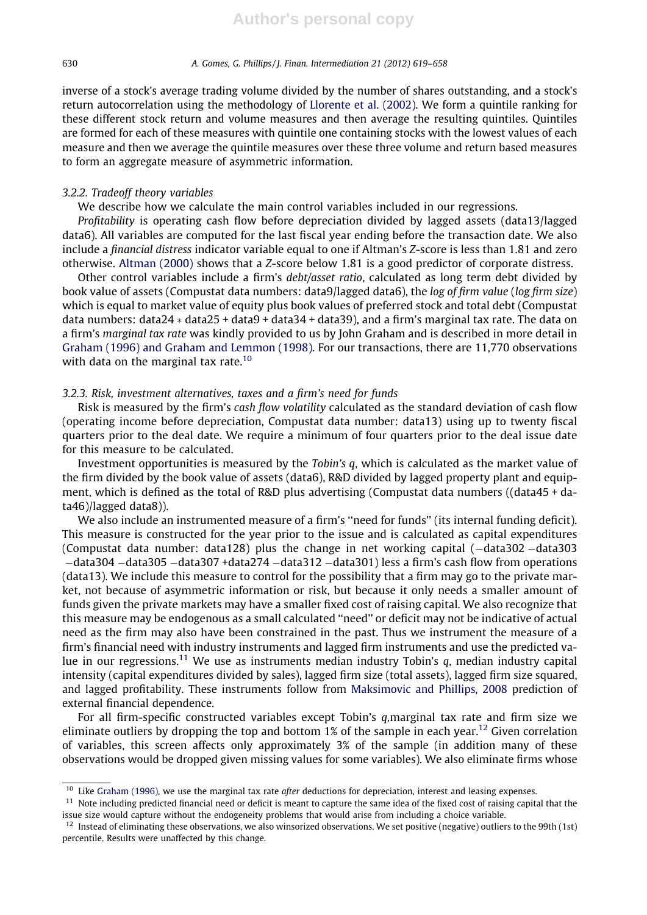inverse of a stock's average trading volume divided by the number of shares outstanding, and a stock's return autocorrelation using the methodology of Llorente et al. (2002). We form a quintile ranking for these different stock return and volume measures and then average the resulting quintiles. Quintiles are formed for each of these measures with quintile one containing stocks with the lowest values of each measure and then we average the quintile measures over these three volume and return based measures to form an aggregate measure of asymmetric information.

### 3.2.2. Tradeoff theory variables

We describe how we calculate the main control variables included in our regressions.

*Profitability* is operating cash flow before depreciation divided by lagged assets (data13/lagged data6). All variables are computed for the last fiscal year ending before the transaction date. We also include a *financial distress* indicator variable equal to one if Altman's *Z*-score is less than 1.81 and zero otherwise. Altman (2000) shows that a *Z*-score below 1.81 is a good predictor of corporate distress.

Other control variables include a firm's *debt/asset ratio*, calculated as long term debt divided by book value of assets (Compustat data numbers: data9/lagged data6), the *log of firm value* (*log firm size*) which is equal to market value of equity plus book values of preferred stock and total debt (Compustat data numbers: data24 $*$ data25 + data9 + data34 + data39), and a firm's marginal tax rate. The data on a firm's *marginal tax rate* was kindly provided to us by John Graham and is described in more detail in Graham (1996) and Graham and Lemmon (1998). For our transactions, there are 11,770 observations with data on the marginal tax rate.[10]

### 3.2.3. Risk, investment alternatives, taxes and a firm's need for funds

Risk is measured by the firm's *cash flow volatility* calculated as the standard deviation of cash flow (operating income before depreciation, Compustat data number: data13) using up to twenty fiscal quarters prior to the deal date. We require a minimum of four quarters prior to the deal issue date for this measure to be calculated.

Investment opportunities is measured by the *Tobin's q*, which is calculated as the market value of the firm divided by the book value of assets (data6), R&D divided by lagged property plant and equipment, which is defined as the total of R&D plus advertising (Compustat data numbers ((data45 + data46)/lagged data8)).

We also include an instrumented measure of a firm's "need for funds" (its internal funding deficit). This measure is constructed for the year prior to the issue and is calculated as capital expenditures (Compustat data number: data128) plus the change in net working capital (−data302 −data303 −data304 −data305 −data307 +data274 −data312 −data301) less a firm's cash flow from operations (data13). We include this measure to control for the possibility that a firm may go to the private market, not because of asymmetric information or risk, but because it only needs a smaller amount of funds given the private markets may have a smaller fixed cost of raising capital. We also recognize that this measure may be endogenous as a small calculated "need" or deficit may not be indicative of actual need as the firm may also have been constrained in the past. Thus we instrument the measure of a firm's financial need with industry instruments and lagged firm instruments and use the predicted value in our regressions.[11] We use as instruments median industry Tobin's *q*, median industry capital intensity (capital expenditures divided by sales), lagged firm size (total assets), lagged firm size squared, and lagged profitability. These instruments follow from Maksimovic and Phillips, 2008 prediction of external financial dependence.

For all firm-specific constructed variables except Tobin's *q*,marginal tax rate and firm size we eliminate outliers by dropping the top and bottom 1% of the sample in each year.[12] Given correlation of variables, this screen affects only approximately 3% of the sample (in addition many of these observations would be dropped given missing values for some variables). We also eliminate firms whose

---

[10] Like Graham (1996), we use the marginal tax rate *after* deductions for depreciation, interest and leasing expenses.

[11] Note including predicted financial need or deficit is meant to capture the same idea of the fixed cost of raising capital that the issue size would capture without the endogeneity problems that would arise from including a choice variable.

[12] Instead of eliminating these observations, we also winsorized observations. We set positive (negative) outliers to the 99th (1st) percentile. Results were unaffected by this change.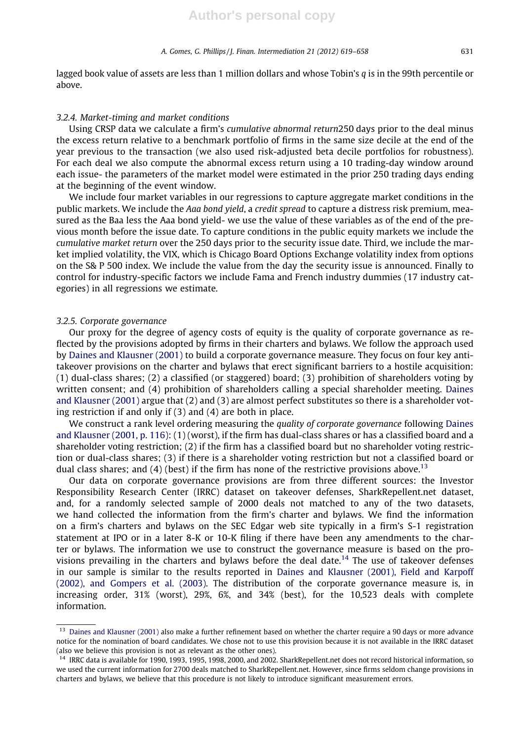lagged book value of assets are less than 1 million dollars and whose Tobin's $q$ is in the 99th percentile or above.

### 3.2.4. Market-timing and market conditions

Using CRSP data we calculate a firm's *cumulative abnormal return*250 days prior to the deal minus the excess return relative to a benchmark portfolio of firms in the same size decile at the end of the year previous to the transaction (we also used risk-adjusted beta decile portfolios for robustness). For each deal we also compute the abnormal excess return using a 10 trading-day window around each issue- the parameters of the market model were estimated in the prior 250 trading days ending at the beginning of the event window.

We include four market variables in our regressions to capture aggregate market conditions in the public markets. We include the *Aaa bond yield*, a *credit spread* to capture a distress risk premium, measured as the Baa less the Aaa bond yield- we use the value of these variables as of the end of the previous month before the issue date. To capture conditions in the public equity markets we include the *cumulative market return* over the 250 days prior to the security issue date. Third, we include the market implied volatility, the VIX, which is Chicago Board Options Exchange volatility index from options on the S& P 500 index. We include the value from the day the security issue is announced. Finally to control for industry-specific factors we include Fama and French industry dummies (17 industry categories) in all regressions we estimate.

### 3.2.5. Corporate governance

Our proxy for the degree of agency costs of equity is the quality of corporate governance as reflected by the provisions adopted by firms in their charters and bylaws. We follow the approach used by Daines and Klausner (2001) to build a corporate governance measure. They focus on four key anti-takeover provisions on the charter and bylaws that erect significant barriers to a hostile acquisition: (1) dual-class shares; (2) a classified (or staggered) board; (3) prohibition of shareholders voting by written consent; and (4) prohibition of shareholders calling a special shareholder meeting. Daines and Klausner (2001) argue that (2) and (3) are almost perfect substitutes so there is a shareholder voting restriction if and only if (3) and (4) are both in place.

We construct a rank level ordering measuring the *quality of corporate governance* following Daines and Klausner (2001, p. 116): (1) (worst), if the firm has dual-class shares or has a classified board and a shareholder voting restriction; (2) if the firm has a classified board but no shareholder voting restriction or dual-class shares; (3) if there is a shareholder voting restriction but not a classified board or dual class shares; and (4) (best) if the firm has none of the restrictive provisions above.[13]

Our data on corporate governance provisions are from three different sources: the Investor Responsibility Research Center (IRRC) dataset on takeover defenses, SharkRepellent.net dataset, and, for a randomly selected sample of 2000 deals not matched to any of the two datasets, we hand collected the information from the firm's charter and bylaws. We find the information on a firm's charters and bylaws on the SEC Edgar web site typically in a firm's S-1 registration statement at IPO or in a later 8-K or 10-K filing if there have been any amendments to the charter or bylaws. The information we use to construct the governance measure is based on the provisions prevailing in the charters and bylaws before the deal date.[14] The use of takeover defenses in our sample is similar to the results reported in Daines and Klausner (2001), Field and Karpoff (2002), and Gompers et al. (2003). The distribution of the corporate governance measure is, in increasing order, 31% (worst), 29%, 6%, and 34% (best), for the 10,523 deals with complete information.

---

[13] Daines and Klausner (2001) also make a further refinement based on whether the charter require a 90 days or more advance notice for the nomination of board candidates. We chose not to use this provision because it is not available in the IRRC dataset (also we believe this provision is not as relevant as the other ones).

[14] IRRC data is available for 1990, 1993, 1995, 1998, 2000, and 2002. SharkRepellent.net does not record historical information, so we used the current information for 2700 deals matched to SharkRepellent.net. However, since firms seldom change provisions in charters and bylaws, we believe that this procedure is not likely to introduce significant measurement errors.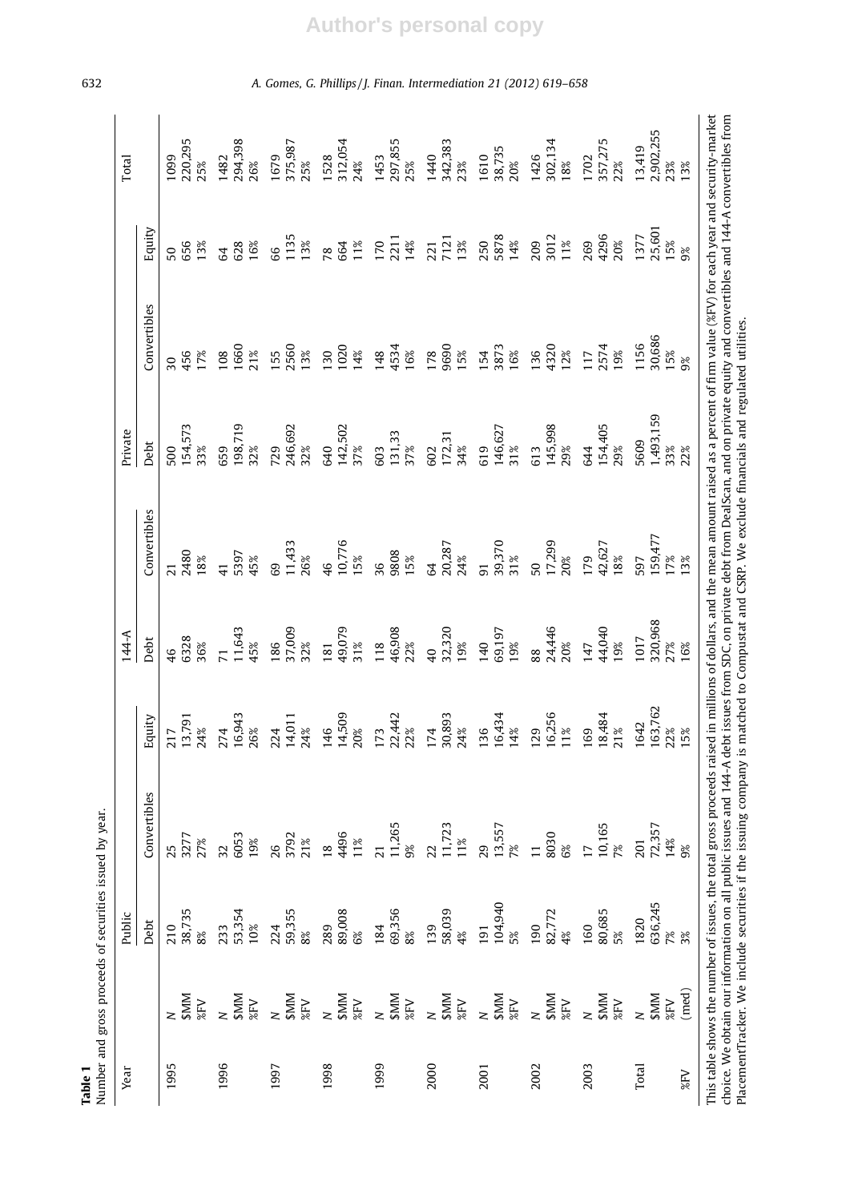**Table 1**
Number and gross proceeds of securities issued by year.

| Year | | Public | | | 144-A | | Private | | | Total |
|---|---|---|---|---|---|---|---|---|---|---|
| | | Debt | Convertibles | Equity | Debt | Convertibles | Debt | Convertibles | Equity | |
| 1995 | N | 210 | 25 | 217 | 46 | 21 | 500 | 30 | 50 | 1099 |
| | $MM | 38,735 | 3277 | 13,791 | 6328 | 2480 | 154,573 | 456 | 656 | 220,295 |
| | %FV | 8% | 27% | 24% | 36% | 18% | 33% | 17% | 13% | 25% |
| 1996 | N | 233 | 32 | 274 | 71 | 41 | 659 | 108 | 64 | 1482 |
| | $MM | 53,354 | 6053 | 16,943 | 11,643 | 5397 | 198,719 | 1660 | 628 | 294,398 |
| | %FV | 10% | 19% | 26% | 45% | 45% | 32% | 21% | 16% | 26% |
| 1997 | N | 224 | 26 | 224 | 186 | 69 | 729 | 155 | 66 | 1679 |
| | $MM | 59,355 | 3792 | 14,011 | 37,009 | 11,433 | 246,692 | 2560 | 1135 | 375,987 |
| | %FV | 8% | 21% | 24% | 32% | 26% | 32% | 13% | 13% | 25% |
| 1998 | N | 289 | 18 | 146 | 181 | 46 | 640 | 130 | 78 | 1528 |
| | $MM | 89,008 | 4496 | 14,509 | 49,079 | 10,776 | 142,502 | 1020 | 664 | 312,054 |
| | %FV | 6% | 11% | 20% | 31% | 15% | 37% | 14% | 11% | 24% |
| 1999 | N | 184 | 21 | 173 | 118 | 36 | 603 | 148 | 170 | 1453 |
| | $MM | 69,356 | 11,265 | 22,442 | 46,908 | 9808 | 131,33 | 4534 | 2211 | 297,855 |
| | %FV | 8% | 9% | 22% | 22% | 15% | 37% | 16% | 14% | 25% |
| 2000 | N | 139 | 22 | 174 | 40 | 64 | 602 | 178 | 221 | 1440 |
| | $MM | 58,039 | 11,723 | 30,893 | 32,320 | 20,287 | 172,31 | 9690 | 7121 | 342,383 |
| | %FV | 4% | 11% | 24% | 19% | 24% | 34% | 15% | 13% | 23% |
| 2001 | N | 191 | 29 | 136 | 140 | 91 | 619 | 154 | 250 | 1610 |
| | $MM | 104,940 | 13,557 | 16,434 | 69,197 | 39,370 | 146,627 | 3873 | 5878 | 38,735 |
| | %FV | 5% | 7% | 14% | 19% | 31% | 31% | 16% | 14% | 20% |
| 2002 | N | 190 | 11 | 129 | 88 | 50 | 613 | 136 | 209 | 1426 |
| | $MM | 82,772 | 8030 | 16,256 | 24,446 | 17,299 | 145,998 | 4320 | 3012 | 302,134 |
| | %FV | 4% | 6% | 11% | 20% | 20% | 29% | 12% | 11% | 18% |
| 2003 | N | 160 | 17 | 169 | 147 | 179 | 644 | 117 | 269 | 1702 |
| | $MM | 80,685 | 10,165 | 18,484 | 44,040 | 42,627 | 154,405 | 2574 | 4296 | 357,275 |
| | %FV | 5% | 7% | 21% | 19% | 18% | 29% | 19% | 20% | 22% |
| Total | N | 1820 | 201 | 1642 | 1017 | 597 | 5609 | 1156 | 1377 | 13,419 |
| | $MM | 636,245 | 72,357 | 163,762 | 320,968 | 159,477 | 1,493,159 | 30,686 | 25,601 | 2,902,255 |
| | %FV | 7% | 14% | 22% | 27% | 17% | 33% | 15% | 15% | 23% |
| %FV | (med) | 3% | 9% | 15% | 16% | 13% | 22% | 9% | 9% | 13% |

This table shows the number of issues, the total gross proceeds raised in millions of dollars, and the mean amount raised as a percent of firm value (%FV) for each year and security-market choice. We obtain our information on all public issues and 144-A debt issues from SDC, on private debt from DealScan, and on private equity and convertibles and 144-A convertibles from PlacementTracker. We include securities if the issuing company is matched to Compustat and CSRP. We exclude financials and regulated utilities.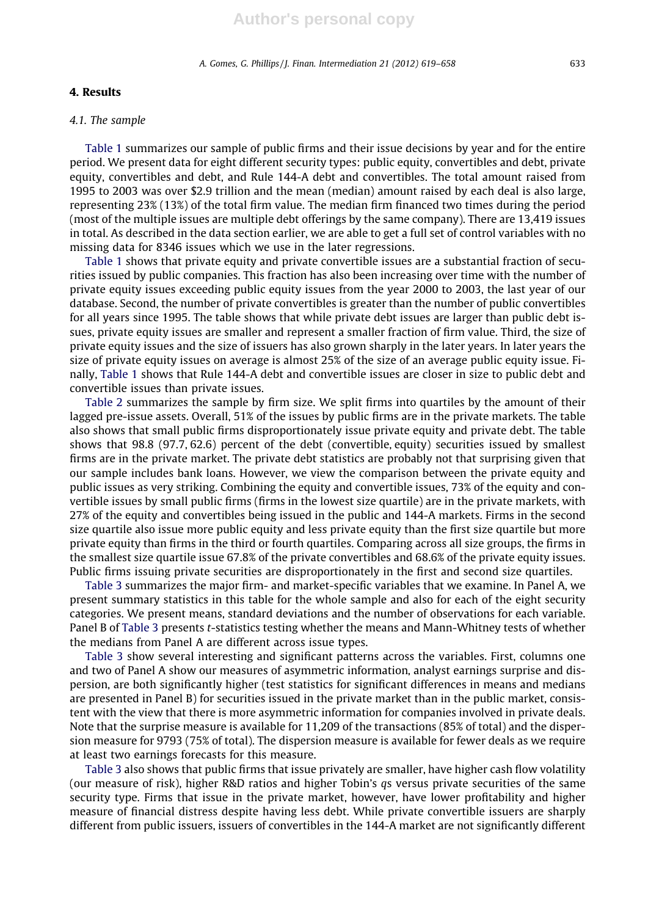## 4. Results

### 4.1. The sample

Table 1 summarizes our sample of public firms and their issue decisions by year and for the entire period. We present data for eight different security types: public equity, convertibles and debt, private equity, convertibles and debt, and Rule 144-A debt and convertibles. The total amount raised from 1995 to 2003 was over $2.9 trillion and the mean (median) amount raised by each deal is also large, representing 23% (13%) of the total firm value. The median firm financed two times during the period (most of the multiple issues are multiple debt offerings by the same company). There are 13,419 issues in total. As described in the data section earlier, we are able to get a full set of control variables with no missing data for 8346 issues which we use in the later regressions.

Table 1 shows that private equity and private convertible issues are a substantial fraction of securities issued by public companies. This fraction has also been increasing over time with the number of private equity issues exceeding public equity issues from the year 2000 to 2003, the last year of our database. Second, the number of private convertibles is greater than the number of public convertibles for all years since 1995. The table shows that while private debt issues are larger than public debt issues, private equity issues are smaller and represent a smaller fraction of firm value. Third, the size of private equity issues and the size of issuers has also grown sharply in the later years. In later years the size of private equity issues on average is almost 25% of the size of an average public equity issue. Finally, Table 1 shows that Rule 144-A debt and convertible issues are closer in size to public debt and convertible issues than private issues.

Table 2 summarizes the sample by firm size. We split firms into quartiles by the amount of their lagged pre-issue assets. Overall, 51% of the issues by public firms are in the private markets. The table also shows that small public firms disproportionately issue private equity and private debt. The table shows that 98.8 (97.7, 62.6) percent of the debt (convertible, equity) securities issued by smallest firms are in the private market. The private debt statistics are probably not that surprising given that our sample includes bank loans. However, we view the comparison between the private equity and public issues as very striking. Combining the equity and convertible issues, 73% of the equity and convertible issues by small public firms (firms in the lowest size quartile) are in the private markets, with 27% of the equity and convertibles being issued in the public and 144-A markets. Firms in the second size quartile also issue more public equity and less private equity than the first size quartile but more private equity than firms in the third or fourth quartiles. Comparing across all size groups, the firms in the smallest size quartile issue 67.8% of the private convertibles and 68.6% of the private equity issues. Public firms issuing private securities are disproportionately in the first and second size quartiles.

Table 3 summarizes the major firm- and market-specific variables that we examine. In Panel A, we present summary statistics in this table for the whole sample and also for each of the eight security categories. We present means, standard deviations and the number of observations for each variable. Panel B of Table 3 presents *t*-statistics testing whether the means and Mann-Whitney tests of whether the medians from Panel A are different across issue types.

Table 3 show several interesting and significant patterns across the variables. First, columns one and two of Panel A show our measures of asymmetric information, analyst earnings surprise and dispersion, are both significantly higher (test statistics for significant differences in means and medians are presented in Panel B) for securities issued in the private market than in the public market, consistent with the view that there is more asymmetric information for companies involved in private deals. Note that the surprise measure is available for 11,209 of the transactions (85% of total) and the dispersion measure for 9793 (75% of total). The dispersion measure is available for fewer deals as we require at least two earnings forecasts for this measure.

Table 3 also shows that public firms that issue privately are smaller, have higher cash flow volatility (our measure of risk), higher R&D ratios and higher Tobin's *q*s versus private securities of the same security type. Firms that issue in the private market, however, have lower profitability and higher measure of financial distress despite having less debt. While private convertible issuers are sharply different from public issuers, issuers of convertibles in the 144-A market are not significantly different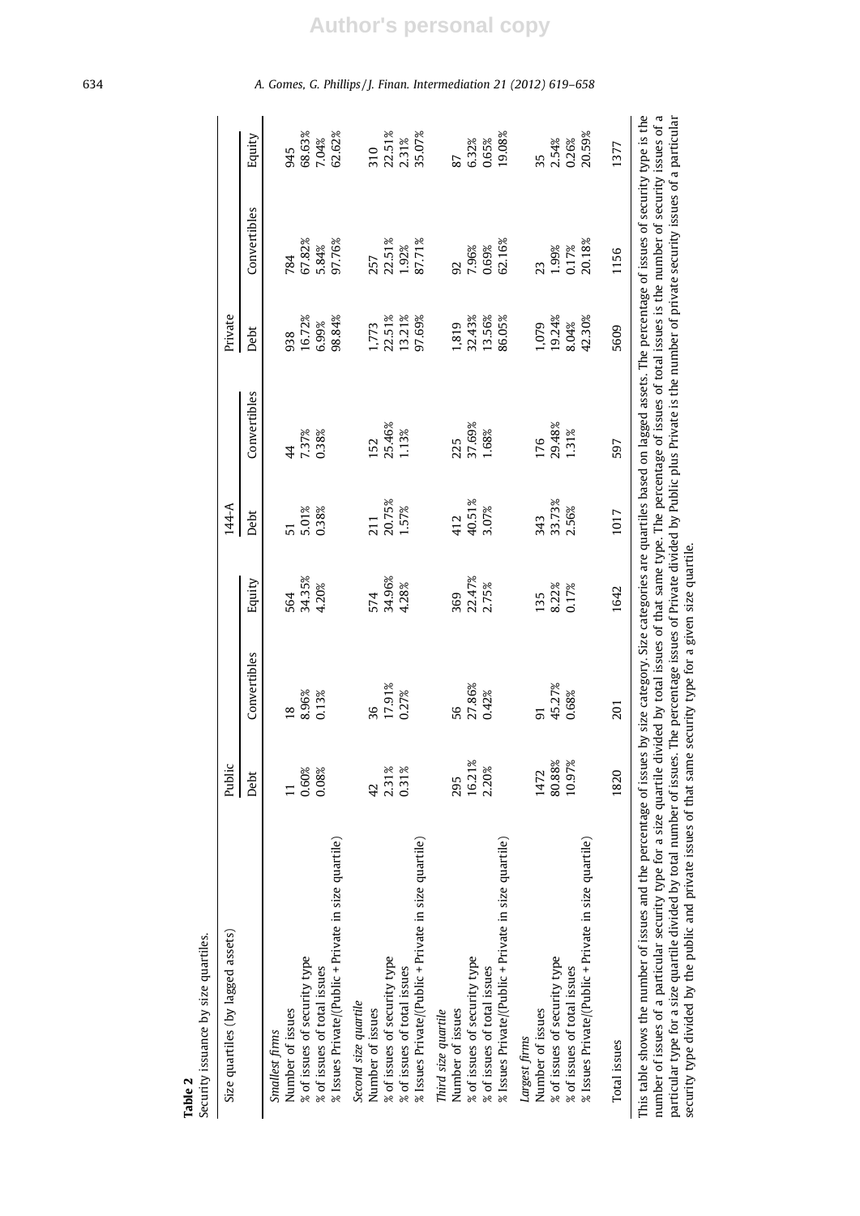**Table 2**
Security issuance by size quartiles.

| Size quartiles (by lagged assets) | Public | | | 144-A | | Private | | |
|---|---|---|---|---|---|---|---|---|
| | Debt | Convertibles | Equity | Debt | Convertibles | Debt | Convertibles | Equity |
| *Smallest firms* | | | | | | | | |
| Number of issues | 11 | 18 | 564 | 51 | 44 | 938 | 784 | 945 |
| % of issues of security type | 0.60% | 8.96% | 34.35% | 5.01% | 7.37% | 16.72% | 67.82% | 68.63% |
| % of issues of total issues | 0.08% | 0.13% | 4.20% | 0.38% | 0.38% | 6.99% | 5.84% | 7.04% |
| % Issues Private/(Public + Private in size quartile) | | | | | | 98.84% | 97.76% | 62.62% |
| *Second size quartile* | | | | | | | | |
| Number of issues | 42 | 36 | 574 | 211 | 152 | 1,773 | 257 | 310 |
| % of issues of security type | 2.31% | 17.91% | 34.96% | 20.75% | 25.46% | 22.51% | 22.51% | 22.51% |
| % of issues of total issues | 0.31% | 0.27% | 4.28% | 1.57% | 1.13% | 13.21% | 1.92% | 2.31% |
| % Issues Private/(Public + Private in size quartile) | | | | | | 97.69% | 87.71% | 35.07% |
| *Third size quartile* | | | | | | | | |
| Number of issues | 295 | 56 | 369 | 412 | 225 | 1,819 | 92 | 87 |
| % of issues of security type | 16.21% | 27.86% | 22.47% | 40.51% | 37.69% | 32.43% | 7.96% | 6.32% |
| % of issues of total issues | 2.20% | 0.42% | 2.75% | 3.07% | 1.68% | 13.56% | 0.69% | 0.65% |
| % Issues Private/(Public + Private in size quartile) | | | | | | 86.05% | 62.16% | 19.08% |
| *Largest firms* | | | | | | | | |
| Number of issues | 1472 | 91 | 135 | 343 | 176 | 1,079 | 23 | 35 |
| % of issues of security type | 80.88% | 45.27% | 8.22% | 33.73% | 29.48% | 19.24% | 1.99% | 2.54% |
| % of issues of total issues | 10.97% | 0.68% | 0.17% | 2.56% | 1.31% | 8.04% | 0.17% | 0.26% |
| % Issues Private/(Public + Private in size quartile) | | | | | | 42.30% | 20.18% | 20.59% |
| Total issues | 1820 | 201 | 1642 | 1017 | 597 | 5609 | 1156 | 1377 |

This table shows the number of issues and the percentage of issues by size category. Size categories are quartiles based on lagged assets. The percentage of issues of security type is the number of issues of a particular security type for a size quartile divided by total issues of that same type. The percentage of issues of total issues is the number of security issues of a particular type for a size quartile divided by total number of issues. The percentage issues of Private divided by Public plus Private is the number of private security issues of a particular security type divided by the public and private issues of that same security type for a given size quartile.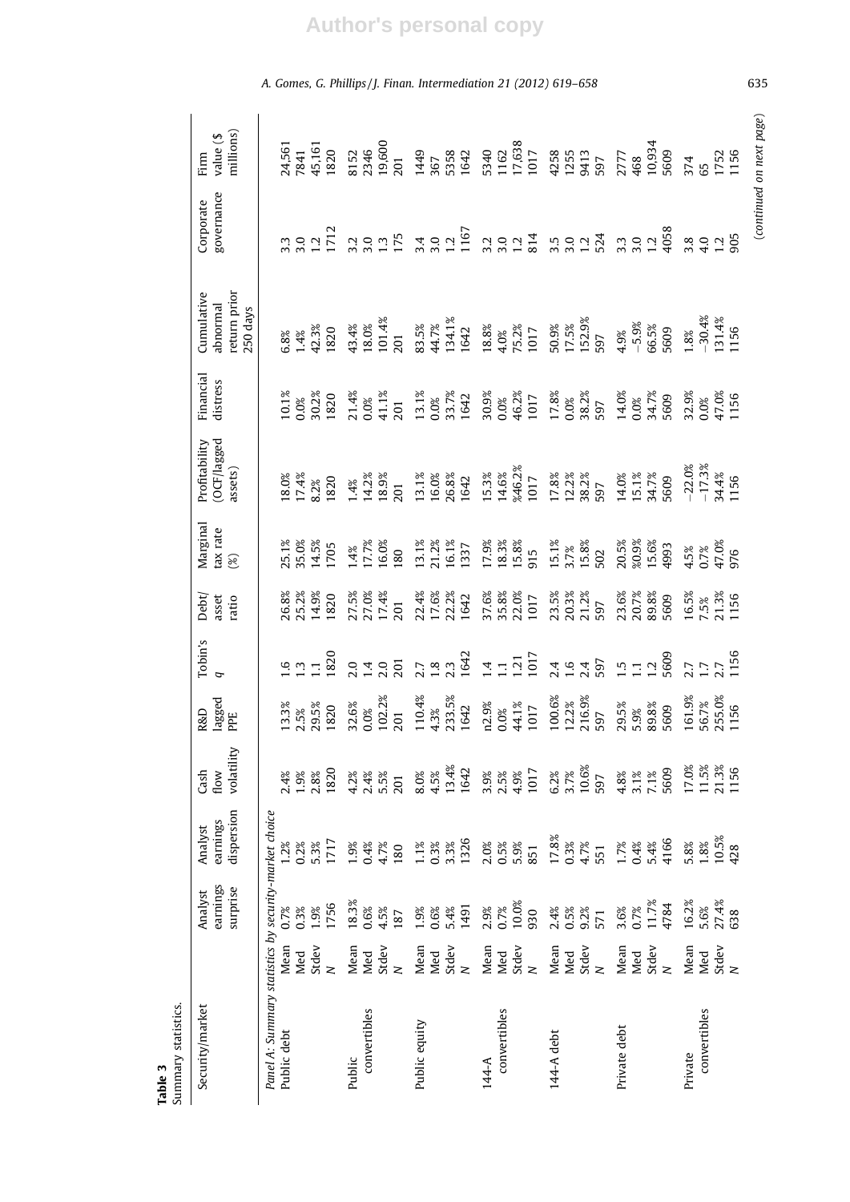**Table 3**
Summary statistics.

| Security/market | | Analyst earnings surprise | Analyst earnings dispersion | Cash flow volatility | R&D lagged PPE | Tobin's $q$ | Debt/asset ratio | Marginal tax rate (%) | Profitability (OCF/lagged assets) | Financial distress | Cumulative abnormal return prior 250 days | Corporate governance | Firm value ($ millions) |
|---|---|---|---|---|---|---|---|---|---|---|---|---|---|
| *Panel A: Summary statistics by security-market choice* | | | | | | | | | | | | | |
| Public debt | Mean | 0.7% | 1.2% | 2.4% | 13.3% | 1.6 | 26.8% | 25.1% | 18.0% | 10.1% | 6.8% | 3.3 | 24,561 |
| | Med | 0.3% | 0.2% | 1.9% | 2.5% | 1.3 | 25.2% | 35.0% | 17.4% | 0.0% | 1.4% | 3.0 | 7841 |
| | Stdev | 1.9% | 5.3% | 2.8% | 29.5% | 1.1 | 14.9% | 14.5% | 8.2% | 30.2% | 42.3% | 1.2 | 45,161 |
| | N | 1756 | 1717 | 1820 | 1820 | 1820 | 1820 | 1705 | 1820 | 1820 | 1820 | 1712 | 1820 |
| Public convertibles | Mean | 18.3% | 1.9% | 4.2% | 32.6% | 2.0 | 27.5% | 1.4% | 1.4% | 21.4% | 43.4% | 3.2 | 8152 |
| | Med | 0.6% | 0.4% | 2.4% | 0.0% | 1.4 | 27.0% | 17.7% | 14.2% | 0.0% | 18.0% | 3.0 | 2346 |
| | Stdev | 4.5% | 4.7% | 5.5% | 102.2% | 2.0 | 17.4% | 16.0% | 18.9% | 41.1% | 101.4% | 1.3 | 19,600 |
| | N | 187 | 180 | 201 | 201 | 201 | 201 | 180 | 201 | 201 | 201 | 175 | 201 |
| Public equity | Mean | 1.9% | 1.1% | 8.0% | 110.4% | 2.7 | 22.4% | 13.1% | 13.1% | 13.1% | 83.5% | 3.4 | 1449 |
| | Med | 0.6% | 0.3% | 4.5% | 4.3% | 1.8 | 17.6% | 21.2% | 16.0% | 0.0% | 44.7% | 3.0 | 367 |
| | Stdev | 5.4% | 3.3% | 13.4% | 233.5% | 2.3 | 22.2% | 16.1% | 26.8% | 33.7% | 134.1% | 1.2 | 5358 |
| | N | 1491 | 1326 | 1642 | 1642 | 1642 | 1642 | 1337 | 1642 | 1642 | 1642 | 1167 | 1642 |
| 144-A convertibles | Mean | 2.9% | 2.0% | 3.9% | n2.9% | 1.4 | 37.6% | 17.9% | 15.3% | 30.9% | 18.8% | 3.2 | 5340 |
| | Med | 0.7% | 0.5% | 2.5% | 0.0% | 1.1 | 35.8% | 18.3% | 14.6% | 0.0% | 4.0% | 3.0 | 1162 |
| | Stdev | 10.0% | 5.9% | 4.9% | 44.1% | 1.21 | 22.0% | 15.8% | %46.2% | 46.2% | 75.2% | 1.2 | 17,638 |
| | N | 930 | 851 | 1017 | 1017 | 1017 | 1017 | 915 | 1017 | 1017 | 1017 | 814 | 1017 |
| 144-A debt | Mean | 2.4% | 17.8% | 6.2% | 100.6% | 2.4 | 23.5% | 15.1% | 17.8% | 17.8% | 50.9% | 3.5 | 4258 |
| | Med | 0.5% | 0.3% | 3.7% | 12.2% | 1.6 | 20.3% | 3.7% | 12.2% | 0.0% | 17.5% | 3.0 | 1255 |
| | Stdev | 9.2% | 4.7% | 10.6% | 216.9% | 2.4 | 21.2% | 15.8% | 38.2% | 38.2% | 152.9% | 1.2 | 9413 |
| | N | 571 | 551 | 597 | 597 | 597 | 597 | 502 | 597 | 597 | 597 | 524 | 597 |
| Private debt | Mean | 3.6% | 1.7% | 4.8% | 29.5% | 1.5 | 23.6% | 20.5% | 14.0% | 14.0% | 4.9% | 3.3 | 2777 |
| | Med | 0.7% | 0.4% | 3.1% | 5.9% | 1.1 | 20.7% | %0.9% | 15.1% | 0.0% | −5.9% | 3.0 | 468 |
| | Stdev | 11.7% | 5.4% | 7.1% | 89.8% | 1.2 | 89.8% | 15.6% | 34.7% | 34.7% | 66.5% | 1.2 | 10,934 |
| | N | 4784 | 4166 | 5609 | 5609 | 5609 | 5609 | 4993 | 5609 | 5609 | 5609 | 4058 | 5609 |
| Private convertibles | Mean | 16.2% | 5.8% | 17.0% | 161.9% | 2.7 | 16.5% | 4.5% | −22.0% | 32.9% | 1.8% | 3.8 | 374 |
| | Med | 5.6% | 1.8% | 11.5% | 56.7% | 1.7 | 7.5% | 0.7% | −17.3% | 0.0% | −30.4% | 4.0 | 65 |
| | Stdev | 27.4% | 10.5% | 21.3% | 255.0% | 2.7 | 21.3% | 47.0% | 34.4% | 47.0% | 131.4% | 1.2 | 1752 |
| | N | 638 | 428 | 1156 | 1156 | 1156 | 1156 | 976 | 1156 | 1156 | 1156 | 905 | 1156 |

(*continued on next page*)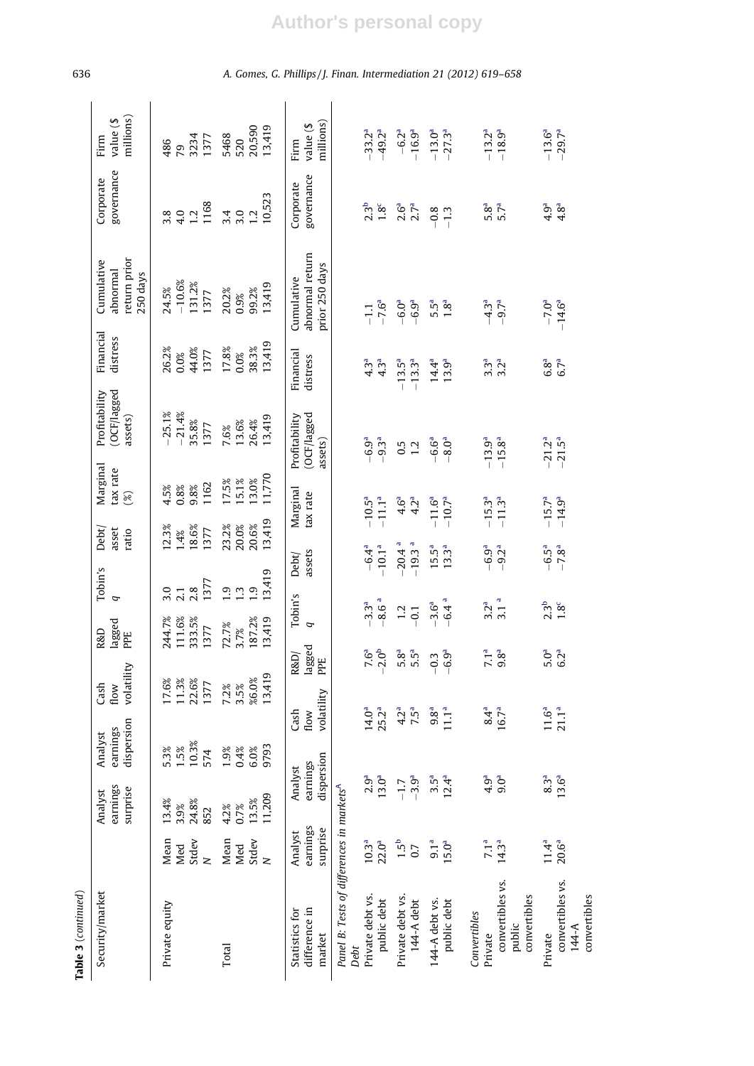**Table 3** (*continued*)

| Security/market | | Analyst earnings surprise | Analyst earnings dispersion | Cash flow volatility | R&D lagged PPE | Tobin's q | Debt/ asset ratio | Marginal tax rate (%) | Profitability (OCF/lagged assets) | Financial distress | Cumulative abnormal return prior 250 days | Corporate governance | Firm value ($ millions) |
|---|---|---|---|---|---|---|---|---|---|---|---|---|---|
| Private equity | Mean | 13.4% | 5.3% | 17.6% | 244.7% | 3.0 | 12.3% | 4.5% | −25.1% | 26.2% | 24.5% | 3.8 | 486 |
| | Med | 3.9% | 1.5% | 11.3% | 111.6% | 2.1 | 1.4% | 0.8% | −21.4% | 0.0% | −10.6% | 4.0 | 79 |
| | Stdev | 24.8% | 10.3% | 22.6% | 333.5% | 2.8 | 18.6% | 9.8% | 35.8% | 44.0% | 131.2% | 1.2 | 3234 |
| | *N* | 852 | 574 | 1377 | 1377 | 1377 | 1377 | 1162 | 1377 | 1377 | 1377 | 1168 | 1377 |
| Total | Mean | 4.2% | 1.9% | 7.2% | 72.7% | 1.9 | 23.2% | 17.5% | 7.6% | 17.8% | 20.2% | 3.4 | 5468 |
| | Med | 0.7% | 0.4% | 3.5% | 3.7% | 1.3 | 20.0% | 15.1% | 13.6% | 0.0% | 0.9% | 3.0 | 520 |
| | Stdev | 13.5% | 6.0% | %6.0% | 187.2% | 1.9 | 20.6% | 13.0% | 26.4% | 38.3% | 99.2% | 1.2 | 20,590 |
| | *N* | 11,209 | 9793 | 13,419 | 13,419 | 13,419 | 13,419 | 11,770 | 13,419 | 13,419 | 13,419 | 10,523 | 13,419 |

| Statistics for difference in market | Analyst earnings surprise | Analyst earnings dispersion | Cash flow volatility | R&D/ lagged PPE | Tobin's q | Debt/ assets | Marginal tax rate | Profitability (OCF/lagged assets) | Financial distress | Cumulative abnormal return prior 250 days | Corporate governance | Firm value ($ millions) |
|---|---|---|---|---|---|---|---|---|---|---|---|---|
| *Panel B: Tests of differences in markets*[A] | | | | | | | | | | | | |
| *Debt* | | | | | | | | | | | | |
| Private debt vs. public debt | 10.3[a] | 2.9[a] | 14.0[a] | 7.6[a] | −3.3[a] | −6.4[a] | −10.5[a] | −6.9[a] | 4.3[a] | −1.1 | 2.3[b] | −33.2[a] |
| | 22.0[a] | 13.0[a] | 25.2[a] | −2.0[b] | −8.6[a] | −10.1[a] | −11.1[a] | −9.3[a] | 4.3[a] | −7.6[a] | 1.8[c] | −49.2[a] |
| Private debt vs. 144-A debt | 1.5[b] | −1.7 | 4.2[a] | 5.8[a] | 1.2 | −20.4[a] | 4.6[a] | 0.5 | −13.5[a] | −6.0[a] | 2.6[a] | −6.2[a] |
| | 0.7 | −3.9[a] | 7.5[a] | 5.5[a] | −0.1 | −19.3[a] | 4.2[a] | 1.2 | −13.3[a] | −6.9[a] | 2.7[a] | −16.9[a] |
| 144-A debt vs. public debt | 9.1[a] | 3.5[a] | 9.8[a] | −0.3 | −3.6[a] | 15.5[a] | −11.6[a] | −6.6[a] | 14.4[a] | 5.5[a] | −0.8 | −13.0[a] |
| | 15.0[a] | 12.4[a] | 11.1[a] | −6.9[a] | −6.4[a] | 13.3[a] | −10.7[a] | −8.0[a] | 13.9[a] | 1.8[a] | −1.3 | −27.3[a] |
| *Convertibles* | | | | | | | | | | | | |
| Private convertibles vs. public convertibles | 7.1[a] | 4.9[a] | 8.4[a] | 7.1[a] | 3.2[a] | −6.9[a] | −15.3[a] | −13.9[a] | 3.3[a] | −4.3[a] | 5.8[a] | −13.2[a] |
| | 14.3[a] | 9.0[a] | 16.7[a] | 9.8[a] | 3.1[a] | −9.2[a] | −11.3[a] | −15.8[a] | 3.2[a] | −9.7[a] | 5.7[a] | −18.9[a] |
| Private convertibles vs. 144-A convertibles | 11.4[a] | 8.3[a] | 11.6[a] | 5.0[a] | 2.3[b] | −6.5[a] | −15.7[a] | −21.2[a] | 6.8[a] | −7.0[a] | 4.9[a] | −13.6[a] |
| | 20.6[a] | 13.6[a] | 21.1[a] | 6.2[a] | 1.8[c] | −7.8[a] | −14.9[a] | −21.5[a] | 6.7[a] | −14.6[a] | 4.8[a] | −29.7[a] |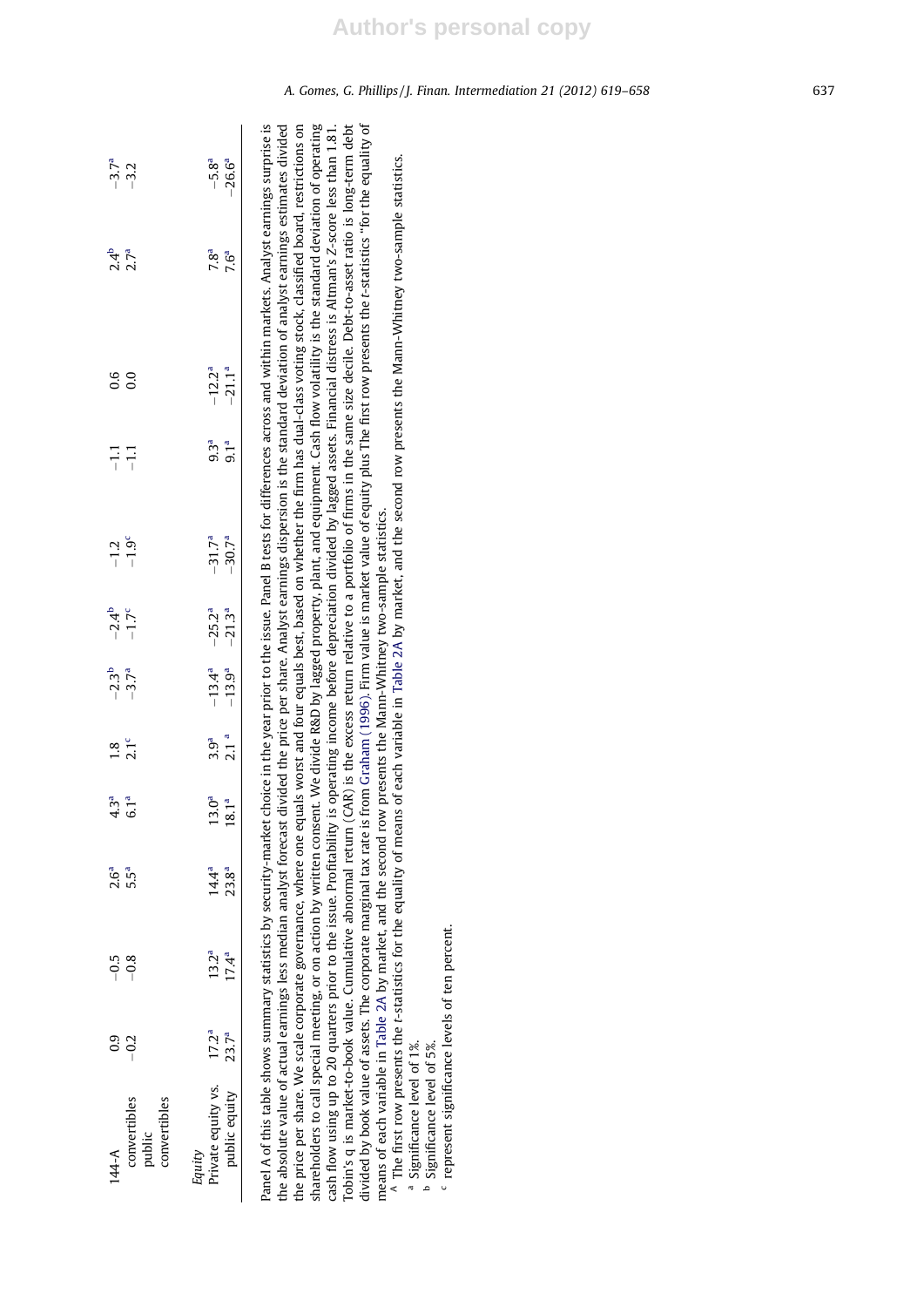| | | | | | | | | | | | | |
|---|---|---|---|---|---|---|---|---|---|---|---|---|
| 144-A convertibles vs. public convertibles | 0.9 | −0.5 | 2.6[a] | 4.3[a] | 1.8 | −2.3[b] | −2.4[b] | −1.2 | −1.1 | 0.6 | 2.4[b] | −3.7[a] |
| | −0.2 | −0.8 | 5.5[a] | 6.1[a] | 2.1[c] | −3.7[a] | −1.7[c] | −1.9[c] | −1.1 | 0.0 | 2.7[a] | −3.2 |
| *Equity* | | | | | | | | | | | | |
| Private equity vs. public equity | 17.2[a] | 13.2[a] | 14.4[a] | 13.0[a] | 3.9[a] | −13.4[a] | −25.2[a] | −31.7[a] | 9.3[a] | −12.2[a] | 7.8[a] | −5.8[a] |
| | 23.7[a] | 17.4[a] | 23.8[a] | 18.1[a] | 2.1 [a] | −13.9[a] | −21.3[a] | −30.7[a] | 9.1[a] | −21.1[a] | 7.6[a] | −26.6[a] |

Panel A of this table shows summary statistics by security-market choice in the year prior to the issue. Panel B tests for differences across and within markets. Analyst earnings surprise is the absolute value of actual earnings less median analyst forecast divided the price per share. Analyst earnings dispersion is the standard deviation of analyst earnings estimates divided the price per share. We scale corporate governance, where one equals worst and four equals best, based on whether the firm has dual-class voting stock, classified board, restrictions on shareholders to call special meeting, or on action by written consent. We divide R&D by lagged property, plant, and equipment. Cash flow volatility is the standard deviation of operating cash flow using up to 20 quarters prior to the issue. Profitability is operating income before depreciation divided by lagged assets. Financial distress is Altman's Z-score less than 1.81. Tobin's q is market-to-book value. Cumulative abnormal return (CAR) is the excess return relative to a portfolio of firms in the same size decile. Debt-to-asset ratio is long-term debt divided by book value of assets. The corporate marginal tax rate is from Graham (1996). Firm value is market value of equity plus The first row presents the *t*-statistics "for the equality of means of each variable in Table 2A by market, and the second row presents the Mann–Whitney two-sample statistics.

[A] The first row presents the *t*-statistics for the equality of means of each variable in Table 2A by market, and the second row presents the Mann–Whitney two-sample statistics.

[a] Significance level of 1%.

[b] Significance level of 5%.

[c] represent significance levels of ten percent.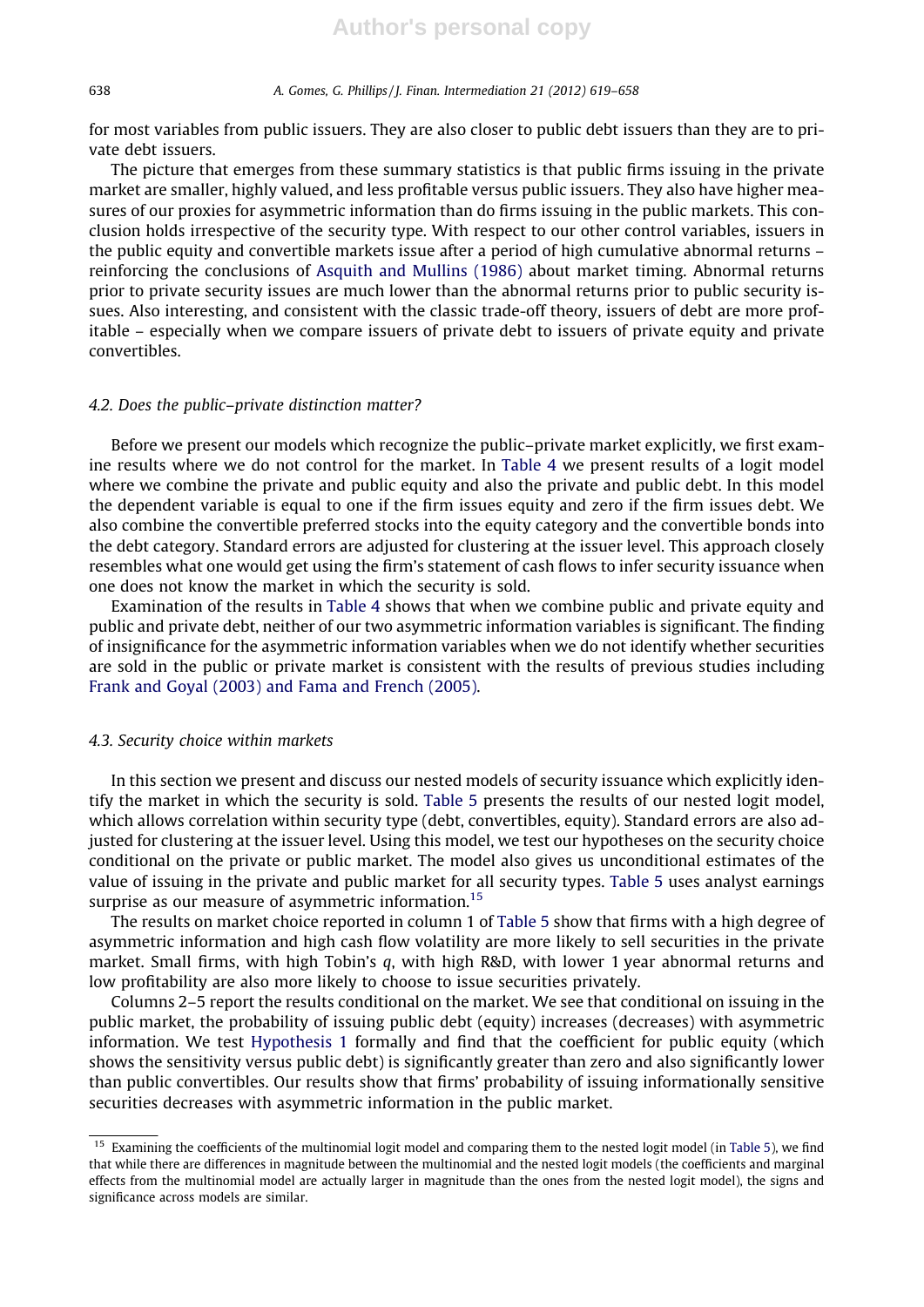for most variables from public issuers. They are also closer to public debt issuers than they are to private debt issuers.

The picture that emerges from these summary statistics is that public firms issuing in the private market are smaller, highly valued, and less profitable versus public issuers. They also have higher measures of our proxies for asymmetric information than do firms issuing in the public markets. This conclusion holds irrespective of the security type. With respect to our other control variables, issuers in the public equity and convertible markets issue after a period of high cumulative abnormal returns – reinforcing the conclusions of Asquith and Mullins (1986) about market timing. Abnormal returns prior to private security issues are much lower than the abnormal returns prior to public security issues. Also interesting, and consistent with the classic trade-off theory, issuers of debt are more profitable – especially when we compare issuers of private debt to issuers of private equity and private convertibles.

### 4.2. Does the public–private distinction matter?

Before we present our models which recognize the public–private market explicitly, we first examine results where we do not control for the market. In Table 4 we present results of a logit model where we combine the private and public equity and also the private and public debt. In this model the dependent variable is equal to one if the firm issues equity and zero if the firm issues debt. We also combine the convertible preferred stocks into the equity category and the convertible bonds into the debt category. Standard errors are adjusted for clustering at the issuer level. This approach closely resembles what one would get using the firm's statement of cash flows to infer security issuance when one does not know the market in which the security is sold.

Examination of the results in Table 4 shows that when we combine public and private equity and public and private debt, neither of our two asymmetric information variables is significant. The finding of insignificance for the asymmetric information variables when we do not identify whether securities are sold in the public or private market is consistent with the results of previous studies including Frank and Goyal (2003) and Fama and French (2005).

### 4.3. Security choice within markets

In this section we present and discuss our nested models of security issuance which explicitly identify the market in which the security is sold. Table 5 presents the results of our nested logit model, which allows correlation within security type (debt, convertibles, equity). Standard errors are also adjusted for clustering at the issuer level. Using this model, we test our hypotheses on the security choice conditional on the private or public market. The model also gives us unconditional estimates of the value of issuing in the private and public market for all security types. Table 5 uses analyst earnings surprise as our measure of asymmetric information.[15]

The results on market choice reported in column 1 of Table 5 show that firms with a high degree of asymmetric information and high cash flow volatility are more likely to sell securities in the private market. Small firms, with high Tobin's $q$, with high R&D, with lower 1 year abnormal returns and low profitability are also more likely to choose to issue securities privately.

Columns 2–5 report the results conditional on the market. We see that conditional on issuing in the public market, the probability of issuing public debt (equity) increases (decreases) with asymmetric information. We test Hypothesis 1 formally and find that the coefficient for public equity (which shows the sensitivity versus public debt) is significantly greater than zero and also significantly lower than public convertibles. Our results show that firms' probability of issuing informationally sensitive securities decreases with asymmetric information in the public market.

[15] Examining the coefficients of the multinomial logit model and comparing them to the nested logit model (in Table 5), we find that while there are differences in magnitude between the multinomial and the nested logit models (the coefficients and marginal effects from the multinomial model are actually larger in magnitude than the ones from the nested logit model), the signs and significance across models are similar.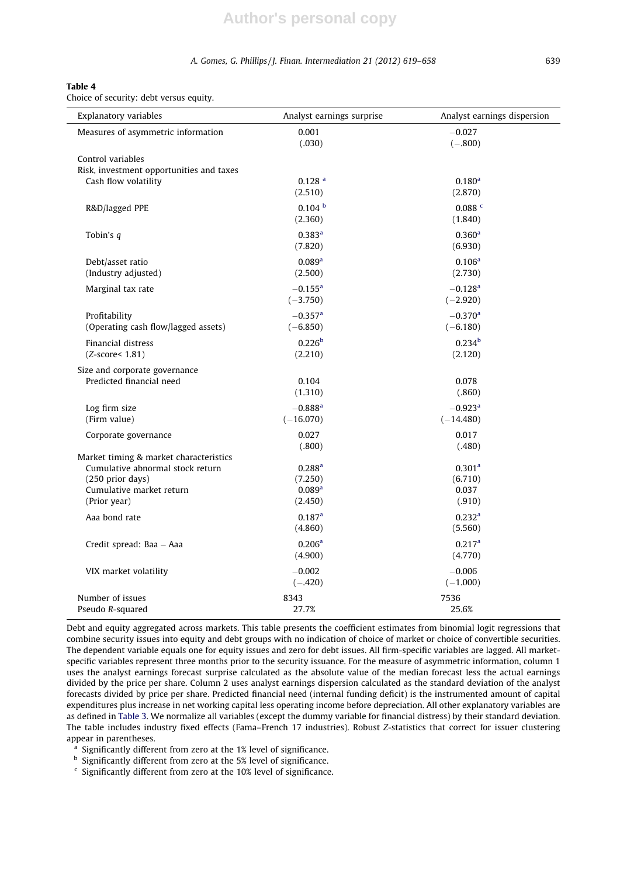**Table 4**
Choice of security: debt versus equity.

| Explanatory variables | Analyst earnings surprise | Analyst earnings dispersion |
|---|---|---|
| Measures of asymmetric information | 0.001 | −0.027 |
| | (.030) | (−.800) |
| Control variables | | |
| Risk, investment opportunities and taxes | | |
| Cash flow volatility | 0.128 [a] | 0.180[a] |
| | (2.510) | (2.870) |
| R&D/lagged PPE | 0.104 [b] | 0.088 [c] |
| | (2.360) | (1.840) |
| Tobin's $q$ | 0.383[a] | 0.360[a] |
| | (7.820) | (6.930) |
| Debt/asset ratio (Industry adjusted) | 0.089[a] | 0.106[a] |
| | (2.500) | (2.730) |
| Marginal tax rate | −0.155[a] | −0.128[a] |
| | (−3.750) | (−2.920) |
| Profitability (Operating cash flow/lagged assets) | −0.357[a] | −0.370[a] |
| | (−6.850) | (−6.180) |
| Financial distress ($Z$-score< 1.81) | 0.226[b] | 0.234[b] |
| | (2.210) | (2.120) |
| Size and corporate governance | | |
| Predicted financial need | 0.104 | 0.078 |
| | (1.310) | (.860) |
| Log firm size (Firm value) | −0.888[a] | −0.923[a] |
| | (−16.070) | (−14.480) |
| Corporate governance | 0.027 | 0.017 |
| | (.800) | (.480) |
| Market timing & market characteristics | | |
| Cumulative abnormal stock return (250 prior days) | 0.288[a] | 0.301[a] |
| | (7.250) | (6.710) |
| Cumulative market return (Prior year) | 0.089[a] | 0.037 |
| | (2.450) | (.910) |
| Aaa bond rate | 0.187[a] | 0.232[a] |
| | (4.860) | (5.560) |
| Credit spread: Baa − Aaa | 0.206[a] | 0.217[a] |
| | (4.900) | (4.770) |
| VIX market volatility | −0.002 | −0.006 |
| | (−.420) | (−1.000) |
| Number of issues | 8343 | 7536 |
| Pseudo $R$-squared | 27.7% | 25.6% |

Debt and equity aggregated across markets. This table presents the coefficient estimates from binomial logit regressions that combine security issues into equity and debt groups with no indication of choice of market or choice of convertible securities. The dependent variable equals one for equity issues and zero for debt issues. All firm-specific variables are lagged. All market-specific variables represent three months prior to the security issuance. For the measure of asymmetric information, column 1 uses the analyst earnings forecast surprise calculated as the absolute value of the median forecast less the actual earnings divided by the price per share. Column 2 uses analyst earnings dispersion calculated as the standard deviation of the analyst forecasts divided by price per share. Predicted financial need (internal funding deficit) is the instrumented amount of capital expenditures plus increase in net working capital less operating income before depreciation. All other explanatory variables are as defined in Table 3. We normalize all variables (except the dummy variable for financial distress) by their standard deviation. The table includes industry fixed effects (Fama–French 17 industries). Robust $Z$-statistics that correct for issuer clustering appear in parentheses.

[a] Significantly different from zero at the 1% level of significance.
[b] Significantly different from zero at the 5% level of significance.
[c] Significantly different from zero at the 10% level of significance.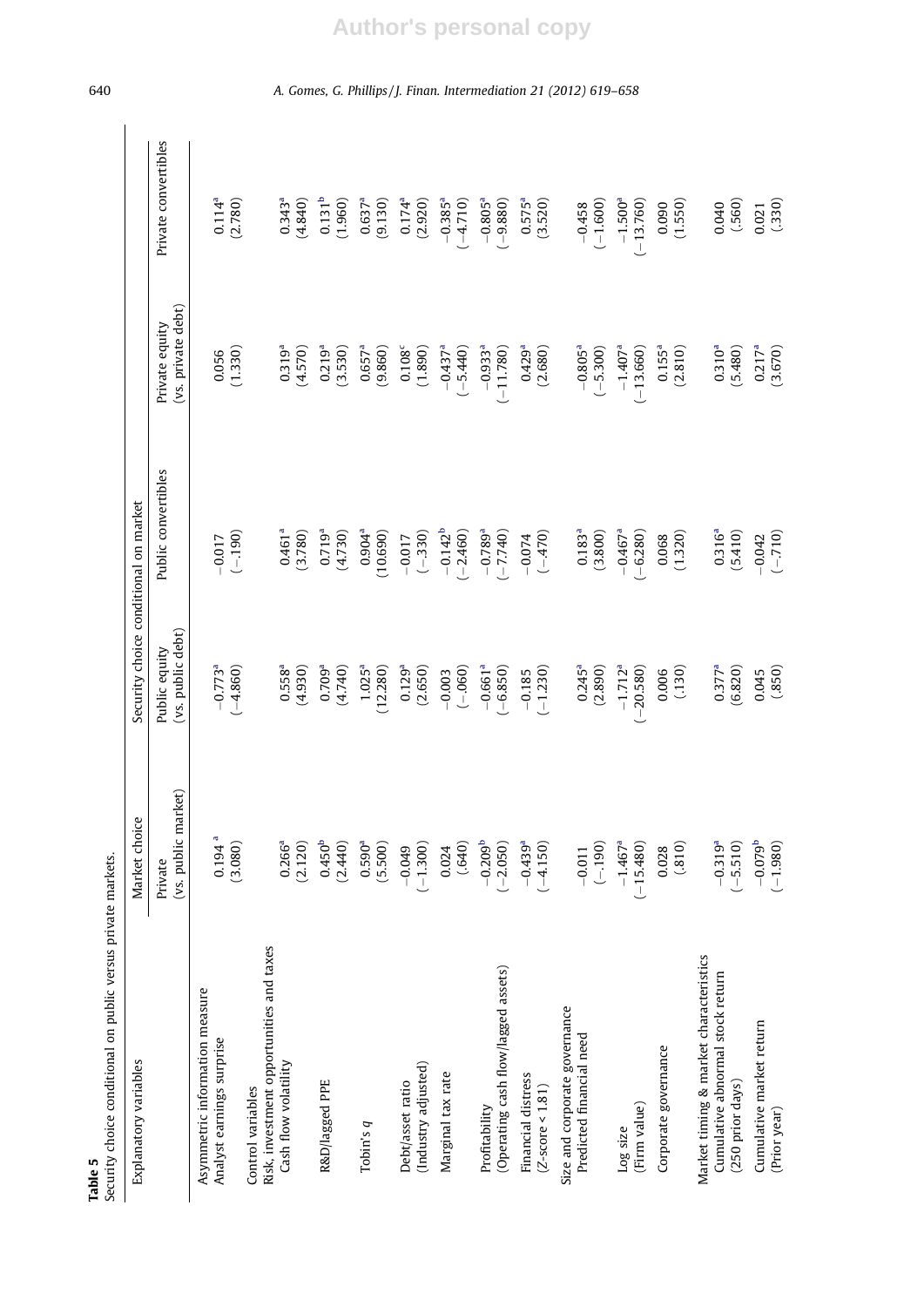**Table 5**
Security choice conditional on public versus private markets.

| Explanatory variables | Market choice | Security choice conditional on market | | | |
|---|---|---|---|---|---|
| | Private (vs. public market) | Public equity (vs. public debt) | Public convertibles | Private equity (vs. private debt) | Private convertibles |
| *Asymmetric information measure* | | | | | |
| Analyst earnings surprise | 0.194 [a] | −0.773[a] | −0.017 | 0.056 | 0.114[a] |
| | (3.080) | (−4.860) | (−.190) | (1.330) | (2.780) |
| *Control variables* | | | | | |
| *Risk, investment opportunities and taxes* | | | | | |
| Cash flow volatility | 0.266[a] | 0.558[a] | 0.461[a] | 0.319[a] | 0.343[a] |
| | (2.120) | (4.930) | (3.780) | (4.570) | (4.840) |
| R&D/lagged PPE | 0.450[b] | 0.709[a] | 0.719[a] | 0.219[a] | 0.131[b] |
| | (2.440) | (4.740) | (4.730) | (3.530) | (1.960) |
| Tobin's *q* | 0.590[a] | 1.025[a] | 0.904[a] | 0.657[a] | 0.637[a] |
| | (5.500) | (12.280) | (10.690) | (9.860) | (9.130) |
| Debt/asset ratio | −0.049 | 0.129[a] | −0.017 | 0.108[c] | 0.174[a] |
| (Industry adjusted) | (−1.300) | (2.650) | (−.330) | (1.890) | (2.920) |
| Marginal tax rate | 0.024 | −0.003 | −0.142[b] | −0.437[a] | −0.385[a] |
| | (.640) | (−.060) | (−2.460) | (−5.440) | (−4.710) |
| Profitability | −0.209[b] | −0.661[a] | −0.789[a] | −0.933[a] | −0.805[a] |
| (Operating cash flow/lagged assets) | (−2.050) | (−6.850) | (−7.740) | (−11.780) | (−9.880) |
| Financial distress | −0.439[a] | −0.185 | −0.074 | 0.429[a] | 0.575[a] |
| (Z-score < 1.81) | (−4.150) | (−1.230) | (−.470) | (2.680) | (3.520) |
| *Size and corporate governance* | | | | | |
| Predicted financial need | −0.011 | 0.245[a] | 0.183[a] | −0.805[a] | −0.458 |
| | (−.190) | (2.890) | (3.800) | (−5.300) | (−1.600) |
| Log size | −1.467[a] | −1.712[a] | −0.467[a] | −1.407[a] | −1.500[a] |
| (Firm value) | (−15.480) | (−20.580) | (−6.280) | (−13.660) | (−13.760) |
| Corporate governance | 0.028 | 0.006 | 0.068 | 0.155[a] | 0.090 |
| | (.810) | (.130) | (1.320) | (2.810) | (1.550) |
| *Market timing & market characteristics* | | | | | |
| Cumulative abnormal stock return | −0.319[a] | 0.377[a] | 0.316[a] | 0.310[a] | 0.040 |
| (250 prior days) | (−5.510) | (6.820) | (5.410) | (5.480) | (.560) |
| Cumulative market return | −0.079[b] | 0.045 | −0.042 | 0.217[a] | 0.021 |
| (Prior year) | (−1.980) | (.850) | (−.710) | (3.670) | (.330) |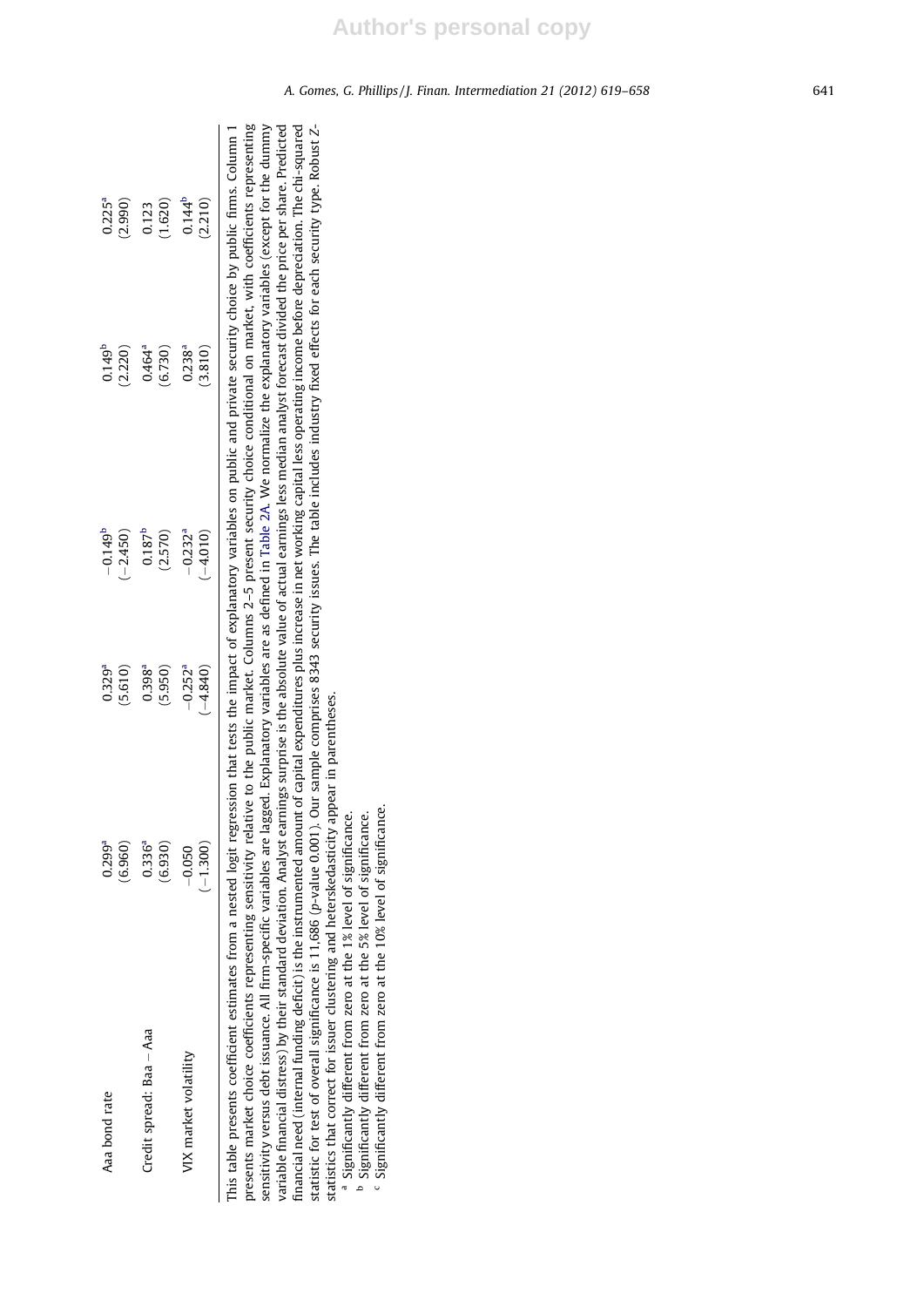| | | | | | |
|---|---|---|---|---|---|
| Aaa bond rate | 0.299[a] | 0.329[a] | −0.149[b] | 0.149[b] | 0.225[a] |
| | (6.960) | (5.610) | (−2.450) | (2.220) | (2.990) |
| Credit spread: Baa – Aaa | 0.336[a] | 0.398[a] | 0.187[b] | 0.464[a] | 0.123 |
| | (6.930) | (5.950) | (2.570) | (6.730) | (1.620) |
| VIX market volatility | −0.050 | −0.252[a] | −0.232[a] | 0.238[a] | 0.144[b] |
| | (−1.300) | (−4.840) | (−4.010) | (3.810) | (2.210) |

This table presents coefficient estimates from a nested logit regression that tests the impact of explanatory variables on public and private security choice by public firms. Column 1 presents market choice coefficients representing sensitivity relative to the public market. Columns 2–5 present security choice conditional on market, with coefficients representing sensitivity versus debt issuance. All firm-specific variables are lagged. Explanatory variables are as defined in Table 2A. We normalize the explanatory variables (except for the dummy variable financial distress) by their standard deviation. Analyst earnings surprise is the absolute value of actual earnings less median analyst forecast divided the price per share. Predicted financial need (internal funding deficit) is the instrumented amount of capital expenditures plus increase in net working capital less operating income before depreciation. The chi-squared statistic for test of overall significance is 11,686 (*p*-value 0.001). Our sample comprises 8343 security issues. The table includes industry fixed effects for each security type. Robust *Z*-statistics that correct for issuer clustering and heterskedasticity appear in parentheses.

[a] Significantly different from zero at the 1% level of significance.
[b] Significantly different from zero at the 5% level of significance.
[c] Significantly different from zero at the 10% level of significance.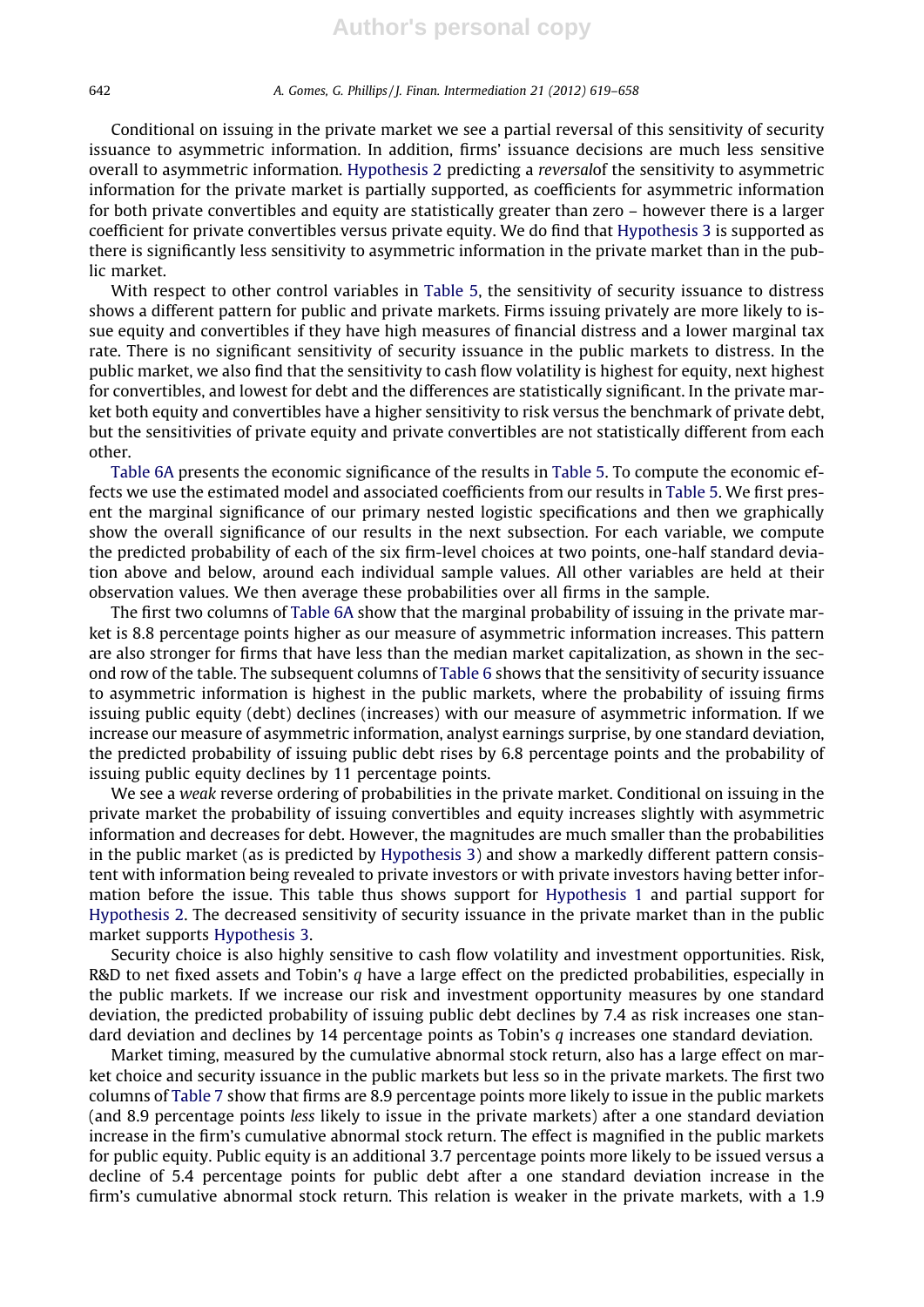Conditional on issuing in the private market we see a partial reversal of this sensitivity of security issuance to asymmetric information. In addition, firms' issuance decisions are much less sensitive overall to asymmetric information. Hypothesis 2 predicting a *reversal*of the sensitivity to asymmetric information for the private market is partially supported, as coefficients for asymmetric information for both private convertibles and equity are statistically greater than zero – however there is a larger coefficient for private convertibles versus private equity. We do find that Hypothesis 3 is supported as there is significantly less sensitivity to asymmetric information in the private market than in the public market.

With respect to other control variables in Table 5, the sensitivity of security issuance to distress shows a different pattern for public and private markets. Firms issuing privately are more likely to issue equity and convertibles if they have high measures of financial distress and a lower marginal tax rate. There is no significant sensitivity of security issuance in the public markets to distress. In the public market, we also find that the sensitivity to cash flow volatility is highest for equity, next highest for convertibles, and lowest for debt and the differences are statistically significant. In the private market both equity and convertibles have a higher sensitivity to risk versus the benchmark of private debt, but the sensitivities of private equity and private convertibles are not statistically different from each other.

Table 6A presents the economic significance of the results in Table 5. To compute the economic effects we use the estimated model and associated coefficients from our results in Table 5. We first present the marginal significance of our primary nested logistic specifications and then we graphically show the overall significance of our results in the next subsection. For each variable, we compute the predicted probability of each of the six firm-level choices at two points, one-half standard deviation above and below, around each individual sample values. All other variables are held at their observation values. We then average these probabilities over all firms in the sample.

The first two columns of Table 6A show that the marginal probability of issuing in the private market is 8.8 percentage points higher as our measure of asymmetric information increases. This pattern are also stronger for firms that have less than the median market capitalization, as shown in the second row of the table. The subsequent columns of Table 6 shows that the sensitivity of security issuance to asymmetric information is highest in the public markets, where the probability of issuing firms issuing public equity (debt) declines (increases) with our measure of asymmetric information. If we increase our measure of asymmetric information, analyst earnings surprise, by one standard deviation, the predicted probability of issuing public debt rises by 6.8 percentage points and the probability of issuing public equity declines by 11 percentage points.

We see a *weak* reverse ordering of probabilities in the private market. Conditional on issuing in the private market the probability of issuing convertibles and equity increases slightly with asymmetric information and decreases for debt. However, the magnitudes are much smaller than the probabilities in the public market (as is predicted by Hypothesis 3) and show a markedly different pattern consistent with information being revealed to private investors or with private investors having better information before the issue. This table thus shows support for Hypothesis 1 and partial support for Hypothesis 2. The decreased sensitivity of security issuance in the private market than in the public market supports Hypothesis 3.

Security choice is also highly sensitive to cash flow volatility and investment opportunities. Risk, R&D to net fixed assets and Tobin's $q$ have a large effect on the predicted probabilities, especially in the public markets. If we increase our risk and investment opportunity measures by one standard deviation, the predicted probability of issuing public debt declines by 7.4 as risk increases one standard deviation and declines by 14 percentage points as Tobin's $q$ increases one standard deviation.

Market timing, measured by the cumulative abnormal stock return, also has a large effect on market choice and security issuance in the public markets but less so in the private markets. The first two columns of Table 7 show that firms are 8.9 percentage points more likely to issue in the public markets (and 8.9 percentage points *less* likely to issue in the private markets) after a one standard deviation increase in the firm's cumulative abnormal stock return. The effect is magnified in the public markets for public equity. Public equity is an additional 3.7 percentage points more likely to be issued versus a decline of 5.4 percentage points for public debt after a one standard deviation increase in the firm's cumulative abnormal stock return. This relation is weaker in the private markets, with a 1.9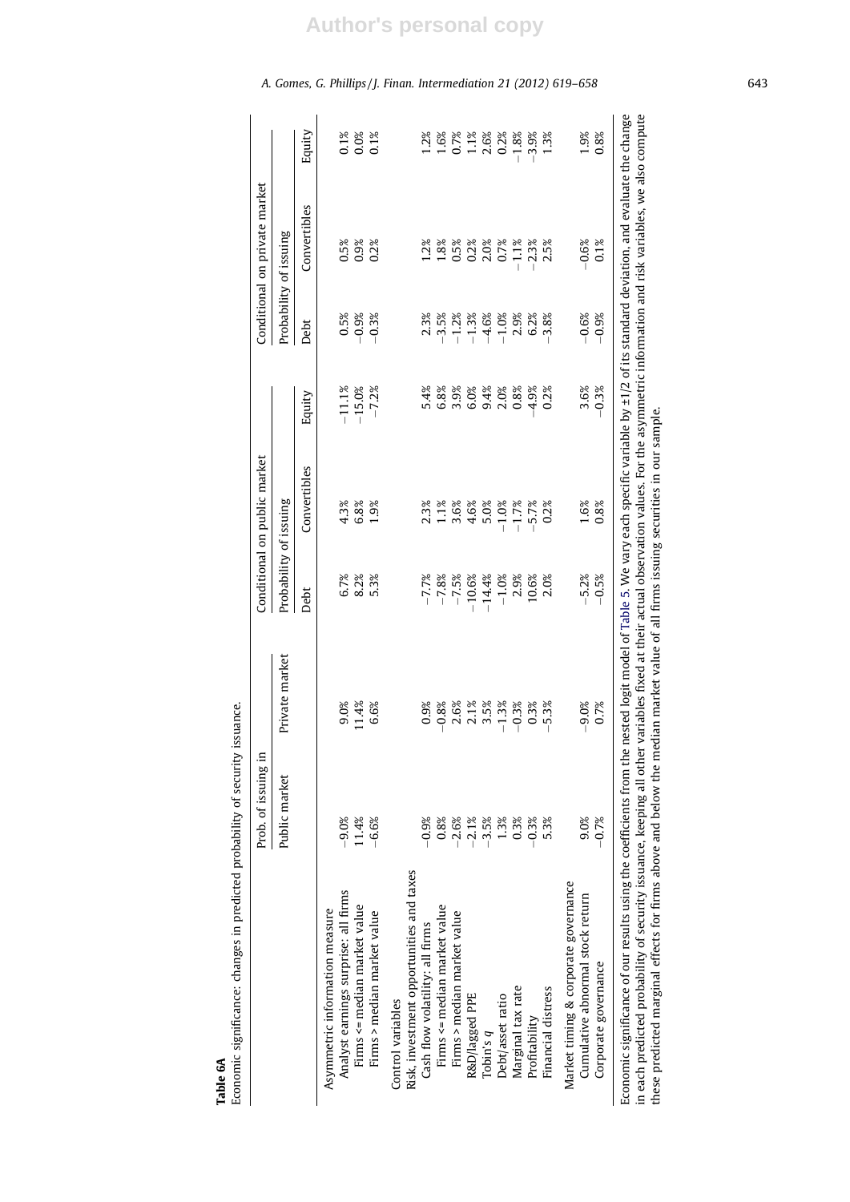**Table 6A**
Economic significance: changes in predicted probability of security issuance.

| | Prob. of issuing in | | Conditional on public market | | | Conditional on private market | | |
|---|---|---|---|---|---|---|---|---|
| | Public market | Private market | Probability of issuing | | | Probability of issuing | | |
| | | | Debt | Convertibles | Equity | Debt | Convertibles | Equity |
| Asymmetric information measure | | | | | | | | |
| Analyst earnings surprise: all firms | −9.0% | 9.0% | 6.7% | 4.3% | −11.1% | 0.5% | 0.5% | 0.1% |
| Firms <= median market value | 11.4% | 11.4% | 8.2% | 6.8% | −15.0% | −0.9% | 0.9% | 0.0% |
| Firms > median market value | −6.6% | 6.6% | 5.3% | 1.9% | −7.2% | −0.3% | 0.2% | 0.1% |
| Control variables | | | | | | | | |
| Risk, investment opportunities and taxes | | | | | | | | |
| Cash flow volatility: all firms | −0.9% | 0.9% | −7.7% | 2.3% | 5.4% | 2.3% | 1.2% | 1.2% |
| Firms <= median market value | 0.8% | −0.8% | −7.8% | 1.1% | 6.8% | −3.5% | 1.8% | 1.6% |
| Firms > median market value | −2.6% | 2.6% | −7.5% | 3.6% | 3.9% | −1.2% | 0.5% | 0.7% |
| R&D/lagged PPE | −2.1% | 2.1% | −10.6% | 4.6% | 6.0% | −1.3% | 0.2% | 1.1% |
| Tobin's *q* | −3.5% | 3.5% | −14.4% | 5.0% | 9.4% | −4.6% | 2.0% | 2.6% |
| Debt/asset ratio | 1.3% | −1.3% | −1.0% | −1.0% | 2.0% | −1.0% | 0.7% | 0.2% |
| Marginal tax rate | 0.3% | −0.3% | 2.9% | −1.7% | 0.8% | 2.9% | −1.1% | −1.8% |
| Profitability | −0.3% | 0.3% | 10.6% | −5.7% | −4.9% | 6.2% | −2.3% | −3.9% |
| Financial distress | 5.3% | −5.3% | 2.0% | 0.2% | 0.2% | −3.8% | 2.5% | 1.3% |
| Market timing & corporate governance | | | | | | | | |
| Cumulative abnormal stock return | 9.0% | −9.0% | −5.2% | 1.6% | 3.6% | −0.6% | −0.6% | 1.9% |
| Corporate governance | −0.7% | 0.7% | −0.5% | 0.8% | −0.3% | −0.9% | 0.1% | 0.8% |

Economic significance of our results using the coefficients from the nested logit model of Table 5. We vary each specific variable by ±1/2 of its standard deviation, and evaluate the change in each predicted probability of security issuance, keeping all other variables fixed at their actual observation values. For the asymmetric information and risk variables, we also compute these predicted marginal effects for firms above and below the median market value of all firms issuing securities in our sample.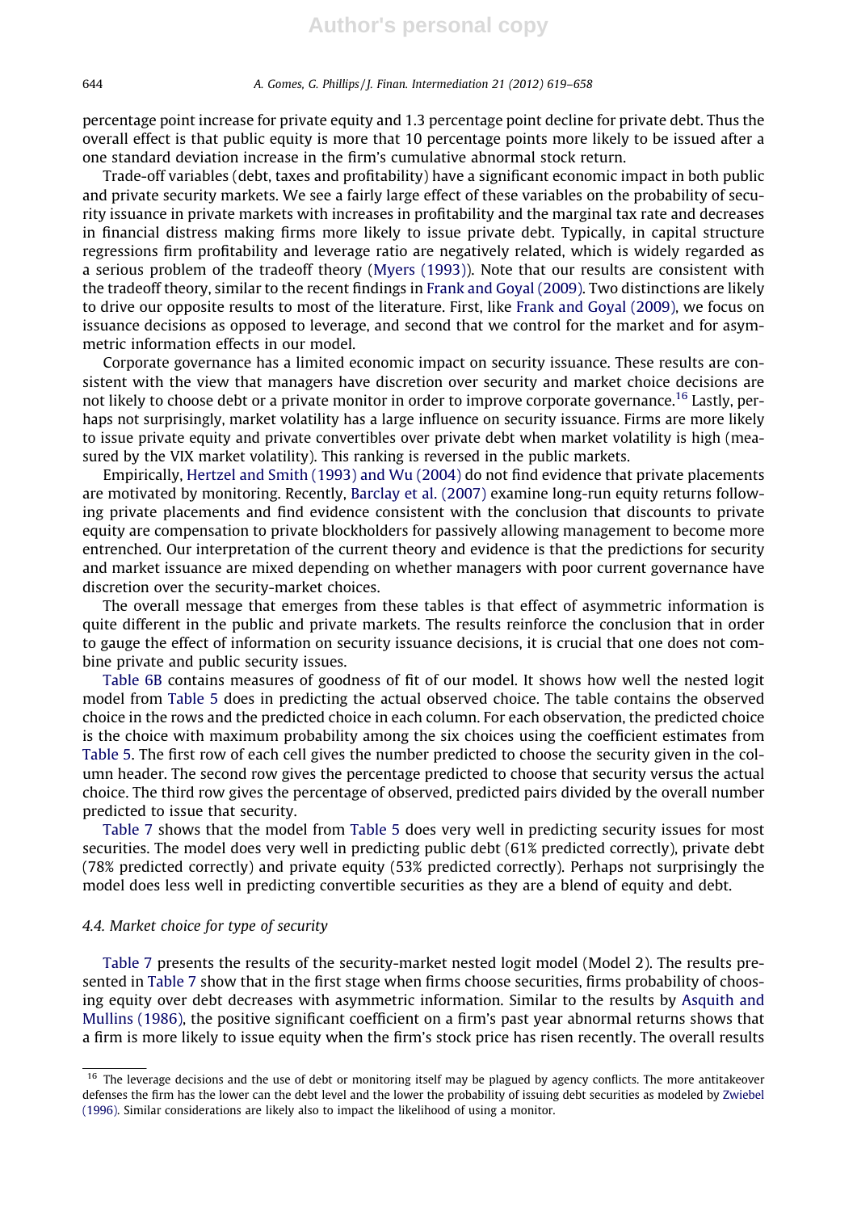percentage point increase for private equity and 1.3 percentage point decline for private debt. Thus the overall effect is that public equity is more that 10 percentage points more likely to be issued after a one standard deviation increase in the firm's cumulative abnormal stock return.

Trade-off variables (debt, taxes and profitability) have a significant economic impact in both public and private security markets. We see a fairly large effect of these variables on the probability of security issuance in private markets with increases in profitability and the marginal tax rate and decreases in financial distress making firms more likely to issue private debt. Typically, in capital structure regressions firm profitability and leverage ratio are negatively related, which is widely regarded as a serious problem of the tradeoff theory (Myers (1993)). Note that our results are consistent with the tradeoff theory, similar to the recent findings in Frank and Goyal (2009). Two distinctions are likely to drive our opposite results to most of the literature. First, like Frank and Goyal (2009), we focus on issuance decisions as opposed to leverage, and second that we control for the market and for asymmetric information effects in our model.

Corporate governance has a limited economic impact on security issuance. These results are consistent with the view that managers have discretion over security and market choice decisions are not likely to choose debt or a private monitor in order to improve corporate governance.[16] Lastly, perhaps not surprisingly, market volatility has a large influence on security issuance. Firms are more likely to issue private equity and private convertibles over private debt when market volatility is high (measured by the VIX market volatility). This ranking is reversed in the public markets.

Empirically, Hertzel and Smith (1993) and Wu (2004) do not find evidence that private placements are motivated by monitoring. Recently, Barclay et al. (2007) examine long-run equity returns following private placements and find evidence consistent with the conclusion that discounts to private equity are compensation to private blockholders for passively allowing management to become more entrenched. Our interpretation of the current theory and evidence is that the predictions for security and market issuance are mixed depending on whether managers with poor current governance have discretion over the security-market choices.

The overall message that emerges from these tables is that effect of asymmetric information is quite different in the public and private markets. The results reinforce the conclusion that in order to gauge the effect of information on security issuance decisions, it is crucial that one does not combine private and public security issues.

Table 6B contains measures of goodness of fit of our model. It shows how well the nested logit model from Table 5 does in predicting the actual observed choice. The table contains the observed choice in the rows and the predicted choice in each column. For each observation, the predicted choice is the choice with maximum probability among the six choices using the coefficient estimates from Table 5. The first row of each cell gives the number predicted to choose the security given in the column header. The second row gives the percentage predicted to choose that security versus the actual choice. The third row gives the percentage of observed, predicted pairs divided by the overall number predicted to issue that security.

Table 7 shows that the model from Table 5 does very well in predicting security issues for most securities. The model does very well in predicting public debt (61% predicted correctly), private debt (78% predicted correctly) and private equity (53% predicted correctly). Perhaps not surprisingly the model does less well in predicting convertible securities as they are a blend of equity and debt.

### 4.4. Market choice for type of security

Table 7 presents the results of the security-market nested logit model (Model 2). The results presented in Table 7 show that in the first stage when firms choose securities, firms probability of choosing equity over debt decreases with asymmetric information. Similar to the results by Asquith and Mullins (1986), the positive significant coefficient on a firm's past year abnormal returns shows that a firm is more likely to issue equity when the firm's stock price has risen recently. The overall results

[16] The leverage decisions and the use of debt or monitoring itself may be plagued by agency conflicts. The more antitakeover defenses the firm has the lower can the debt level and the lower the probability of issuing debt securities as modeled by Zwiebel (1996). Similar considerations are likely also to impact the likelihood of using a monitor.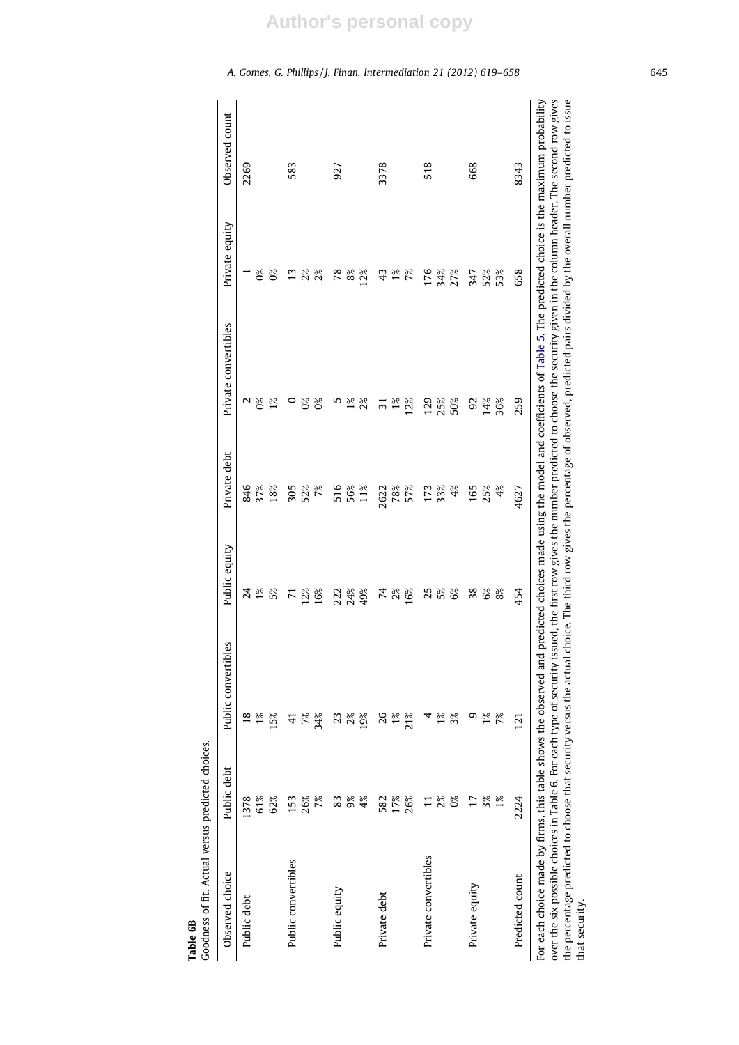**Table 6B**
Goodness of fit. Actual versus predicted choices.

| Observed choice | Public debt | Public convertibles | Public equity | Private debt | Private convertibles | Private equity | Observed count |
|---|---|---|---|---|---|---|---|
| Public debt | 1378 | 18 | 24 | 846 | 2 | 1 | 2269 |
| | 61% | 1% | 1% | 37% | 0% | 0% | |
| | 62% | 15% | 5% | 18% | 1% | 0% | |
| Public convertibles | 153 | 41 | 71 | 305 | 0 | 13 | 583 |
| | 26% | 7% | 12% | 52% | 0% | 2% | |
| | 7% | 34% | 16% | 7% | 0% | 2% | |
| Public equity | 83 | 23 | 222 | 516 | 5 | 78 | 927 |
| | 9% | 2% | 24% | 56% | 1% | 8% | |
| | 4% | 19% | 49% | 11% | 2% | 12% | |
| Private debt | 582 | 26 | 74 | 2622 | 31 | 43 | 3378 |
| | 17% | 1% | 2% | 78% | 1% | 1% | |
| | 26% | 21% | 16% | 57% | 12% | 7% | |
| Private convertibles | 11 | 4 | 25 | 173 | 129 | 176 | 518 |
| | 2% | 1% | 5% | 33% | 25% | 34% | |
| | 0% | 3% | 6% | 4% | 50% | 27% | |
| Private equity | 17 | 9 | 38 | 165 | 92 | 347 | 668 |
| | 3% | 1% | 6% | 25% | 14% | 52% | |
| | 1% | 7% | 8% | 4% | 36% | 53% | |
| Predicted count | 2224 | 121 | 454 | 4627 | 259 | 658 | 8343 |

For each choice made by firms, this table shows the observed and predicted choices made using the model and coefficients of Table 5. The predicted choice is the maximum probability over the six possible choices in Table 6. For each type of security issued, the first row gives the number predicted to choose the security given in the column header. The second row gives the percentage predicted to choose that security versus the actual choice. The third row gives the percentage of observed, predicted pairs divided by the overall number predicted to issue that security.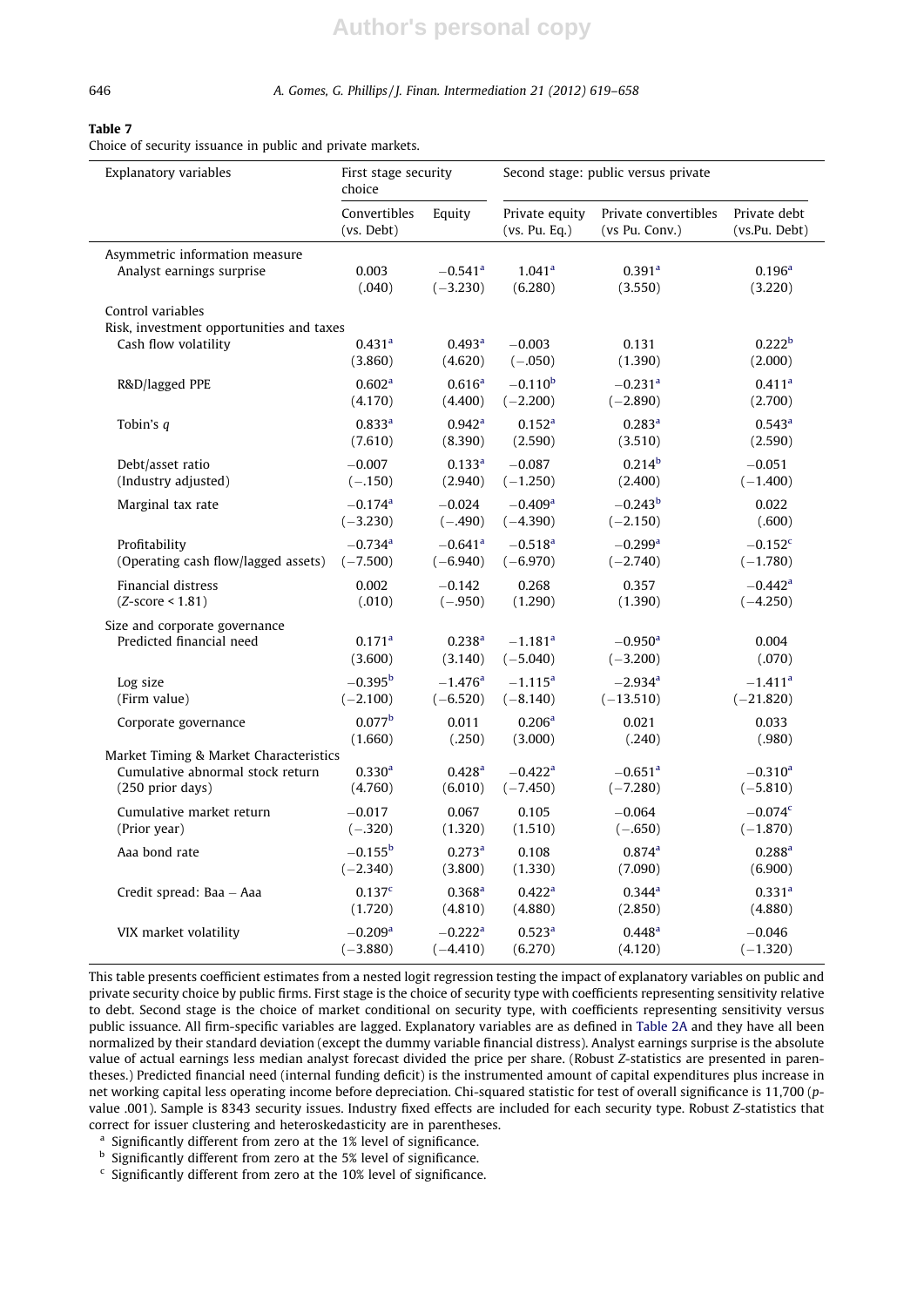**Table 7**
Choice of security issuance in public and private markets.

| Explanatory variables | First stage security choice | | Second stage: public versus private | | |
|---|---|---|---|---|---|
| | Convertibles (vs. Debt) | Equity | Private equity (vs. Pu. Eq.) | Private convertibles (vs Pu. Conv.) | Private debt (vs.Pu. Debt) |
| *Asymmetric information measure* | | | | | |
| Analyst earnings surprise | 0.003 | −0.541[a] | 1.041[a] | 0.391[a] | 0.196[a] |
| | (.040) | (−3.230) | (6.280) | (3.550) | (3.220) |
| *Control variables* | | | | | |
| *Risk, investment opportunities and taxes* | | | | | |
| Cash flow volatility | 0.431[a] | 0.493[a] | −0.003 | 0.131 | 0.222[b] |
| | (3.860) | (4.620) | (−.050) | (1.390) | (2.000) |
| R&D/lagged PPE | 0.602[a] | 0.616[a] | −0.110[b] | −0.231[a] | 0.411[a] |
| | (4.170) | (4.400) | (−2.200) | (−2.890) | (2.700) |
| Tobin's $q$ | 0.833[a] | 0.942[a] | 0.152[a] | 0.283[a] | 0.543[a] |
| | (7.610) | (8.390) | (2.590) | (3.510) | (2.590) |
| Debt/asset ratio (Industry adjusted) | −0.007 | 0.133[a] | −0.087 | 0.214[b] | −0.051 |
| | (−.150) | (2.940) | (−1.250) | (2.400) | (−1.400) |
| Marginal tax rate | −0.174[a] | −0.024 | −0.409[a] | −0.243[b] | 0.022 |
| | (−3.230) | (−.490) | (−4.390) | (−2.150) | (.600) |
| Profitability (Operating cash flow/lagged assets) | −0.734[a] | −0.641[a] | −0.518[a] | −0.299[a] | −0.152[c] |
| | (−7.500) | (−6.940) | (−6.970) | (−2.740) | (−1.780) |
| Financial distress ($Z$-score < 1.81) | 0.002 | −0.142 | 0.268 | 0.357 | −0.442[a] |
| | (.010) | (−.950) | (1.290) | (1.390) | (−4.250) |
| *Size and corporate governance* | | | | | |
| Predicted financial need | 0.171[a] | 0.238[a] | −1.181[a] | −0.950[a] | 0.004 |
| | (3.600) | (3.140) | (−5.040) | (−3.200) | (.070) |
| Log size (Firm value) | −0.395[b] | −1.476[a] | −1.115[a] | −2.934[a] | −1.411[a] |
| | (−2.100) | (−6.520) | (−8.140) | (−13.510) | (−21.820) |
| Corporate governance | 0.077[b] | 0.011 | 0.206[a] | 0.021 | 0.033 |
| | (1.660) | (.250) | (3.000) | (.240) | (.980) |
| *Market Timing & Market Characteristics* | | | | | |
| Cumulative abnormal stock return (250 prior days) | 0.330[a] | 0.428[a] | −0.422[a] | −0.651[a] | −0.310[a] |
| | (4.760) | (6.010) | (−7.450) | (−7.280) | (−5.810) |
| Cumulative market return (Prior year) | −0.017 | 0.067 | 0.105 | −0.064 | −0.074[c] |
| | (−.320) | (1.320) | (1.510) | (−.650) | (−1.870) |
| Aaa bond rate | −0.155[b] | 0.273[a] | 0.108 | 0.874[a] | 0.288[a] |
| | (−2.340) | (3.800) | (1.330) | (7.090) | (6.900) |
| Credit spread: Baa − Aaa | 0.137[c] | 0.368[a] | 0.422[a] | 0.344[a] | 0.331[a] |
| | (1.720) | (4.810) | (4.880) | (2.850) | (4.880) |
| VIX market volatility | −0.209[a] | −0.222[a] | 0.523[a] | 0.448[a] | −0.046 |
| | (−3.880) | (−4.410) | (6.270) | (4.120) | (−1.320) |

This table presents coefficient estimates from a nested logit regression testing the impact of explanatory variables on public and private security choice by public firms. First stage is the choice of security type with coefficients representing sensitivity relative to debt. Second stage is the choice of market conditional on security type, with coefficients representing sensitivity versus public issuance. All firm-specific variables are lagged. Explanatory variables are as defined in Table 2A and they have all been normalized by their standard deviation (except the dummy variable financial distress). Analyst earnings surprise is the absolute value of actual earnings less median analyst forecast divided the price per share. (Robust Z-statistics are presented in parentheses.) Predicted financial need (internal funding deficit) is the instrumented amount of capital expenditures plus increase in net working capital less operating income before depreciation. Chi-squared statistic for test of overall significance is 11,700 ($p$-value .001). Sample is 8343 security issues. Industry fixed effects are included for each security type. Robust Z-statistics that correct for issuer clustering and heteroskedasticity are in parentheses.

[a] Significantly different from zero at the 1% level of significance.
[b] Significantly different from zero at the 5% level of significance.
[c] Significantly different from zero at the 10% level of significance.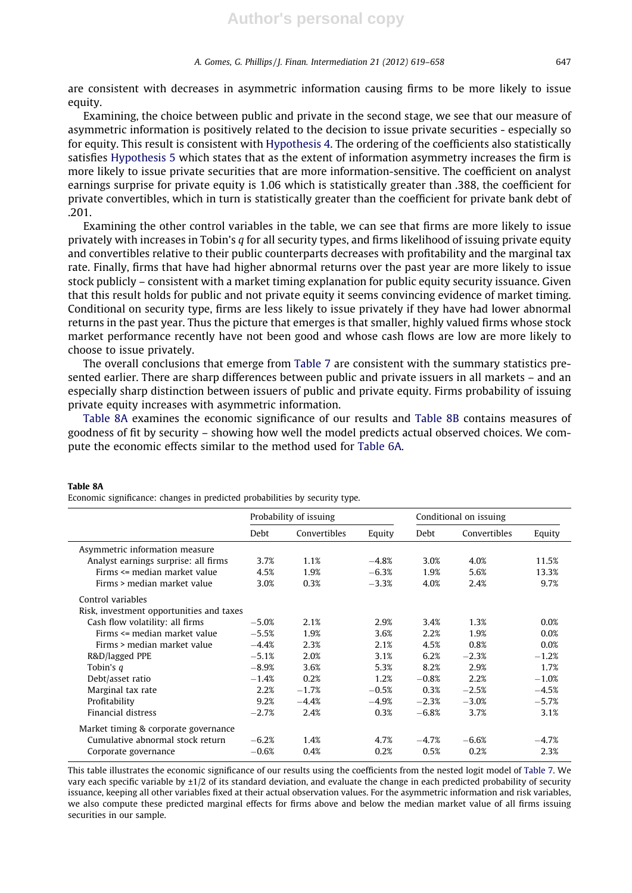are consistent with decreases in asymmetric information causing firms to be more likely to issue equity.

Examining, the choice between public and private in the second stage, we see that our measure of asymmetric information is positively related to the decision to issue private securities - especially so for equity. This result is consistent with Hypothesis 4. The ordering of the coefficients also statistically satisfies Hypothesis 5 which states that as the extent of information asymmetry increases the firm is more likely to issue private securities that are more information-sensitive. The coefficient on analyst earnings surprise for private equity is 1.06 which is statistically greater than .388, the coefficient for private convertibles, which in turn is statistically greater than the coefficient for private bank debt of .201.

Examining the other control variables in the table, we can see that firms are more likely to issue privately with increases in Tobin's $q$ for all security types, and firms likelihood of issuing private equity and convertibles relative to their public counterparts decreases with profitability and the marginal tax rate. Finally, firms that have had higher abnormal returns over the past year are more likely to issue stock publicly – consistent with a market timing explanation for public equity security issuance. Given that this result holds for public and not private equity it seems convincing evidence of market timing. Conditional on security type, firms are less likely to issue privately if they have had lower abnormal returns in the past year. Thus the picture that emerges is that smaller, highly valued firms whose stock market performance recently have not been good and whose cash flows are low are more likely to choose to issue privately.

The overall conclusions that emerge from Table 7 are consistent with the summary statistics presented earlier. There are sharp differences between public and private issuers in all markets – and an especially sharp distinction between issuers of public and private equity. Firms probability of issuing private equity increases with asymmetric information.

Table 8A examines the economic significance of our results and Table 8B contains measures of goodness of fit by security – showing how well the model predicts actual observed choices. We compute the economic effects similar to the method used for Table 6A.

**Table 8A**
Economic significance: changes in predicted probabilities by security type.

| | Probability of issuing | | | Conditional on issuing | | |
|---|---|---|---|---|---|---|
| | Debt | Convertibles | Equity | Debt | Convertibles | Equity |
| Asymmetric information measure | | | | | | |
| Analyst earnings surprise: all firms | 3.7% | 1.1% | −4.8% | 3.0% | 4.0% | 11.5% |
| Firms <= median market value | 4.5% | 1.9% | −6.3% | 1.9% | 5.6% | 13.3% |
| Firms > median market value | 3.0% | 0.3% | −3.3% | 4.0% | 2.4% | 9.7% |
| Control variables | | | | | | |
| Risk, investment opportunities and taxes | | | | | | |
| Cash flow volatility: all firms | −5.0% | 2.1% | 2.9% | 3.4% | 1.3% | 0.0% |
| Firms <= median market value | −5.5% | 1.9% | 3.6% | 2.2% | 1.9% | 0.0% |
| Firms > median market value | −4.4% | 2.3% | 2.1% | 4.5% | 0.8% | 0.0% |
| R&D/lagged PPE | −5.1% | 2.0% | 3.1% | 6.2% | −2.3% | −1.2% |
| Tobin's $q$ | −8.9% | 3.6% | 5.3% | 8.2% | 2.9% | 1.7% |
| Debt/asset ratio | −1.4% | 0.2% | 1.2% | −0.8% | 2.2% | −1.0% |
| Marginal tax rate | 2.2% | −1.7% | −0.5% | 0.3% | −2.5% | −4.5% |
| Profitability | 9.2% | −4.4% | −4.9% | −2.3% | −3.0% | −5.7% |
| Financial distress | −2.7% | 2.4% | 0.3% | −6.8% | 3.7% | 3.1% |
| Market timing & corporate governance | | | | | | |
| Cumulative abnormal stock return | −6.2% | 1.4% | 4.7% | −4.7% | −6.6% | −4.7% |
| Corporate governance | −0.6% | 0.4% | 0.2% | 0.5% | 0.2% | 2.3% |

This table illustrates the economic significance of our results using the coefficients from the nested logit model of Table 7. We vary each specific variable by ±1/2 of its standard deviation, and evaluate the change in each predicted probability of security issuance, keeping all other variables fixed at their actual observation values. For the asymmetric information and risk variables, we also compute these predicted marginal effects for firms above and below the median market value of all firms issuing securities in our sample.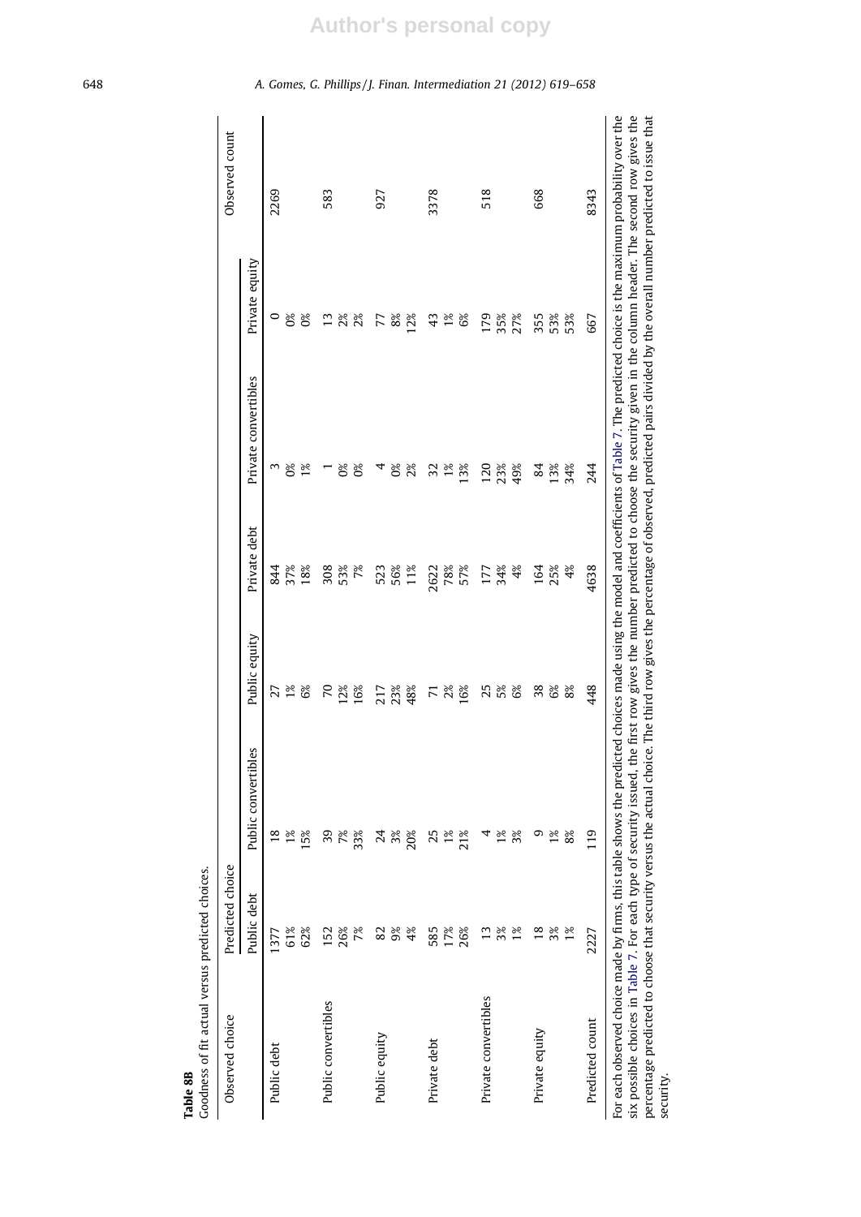**Table 8B**
Goodness of fit actual versus predicted choices.

| Observed choice | Predicted choice | | | | | | Observed count |
|---|---|---|---|---|---|---|---|
| | Public debt | Public convertibles | Public equity | Private debt | Private convertibles | Private equity | |
| Public debt | 1377 | 18 | 27 | 844 | 3 | 0 | 2269 |
| | 61% | 1% | 1% | 37% | 0% | 0% | |
| | 62% | 15% | 6% | 18% | 1% | 0% | |
| Public convertibles | 152 | 39 | 70 | 308 | 1 | 13 | 583 |
| | 26% | 7% | 12% | 53% | 0% | 2% | |
| | 7% | 33% | 16% | 7% | 0% | 2% | |
| Public equity | 82 | 24 | 217 | 523 | 4 | 77 | 927 |
| | 9% | 3% | 23% | 56% | 0% | 8% | |
| | 4% | 20% | 48% | 11% | 2% | 12% | |
| Private debt | 585 | 25 | 71 | 2622 | 32 | 43 | 3378 |
| | 17% | 1% | 2% | 78% | 1% | 1% | |
| | 26% | 21% | 16% | 57% | 13% | 6% | |
| Private convertibles | 13 | 4 | 25 | 177 | 120 | 179 | 518 |
| | 3% | 1% | 5% | 34% | 23% | 35% | |
| | 1% | 3% | 6% | 4% | 49% | 27% | |
| Private equity | 18 | 9 | 38 | 164 | 84 | 355 | 668 |
| | 3% | 1% | 6% | 25% | 13% | 53% | |
| | 1% | 8% | 8% | 4% | 34% | 53% | |
| Predicted count | 2227 | 119 | 448 | 4638 | 244 | 667 | 8343 |

For each observed choice made by firms, this table shows the predicted choices made using the model and coefficients of Table 7. The predicted choice is the maximum probability over the six possible choices in Table 7. For each type of security issued, the first row gives the number predicted to choose the security given in the column header. The second row gives the percentage predicted to choose that security versus the actual choice. The third row gives the percentage of observed, predicted pairs divided by the overall number predicted to issue that security.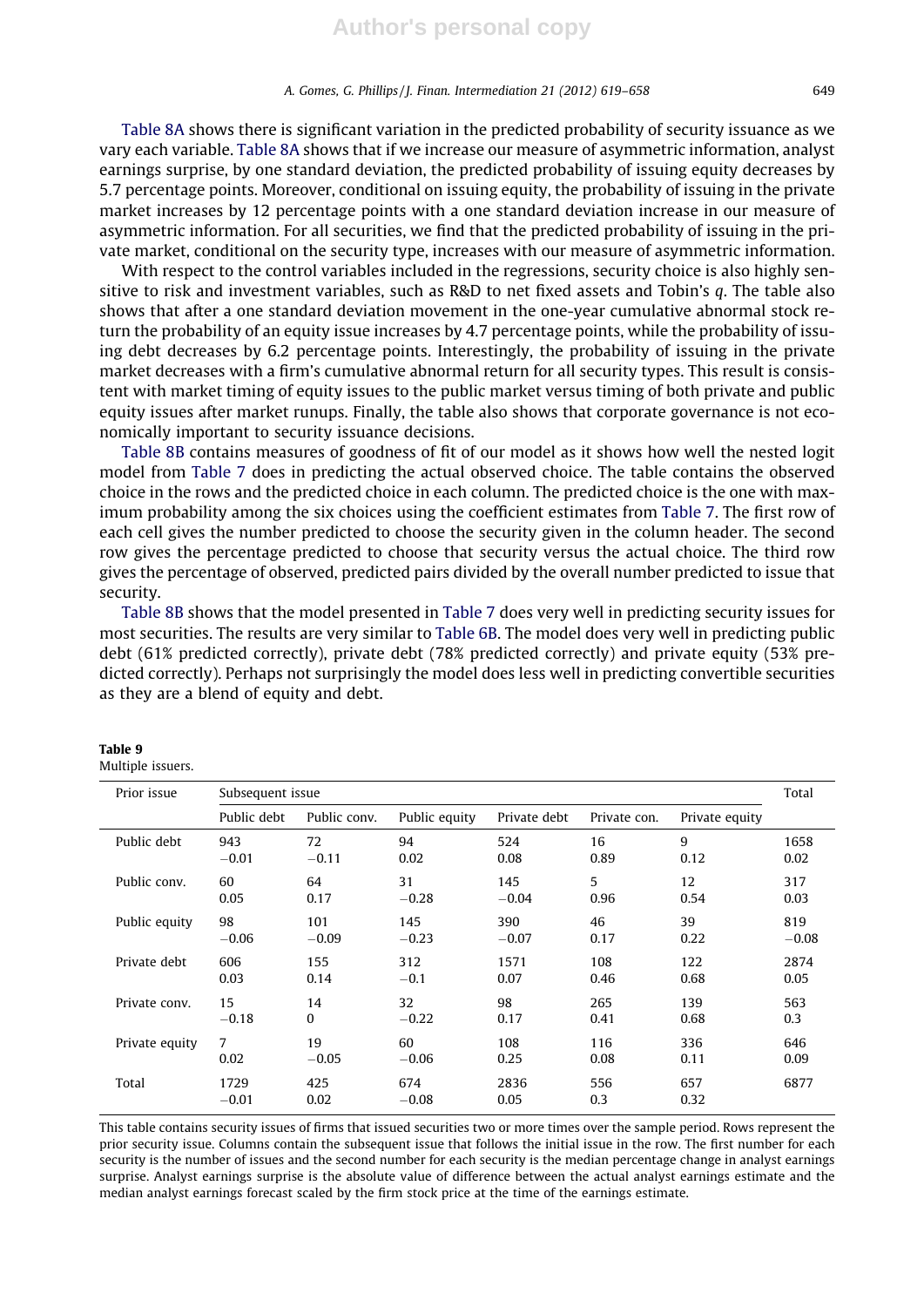Table 8A shows there is significant variation in the predicted probability of security issuance as we vary each variable. Table 8A shows that if we increase our measure of asymmetric information, analyst earnings surprise, by one standard deviation, the predicted probability of issuing equity decreases by 5.7 percentage points. Moreover, conditional on issuing equity, the probability of issuing in the private market increases by 12 percentage points with a one standard deviation increase in our measure of asymmetric information. For all securities, we find that the predicted probability of issuing in the private market, conditional on the security type, increases with our measure of asymmetric information.

With respect to the control variables included in the regressions, security choice is also highly sensitive to risk and investment variables, such as R&D to net fixed assets and Tobin's $q$. The table also shows that after a one standard deviation movement in the one-year cumulative abnormal stock return the probability of an equity issue increases by 4.7 percentage points, while the probability of issuing debt decreases by 6.2 percentage points. Interestingly, the probability of issuing in the private market decreases with a firm's cumulative abnormal return for all security types. This result is consistent with market timing of equity issues to the public market versus timing of both private and public equity issues after market runups. Finally, the table also shows that corporate governance is not economically important to security issuance decisions.

Table 8B contains measures of goodness of fit of our model as it shows how well the nested logit model from Table 7 does in predicting the actual observed choice. The table contains the observed choice in the rows and the predicted choice in each column. The predicted choice is the one with maximum probability among the six choices using the coefficient estimates from Table 7. The first row of each cell gives the number predicted to choose the security given in the column header. The second row gives the percentage predicted to choose that security versus the actual choice. The third row gives the percentage of observed, predicted pairs divided by the overall number predicted to issue that security.

Table 8B shows that the model presented in Table 7 does very well in predicting security issues for most securities. The results are very similar to Table 6B. The model does very well in predicting public debt (61% predicted correctly), private debt (78% predicted correctly) and private equity (53% predicted correctly). Perhaps not surprisingly the model does less well in predicting convertible securities as they are a blend of equity and debt.

**Table 9**
Multiple issuers.

| Prior issue | Subsequent issue | | | | | | Total |
|---|---|---|---|---|---|---|---|
| | Public debt | Public conv. | Public equity | Private debt | Private con. | Private equity | |
| Public debt | 943 | 72 | 94 | 524 | 16 | 9 | 1658 |
| | −0.01 | −0.11 | 0.02 | 0.08 | 0.89 | 0.12 | 0.02 |
| Public conv. | 60 | 64 | 31 | 145 | 5 | 12 | 317 |
| | 0.05 | 0.17 | −0.28 | −0.04 | 0.96 | 0.54 | 0.03 |
| Public equity | 98 | 101 | 145 | 390 | 46 | 39 | 819 |
| | −0.06 | −0.09 | −0.23 | −0.07 | 0.17 | 0.22 | −0.08 |
| Private debt | 606 | 155 | 312 | 1571 | 108 | 122 | 2874 |
| | 0.03 | 0.14 | −0.1 | 0.07 | 0.46 | 0.68 | 0.05 |
| Private conv. | 15 | 14 | 32 | 98 | 265 | 139 | 563 |
| | −0.18 | 0 | −0.22 | 0.17 | 0.41 | 0.68 | 0.3 |
| Private equity | 7 | 19 | 60 | 108 | 116 | 336 | 646 |
| | 0.02 | −0.05 | −0.06 | 0.25 | 0.08 | 0.11 | 0.09 |
| Total | 1729 | 425 | 674 | 2836 | 556 | 657 | 6877 |
| | −0.01 | 0.02 | −0.08 | 0.05 | 0.3 | 0.32 | |

This table contains security issues of firms that issued securities two or more times over the sample period. Rows represent the prior security issue. Columns contain the subsequent issue that follows the initial issue in the row. The first number for each security is the number of issues and the second number for each security is the median percentage change in analyst earnings surprise. Analyst earnings surprise is the absolute value of difference between the actual analyst earnings estimate and the median analyst earnings forecast scaled by the firm stock price at the time of the earnings estimate.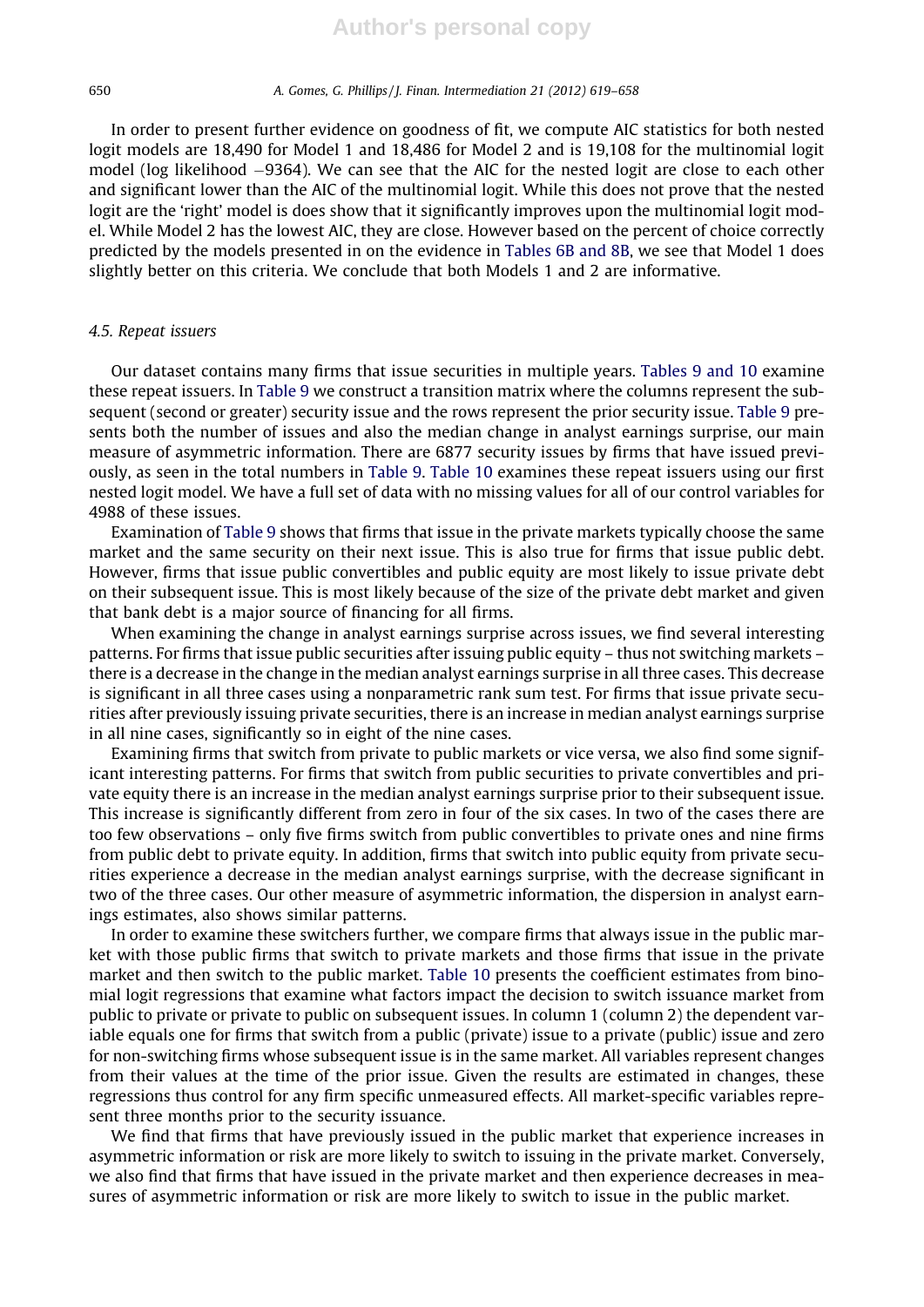In order to present further evidence on goodness of fit, we compute AIC statistics for both nested logit models are 18,490 for Model 1 and 18,486 for Model 2 and is 19,108 for the multinomial logit model (log likelihood −9364). We can see that the AIC for the nested logit are close to each other and significant lower than the AIC of the multinomial logit. While this does not prove that the nested logit are the 'right' model is does show that it significantly improves upon the multinomial logit model. While Model 2 has the lowest AIC, they are close. However based on the percent of choice correctly predicted by the models presented in on the evidence in Tables 6B and 8B, we see that Model 1 does slightly better on this criteria. We conclude that both Models 1 and 2 are informative.

### 4.5. Repeat issuers

Our dataset contains many firms that issue securities in multiple years. Tables 9 and 10 examine these repeat issuers. In Table 9 we construct a transition matrix where the columns represent the subsequent (second or greater) security issue and the rows represent the prior security issue. Table 9 presents both the number of issues and also the median change in analyst earnings surprise, our main measure of asymmetric information. There are 6877 security issues by firms that have issued previously, as seen in the total numbers in Table 9. Table 10 examines these repeat issuers using our first nested logit model. We have a full set of data with no missing values for all of our control variables for 4988 of these issues.

Examination of Table 9 shows that firms that issue in the private markets typically choose the same market and the same security on their next issue. This is also true for firms that issue public debt. However, firms that issue public convertibles and public equity are most likely to issue private debt on their subsequent issue. This is most likely because of the size of the private debt market and given that bank debt is a major source of financing for all firms.

When examining the change in analyst earnings surprise across issues, we find several interesting patterns. For firms that issue public securities after issuing public equity – thus not switching markets – there is a decrease in the change in the median analyst earnings surprise in all three cases. This decrease is significant in all three cases using a nonparametric rank sum test. For firms that issue private securities after previously issuing private securities, there is an increase in median analyst earnings surprise in all nine cases, significantly so in eight of the nine cases.

Examining firms that switch from private to public markets or vice versa, we also find some significant interesting patterns. For firms that switch from public securities to private convertibles and private equity there is an increase in the median analyst earnings surprise prior to their subsequent issue. This increase is significantly different from zero in four of the six cases. In two of the cases there are too few observations – only five firms switch from public convertibles to private ones and nine firms from public debt to private equity. In addition, firms that switch into public equity from private securities experience a decrease in the median analyst earnings surprise, with the decrease significant in two of the three cases. Our other measure of asymmetric information, the dispersion in analyst earnings estimates, also shows similar patterns.

In order to examine these switchers further, we compare firms that always issue in the public market with those public firms that switch to private markets and those firms that issue in the private market and then switch to the public market. Table 10 presents the coefficient estimates from binomial logit regressions that examine what factors impact the decision to switch issuance market from public to private or private to public on subsequent issues. In column 1 (column 2) the dependent variable equals one for firms that switch from a public (private) issue to a private (public) issue and zero for non-switching firms whose subsequent issue is in the same market. All variables represent changes from their values at the time of the prior issue. Given the results are estimated in changes, these regressions thus control for any firm specific unmeasured effects. All market-specific variables represent three months prior to the security issuance.

We find that firms that have previously issued in the public market that experience increases in asymmetric information or risk are more likely to switch to issuing in the private market. Conversely, we also find that firms that have issued in the private market and then experience decreases in measures of asymmetric information or risk are more likely to switch to issue in the public market.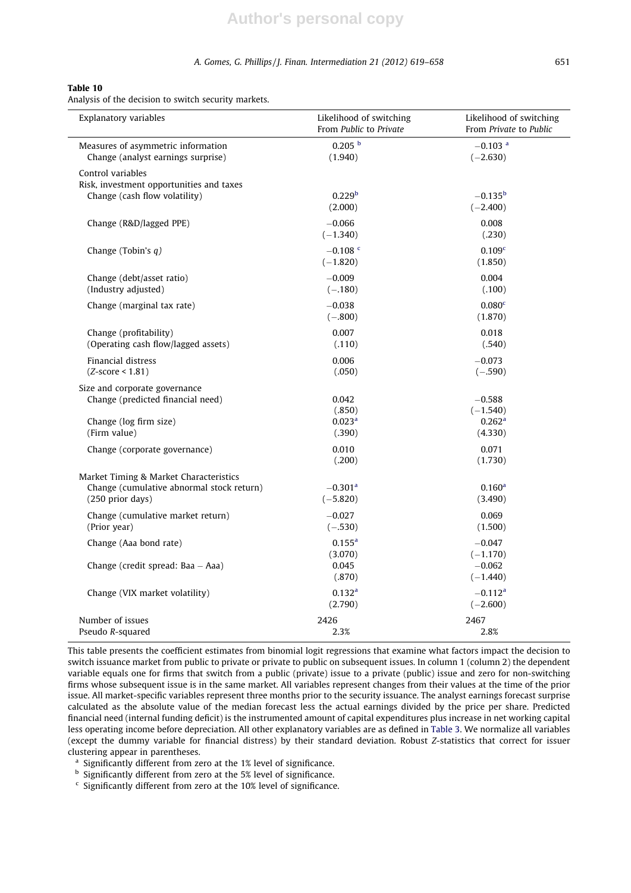**Table 10**
Analysis of the decision to switch security markets.

| Explanatory variables | Likelihood of switching From *Public* to *Private* | Likelihood of switching From *Private* to *Public* |
|---|---|---|
| Measures of asymmetric information | 0.205 [b] | −0.103 [a] |
| Change (analyst earnings surprise) | (1.940) | (−2.630) |
| Control variables | | |
| Risk, investment opportunities and taxes | | |
| Change (cash flow volatility) | 0.229[b] | −0.135[b] |
| | (2.000) | (−2.400) |
| Change (R&D/lagged PPE) | −0.066 | 0.008 |
| | (−1.340) | (.230) |
| Change (Tobin's $q$) | −0.108 [c] | 0.109[c] |
| | (−1.820) | (1.850) |
| Change (debt/asset ratio) | −0.009 | 0.004 |
| (Industry adjusted) | (−.180) | (.100) |
| Change (marginal tax rate) | −0.038 | 0.080[c] |
| | (−.800) | (1.870) |
| Change (profitability) | 0.007 | 0.018 |
| (Operating cash flow/lagged assets) | (.110) | (.540) |
| Financial distress | 0.006 | −0.073 |
| ($Z$-score < 1.81) | (.050) | (−.590) |
| Size and corporate governance | | |
| Change (predicted financial need) | 0.042 | −0.588 |
| | (.850) | (−1.540) |
| Change (log firm size) | 0.023[a] | 0.262[a] |
| (Firm value) | (.390) | (4.330) |
| Change (corporate governance) | 0.010 | 0.071 |
| | (.200) | (1.730) |
| Market Timing & Market Characteristics | | |
| Change (cumulative abnormal stock return) | −0.301[a] | 0.160[a] |
| (250 prior days) | (−5.820) | (3.490) |
| Change (cumulative market return) | −0.027 | 0.069 |
| (Prior year) | (−.530) | (1.500) |
| Change (Aaa bond rate) | 0.155[a] | −0.047 |
| | (3.070) | (−1.170) |
| Change (credit spread: Baa − Aaa) | 0.045 | −0.062 |
| | (.870) | (−1.440) |
| Change (VIX market volatility) | 0.132[a] | −0.112[a] |
| | (2.790) | (−2.600) |
| Number of issues | 2426 | 2467 |
| Pseudo $R$-squared | 2.3% | 2.8% |

This table presents the coefficient estimates from binomial logit regressions that examine what factors impact the decision to switch issuance market from public to private or private to public on subsequent issues. In column 1 (column 2) the dependent variable equals one for firms that switch from a public (private) issue to a private (public) issue and zero for non-switching firms whose subsequent issue is in the same market. All variables represent changes from their values at the time of the prior issue. All market-specific variables represent three months prior to the security issuance. The analyst earnings forecast surprise calculated as the absolute value of the median forecast less the actual earnings divided by the price per share. Predicted financial need (internal funding deficit) is the instrumented amount of capital expenditures plus increase in net working capital less operating income before depreciation. All other explanatory variables are as defined in Table 3. We normalize all variables (except the dummy variable for financial distress) by their standard deviation. Robust $Z$-statistics that correct for issuer clustering appear in parentheses.

[a] Significantly different from zero at the 1% level of significance.
[b] Significantly different from zero at the 5% level of significance.
[c] Significantly different from zero at the 10% level of significance.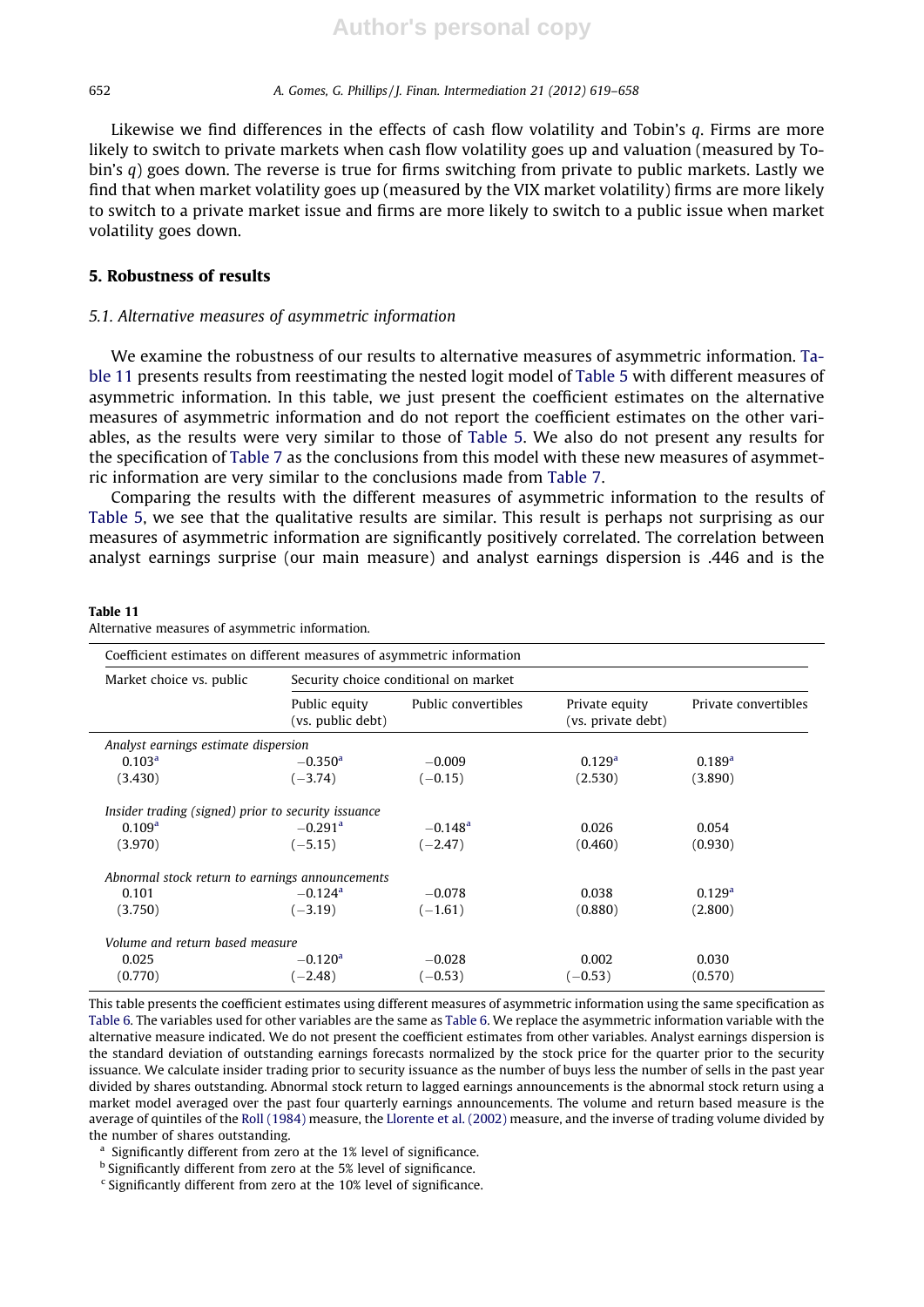Likewise we find differences in the effects of cash flow volatility and Tobin's *q*. Firms are more likely to switch to private markets when cash flow volatility goes up and valuation (measured by Tobin's *q*) goes down. The reverse is true for firms switching from private to public markets. Lastly we find that when market volatility goes up (measured by the VIX market volatility) firms are more likely to switch to a private market issue and firms are more likely to switch to a public issue when market volatility goes down.

## 5. Robustness of results

### 5.1. Alternative measures of asymmetric information

We examine the robustness of our results to alternative measures of asymmetric information. Table 11 presents results from reestimating the nested logit model of Table 5 with different measures of asymmetric information. In this table, we just present the coefficient estimates on the alternative measures of asymmetric information and do not report the coefficient estimates on the other variables, as the results were very similar to those of Table 5. We also do not present any results for the specification of Table 7 as the conclusions from this model with these new measures of asymmetric information are very similar to the conclusions made from Table 7.

Comparing the results with the different measures of asymmetric information to the results of Table 5, we see that the qualitative results are similar. This result is perhaps not surprising as our measures of asymmetric information are significantly positively correlated. The correlation between analyst earnings surprise (our main measure) and analyst earnings dispersion is .446 and is the

**Table 11**
Alternative measures of asymmetric information.

| Coefficient estimates on different measures of asymmetric information | | | | |
|---|---|---|---|---|
| Market choice vs. public | Security choice conditional on market | | | |
| | Public equity (vs. public debt) | Public convertibles | Private equity (vs. private debt) | Private convertibles |
| *Analyst earnings estimate dispersion* | | | | |
| 0.103[a] | −0.350[a] | −0.009 | 0.129[a] | 0.189[a] |
| (3.430) | (−3.74) | (−0.15) | (2.530) | (3.890) |
| *Insider trading (signed) prior to security issuance* | | | | |
| 0.109[a] | −0.291[a] | −0.148[a] | 0.026 | 0.054 |
| (3.970) | (−5.15) | (−2.47) | (0.460) | (0.930) |
| *Abnormal stock return to earnings announcements* | | | | |
| 0.101 | −0.124[a] | −0.078 | 0.038 | 0.129[a] |
| (3.750) | (−3.19) | (−1.61) | (0.880) | (2.800) |
| *Volume and return based measure* | | | | |
| 0.025 | −0.120[a] | −0.028 | 0.002 | 0.030 |
| (0.770) | (−2.48) | (−0.53) | (−0.53) | (0.570) |

This table presents the coefficient estimates using different measures of asymmetric information using the same specification as Table 6. The variables used for other variables are the same as Table 6. We replace the asymmetric information variable with the alternative measure indicated. We do not present the coefficient estimates from other variables. Analyst earnings dispersion is the standard deviation of outstanding earnings forecasts normalized by the stock price for the quarter prior to the security issuance. We calculate insider trading prior to security issuance as the number of buys less the number of sells in the past year divided by shares outstanding. Abnormal stock return to lagged earnings announcements is the abnormal stock return using a market model averaged over the past four quarterly earnings announcements. The volume and return based measure is the average of quintiles of the Roll (1984) measure, the Llorente et al. (2002) measure, and the inverse of trading volume divided by the number of shares outstanding.

[a] Significantly different from zero at the 1% level of significance.

[b] Significantly different from zero at the 5% level of significance.

[c] Significantly different from zero at the 10% level of significance.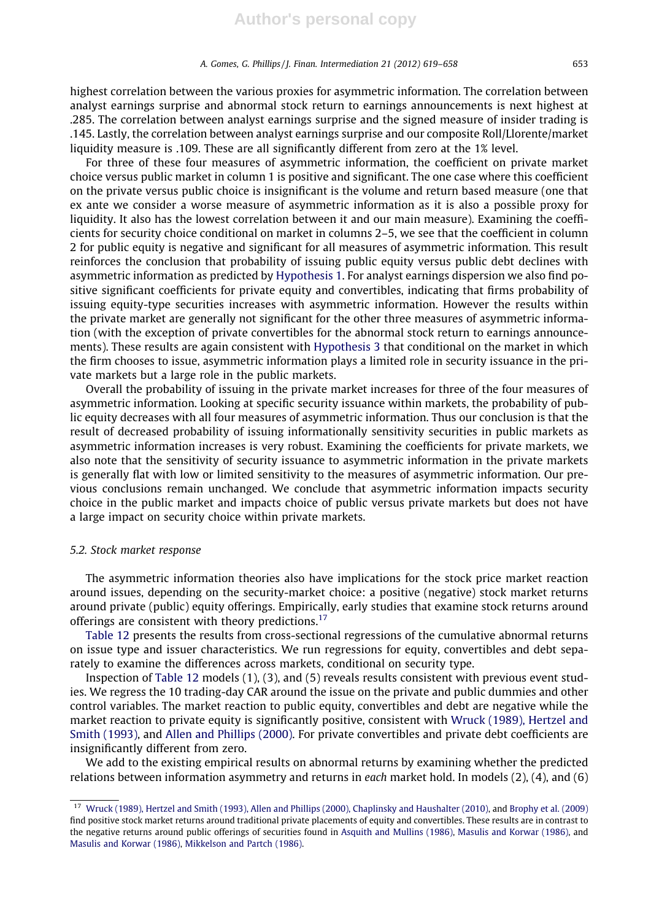highest correlation between the various proxies for asymmetric information. The correlation between analyst earnings surprise and abnormal stock return to earnings announcements is next highest at .285. The correlation between analyst earnings surprise and the signed measure of insider trading is .145. Lastly, the correlation between analyst earnings surprise and our composite Roll/Llorente/market liquidity measure is .109. These are all significantly different from zero at the 1% level.

For three of these four measures of asymmetric information, the coefficient on private market choice versus public market in column 1 is positive and significant. The one case where this coefficient on the private versus public choice is insignificant is the volume and return based measure (one that ex ante we consider a worse measure of asymmetric information as it is also a possible proxy for liquidity. It also has the lowest correlation between it and our main measure). Examining the coefficients for security choice conditional on market in columns 2–5, we see that the coefficient in column 2 for public equity is negative and significant for all measures of asymmetric information. This result reinforces the conclusion that probability of issuing public equity versus public debt declines with asymmetric information as predicted by Hypothesis 1. For analyst earnings dispersion we also find positive significant coefficients for private equity and convertibles, indicating that firms probability of issuing equity-type securities increases with asymmetric information. However the results within the private market are generally not significant for the other three measures of asymmetric information (with the exception of private convertibles for the abnormal stock return to earnings announcements). These results are again consistent with Hypothesis 3 that conditional on the market in which the firm chooses to issue, asymmetric information plays a limited role in security issuance in the private markets but a large role in the public markets.

Overall the probability of issuing in the private market increases for three of the four measures of asymmetric information. Looking at specific security issuance within markets, the probability of public equity decreases with all four measures of asymmetric information. Thus our conclusion is that the result of decreased probability of issuing informationally sensitivity securities in public markets as asymmetric information increases is very robust. Examining the coefficients for private markets, we also note that the sensitivity of security issuance to asymmetric information in the private markets is generally flat with low or limited sensitivity to the measures of asymmetric information. Our previous conclusions remain unchanged. We conclude that asymmetric information impacts security choice in the public market and impacts choice of public versus private markets but does not have a large impact on security choice within private markets.

### 5.2. Stock market response

The asymmetric information theories also have implications for the stock price market reaction around issues, depending on the security-market choice: a positive (negative) stock market returns around private (public) equity offerings. Empirically, early studies that examine stock returns around offerings are consistent with theory predictions.[17]

Table 12 presents the results from cross-sectional regressions of the cumulative abnormal returns on issue type and issuer characteristics. We run regressions for equity, convertibles and debt separately to examine the differences across markets, conditional on security type.

Inspection of Table 12 models (1), (3), and (5) reveals results consistent with previous event studies. We regress the 10 trading-day CAR around the issue on the private and public dummies and other control variables. The market reaction to public equity, convertibles and debt are negative while the market reaction to private equity is significantly positive, consistent with Wruck (1989), Hertzel and Smith (1993), and Allen and Phillips (2000). For private convertibles and private debt coefficients are insignificantly different from zero.

We add to the existing empirical results on abnormal returns by examining whether the predicted relations between information asymmetry and returns in *each* market hold. In models (2), (4), and (6)

[17] Wruck (1989), Hertzel and Smith (1993), Allen and Phillips (2000), Chaplinsky and Haushalter (2010), and Brophy et al. (2009) find positive stock market returns around traditional private placements of equity and convertibles. These results are in contrast to the negative returns around public offerings of securities found in Asquith and Mullins (1986), Masulis and Korwar (1986), and Masulis and Korwar (1986), Mikkelson and Partch (1986).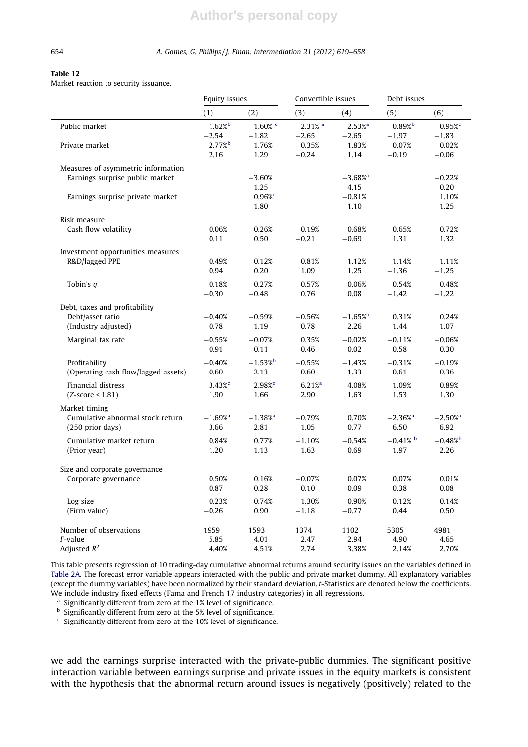**Table 12**
Market reaction to security issuance.

| | Equity issues | | Convertible issues | | Debt issues | |
|---|---|---|---|---|---|---|
| | (1) | (2) | (3) | (4) | (5) | (6) |
| Public market | −1.62%[b] | −1.60% [c] | −2.31% [a] | −2.53%[a] | −0.89%[b] | −0.95%[c] |
| | −2.54 | −1.82 | −2.65 | −2.65 | −1.97 | −1.83 |
| Private market | 2.77%[b] | 1.76% | −0.35% | 1.83% | −0.07% | −0.02% |
| | 2.16 | 1.29 | −0.24 | 1.14 | −0.19 | −0.06 |
| Measures of asymmetric information | | | | | | |
| Earnings surprise public market | | −3.60% | | −3.68%[a] | | −0.22% |
| | | −1.25 | | −4.15 | | −0.20 |
| Earnings surprise private market | | 0.96%[c] | | −0.81% | | 1.10% |
| | | 1.80 | | −1.10 | | 1.25 |
| Risk measure | | | | | | |
| Cash flow volatility | 0.06% | 0.26% | −0.19% | −0.68% | 0.65% | 0.72% |
| | 0.11 | 0.50 | −0.21 | −0.69 | 1.31 | 1.32 |
| Investment opportunities measures | | | | | | |
| R&D/lagged PPE | 0.49% | 0.12% | 0.81% | 1.12% | −1.14% | −1.11% |
| | 0.94 | 0.20 | 1.09 | 1.25 | −1.36 | −1.25 |
| Tobin's $q$ | −0.18% | −0.27% | 0.57% | 0.06% | −0.54% | −0.48% |
| | −0.30 | −0.48 | 0.76 | 0.08 | −1.42 | −1.22 |
| Debt, taxes and profitability | | | | | | |
| Debt/asset ratio | −0.40% | −0.59% | −0.56% | −1.65%[b] | 0.31% | 0.24% |
| (Industry adjusted) | −0.78 | −1.19 | −0.78 | −2.26 | 1.44 | 1.07 |
| Marginal tax rate | −0.55% | −0.07% | 0.35% | −0.02% | −0.11% | −0.06% |
| | −0.91 | −0.11 | 0.46 | −0.02 | −0.58 | −0.30 |
| Profitability | −0.40% | −1.53%[b] | −0.55% | −1.43% | −0.31% | −0.19% |
| (Operating cash flow/lagged assets) | −0.60 | −2.13 | −0.60 | −1.33 | −0.61 | −0.36 |
| Financial distress | 3.43%[c] | 2.98%[c] | 6.21%[a] | 4.08% | 1.09% | 0.89% |
| (Z-score < 1.81) | 1.90 | 1.66 | 2.90 | 1.63 | 1.53 | 1.30 |
| Market timing | | | | | | |
| Cumulative abnormal stock return | −1.69%[a] | −1.38%[a] | −0.79% | 0.70% | −2.36%[a] | −2.50%[a] |
| (250 prior days) | −3.66 | −2.81 | −1.05 | 0.77 | −6.50 | −6.92 |
| Cumulative market return | 0.84% | 0.77% | −1.10% | −0.54% | −0.41% [b] | −0.48%[b] |
| (Prior year) | 1.20 | 1.13 | −1.63 | −0.69 | −1.97 | −2.26 |
| Size and corporate governance | | | | | | |
| Corporate governance | 0.50% | 0.16% | −0.07% | 0.07% | 0.07% | 0.01% |
| | 0.87 | 0.28 | −0.10 | 0.09 | 0.38 | 0.08 |
| Log size | −0.23% | 0.74% | −1.30% | −0.90% | 0.12% | 0.14% |
| (Firm value) | −0.26 | 0.90 | −1.18 | −0.77 | 0.44 | 0.50 |
| Number of observations | 1959 | 1593 | 1374 | 1102 | 5305 | 4981 |
| $F$-value | 5.85 | 4.01 | 2.47 | 2.94 | 4.90 | 4.65 |
| Adjusted $R^2$ | 4.40% | 4.51% | 2.74 | 3.38% | 2.14% | 2.70% |

This table presents regression of 10 trading-day cumulative abnormal returns around security issues on the variables defined in Table 2A. The forecast error variable appears interacted with the public and private market dummy. All explanatory variables (except the dummy variables) have been normalized by their standard deviation. $t$-Statistics are denoted below the coefficients. We include industry fixed effects (Fama and French 17 industry categories) in all regressions.

[a] Significantly different from zero at the 1% level of significance.
[b] Significantly different from zero at the 5% level of significance.
[c] Significantly different from zero at the 10% level of significance.

we add the earnings surprise interacted with the private-public dummies. The significant positive interaction variable between earnings surprise and private issues in the equity markets is consistent with the hypothesis that the abnormal return around issues is negatively (positively) related to the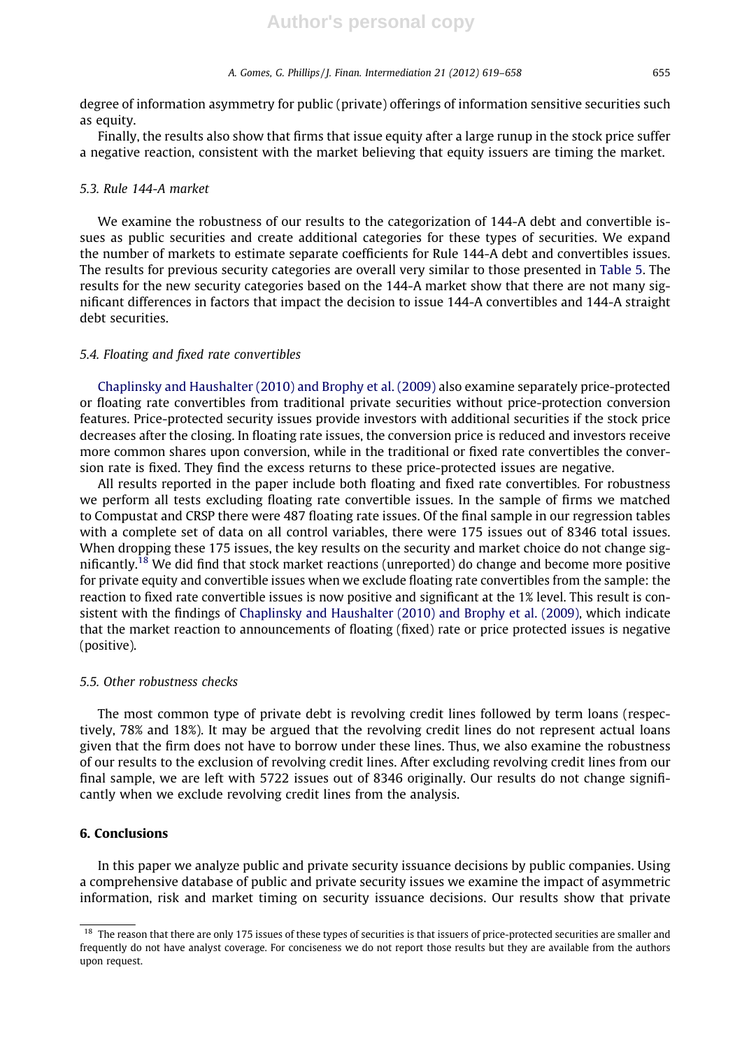degree of information asymmetry for public (private) offerings of information sensitive securities such as equity.

Finally, the results also show that firms that issue equity after a large runup in the stock price suffer a negative reaction, consistent with the market believing that equity issuers are timing the market.

### 5.3. Rule 144-A market

We examine the robustness of our results to the categorization of 144-A debt and convertible issues as public securities and create additional categories for these types of securities. We expand the number of markets to estimate separate coefficients for Rule 144-A debt and convertibles issues. The results for previous security categories are overall very similar to those presented in Table 5. The results for the new security categories based on the 144-A market show that there are not many significant differences in factors that impact the decision to issue 144-A convertibles and 144-A straight debt securities.

### 5.4. Floating and fixed rate convertibles

Chaplinsky and Haushalter (2010) and Brophy et al. (2009) also examine separately price-protected or floating rate convertibles from traditional private securities without price-protection conversion features. Price-protected security issues provide investors with additional securities if the stock price decreases after the closing. In floating rate issues, the conversion price is reduced and investors receive more common shares upon conversion, while in the traditional or fixed rate convertibles the conversion rate is fixed. They find the excess returns to these price-protected issues are negative.

All results reported in the paper include both floating and fixed rate convertibles. For robustness we perform all tests excluding floating rate convertible issues. In the sample of firms we matched to Compustat and CRSP there were 487 floating rate issues. Of the final sample in our regression tables with a complete set of data on all control variables, there were 175 issues out of 8346 total issues. When dropping these 175 issues, the key results on the security and market choice do not change significantly.[18] We did find that stock market reactions (unreported) do change and become more positive for private equity and convertible issues when we exclude floating rate convertibles from the sample: the reaction to fixed rate convertible issues is now positive and significant at the 1% level. This result is consistent with the findings of Chaplinsky and Haushalter (2010) and Brophy et al. (2009), which indicate that the market reaction to announcements of floating (fixed) rate or price protected issues is negative (positive).

### 5.5. Other robustness checks

The most common type of private debt is revolving credit lines followed by term loans (respectively, 78% and 18%). It may be argued that the revolving credit lines do not represent actual loans given that the firm does not have to borrow under these lines. Thus, we also examine the robustness of our results to the exclusion of revolving credit lines. After excluding revolving credit lines from our final sample, we are left with 5722 issues out of 8346 originally. Our results do not change significantly when we exclude revolving credit lines from the analysis.

## 6. Conclusions

In this paper we analyze public and private security issuance decisions by public companies. Using a comprehensive database of public and private security issues we examine the impact of asymmetric information, risk and market timing on security issuance decisions. Our results show that private

[18] The reason that there are only 175 issues of these types of securities is that issuers of price-protected securities are smaller and frequently do not have analyst coverage. For conciseness we do not report those results but they are available from the authors upon request.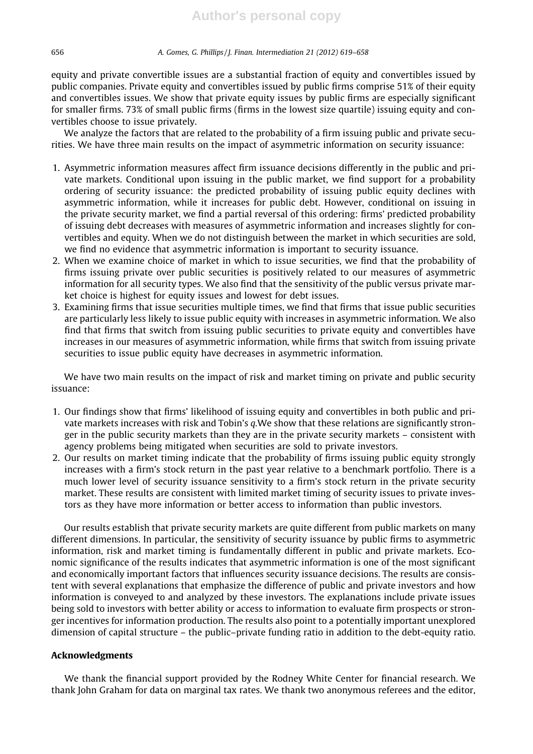equity and private convertible issues are a substantial fraction of equity and convertibles issued by public companies. Private equity and convertibles issued by public firms comprise 51% of their equity and convertibles issues. We show that private equity issues by public firms are especially significant for smaller firms. 73% of small public firms (firms in the lowest size quartile) issuing equity and convertibles choose to issue privately.

We analyze the factors that are related to the probability of a firm issuing public and private securities. We have three main results on the impact of asymmetric information on security issuance:

1. Asymmetric information measures affect firm issuance decisions differently in the public and private markets. Conditional upon issuing in the public market, we find support for a probability ordering of security issuance: the predicted probability of issuing public equity declines with asymmetric information, while it increases for public debt. However, conditional on issuing in the private security market, we find a partial reversal of this ordering: firms' predicted probability of issuing debt decreases with measures of asymmetric information and increases slightly for convertibles and equity. When we do not distinguish between the market in which securities are sold, we find no evidence that asymmetric information is important to security issuance.
2. When we examine choice of market in which to issue securities, we find that the probability of firms issuing private over public securities is positively related to our measures of asymmetric information for all security types. We also find that the sensitivity of the public versus private market choice is highest for equity issues and lowest for debt issues.
3. Examining firms that issue securities multiple times, we find that firms that issue public securities are particularly less likely to issue public equity with increases in asymmetric information. We also find that firms that switch from issuing public securities to private equity and convertibles have increases in our measures of asymmetric information, while firms that switch from issuing private securities to issue public equity have decreases in asymmetric information.

We have two main results on the impact of risk and market timing on private and public security issuance:

1. Our findings show that firms' likelihood of issuing equity and convertibles in both public and private markets increases with risk and Tobin's *q*.We show that these relations are significantly stronger in the public security markets than they are in the private security markets – consistent with agency problems being mitigated when securities are sold to private investors.
2. Our results on market timing indicate that the probability of firms issuing public equity strongly increases with a firm's stock return in the past year relative to a benchmark portfolio. There is a much lower level of security issuance sensitivity to a firm's stock return in the private security market. These results are consistent with limited market timing of security issues to private investors as they have more information or better access to information than public investors.

Our results establish that private security markets are quite different from public markets on many different dimensions. In particular, the sensitivity of security issuance by public firms to asymmetric information, risk and market timing is fundamentally different in public and private markets. Economic significance of the results indicates that asymmetric information is one of the most significant and economically important factors that influences security issuance decisions. The results are consistent with several explanations that emphasize the difference of public and private investors and how information is conveyed to and analyzed by these investors. The explanations include private issues being sold to investors with better ability or access to information to evaluate firm prospects or stronger incentives for information production. The results also point to a potentially important unexplored dimension of capital structure – the public–private funding ratio in addition to the debt-equity ratio.

## Acknowledgments

We thank the financial support provided by the Rodney White Center for financial research. We thank John Graham for data on marginal tax rates. We thank two anonymous referees and the editor,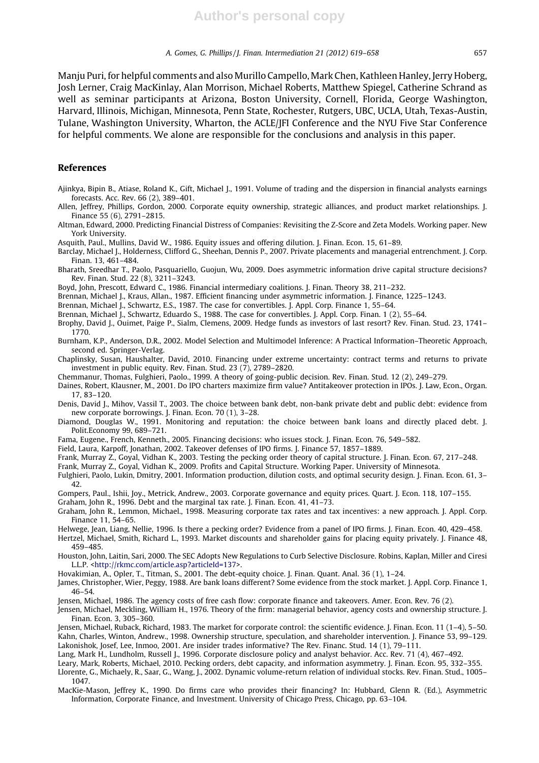Manju Puri, for helpful comments and also Murillo Campello, Mark Chen, Kathleen Hanley, Jerry Hoberg, Josh Lerner, Craig MacKinlay, Alan Morrison, Michael Roberts, Matthew Spiegel, Catherine Schrand as well as seminar participants at Arizona, Boston University, Cornell, Florida, George Washington, Harvard, Illinois, Michigan, Minnesota, Penn State, Rochester, Rutgers, UBC, UCLA, Utah, Texas-Austin, Tulane, Washington University, Wharton, the ACLE/JFI Conference and the NYU Five Star Conference for helpful comments. We alone are responsible for the conclusions and analysis in this paper.

## References

Ajinkya, Bipin B., Atiase, Roland K., Gift, Michael J., 1991. Volume of trading and the dispersion in financial analysts earnings forecasts. Acc. Rev. 66 (2), 389–401.

Allen, Jeffrey, Phillips, Gordon, 2000. Corporate equity ownership, strategic alliances, and product market relationships. J. Finance 55 (6), 2791–2815.

Altman, Edward, 2000. Predicting Financial Distress of Companies: Revisiting the Z-Score and Zeta Models. Working paper. New York University.

Asquith, Paul., Mullins, David W., 1986. Equity issues and offering dilution. J. Finan. Econ. 15, 61–89.

Barclay, Michael J., Holderness, Clifford G., Sheehan, Dennis P., 2007. Private placements and managerial entrenchment. J. Corp. Finan. 13, 461–484.

Bharath, Sreedhar T., Paolo, Pasquariello, Guojun, Wu, 2009. Does asymmetric information drive capital structure decisions? Rev. Finan. Stud. 22 (8), 3211–3243.

Boyd, John, Prescott, Edward C., 1986. Financial intermediary coalitions. J. Finan. Theory 38, 211–232.

Brennan, Michael J., Kraus, Allan., 1987. Efficient financing under asymmetric information. J. Finance, 1225–1243.

Brennan, Michael J., Schwartz, E.S., 1987. The case for convertibles. J. Appl. Corp. Finance 1, 55–64.

Brennan, Michael J., Schwartz, Eduardo S., 1988. The case for convertibles. J. Appl. Corp. Finan. 1 (2), 55–64.

Brophy, David J., Ouimet, Paige P., Sialm, Clemens, 2009. Hedge funds as investors of last resort? Rev. Finan. Stud. 23, 1741–1770.

Burnham, K.P., Anderson, D.R., 2002. Model Selection and Multimodel Inference: A Practical Information–Theoretic Approach, second ed. Springer-Verlag.

Chaplinsky, Susan, Haushalter, David, 2010. Financing under extreme uncertainty: contract terms and returns to private investment in public equity. Rev. Finan. Stud. 23 (7), 2789–2820.

Chemmanur, Thomas, Fulghieri, Paolo., 1999. A theory of going-public decision. Rev. Finan. Stud. 12 (2), 249–279.

Daines, Robert, Klausner, M., 2001. Do IPO charters maximize firm value? Antitakeover protection in IPOs. J. Law, Econ., Organ. 17, 83–120.

Denis, David J., Mihov, Vassil T., 2003. The choice between bank debt, non-bank private debt and public debt: evidence from new corporate borrowings. J. Finan. Econ. 70 (1), 3–28.

Diamond, Douglas W., 1991. Monitoring and reputation: the choice between bank loans and directly placed debt. J. Polit.Economy 99, 689–721.

Fama, Eugene., French, Kenneth., 2005. Financing decisions: who issues stock. J. Finan. Econ. 76, 549–582.

Field, Laura, Karpoff, Jonathan, 2002. Takeover defenses of IPO firms. J. Finance 57, 1857–1889.

Frank, Murray Z., Goyal, Vidhan K., 2003. Testing the pecking order theory of capital structure. J. Finan. Econ. 67, 217–248.

Frank, Murray Z., Goyal, Vidhan K., 2009. Profits and Capital Structure. Working Paper. University of Minnesota.

Fulghieri, Paolo, Lukin, Dmitry, 2001. Information production, dilution costs, and optimal security design. J. Finan. Econ. 61, 3–42.

Gompers, Paul., Ishii, Joy., Metrick, Andrew., 2003. Corporate governance and equity prices. Quart. J. Econ. 118, 107–155.

Graham, John R., 1996. Debt and the marginal tax rate. J. Finan. Econ. 41, 41–73.

Graham, John R., Lemmon, Michael., 1998. Measuring corporate tax rates and tax incentives: a new approach. J. Appl. Corp. Finance 11, 54–65.

Helwege, Jean, Liang, Nellie, 1996. Is there a pecking order? Evidence from a panel of IPO firms. J. Finan. Econ. 40, 429–458.

Hertzel, Michael, Smith, Richard L., 1993. Market discounts and shareholder gains for placing equity privately. J. Finance 48, 459–485.

Houston, John, Laitin, Sari, 2000. The SEC Adopts New Regulations to Curb Selective Disclosure. Robins, Kaplan, Miller and Ciresi L.L.P. <http://rkmc.com/article.asp?articleId=137>.

Hovakimian, A., Opler, T., Titman, S., 2001. The debt-equity choice. J. Finan. Quant. Anal. 36 (1), 1–24.

James, Christopher, Wier, Peggy, 1988. Are bank loans different? Some evidence from the stock market. J. Appl. Corp. Finance 1, 46–54.

Jensen, Michael, 1986. The agency costs of free cash flow: corporate finance and takeovers. Amer. Econ. Rev. 76 (2).

Jensen, Michael, Meckling, William H., 1976. Theory of the firm: managerial behavior, agency costs and ownership structure. J. Finan. Econ. 3, 305–360.

Jensen, Michael, Ruback, Richard, 1983. The market for corporate control: the scientific evidence. J. Finan. Econ. 11 (1–4), 5–50.

Kahn, Charles, Winton, Andrew., 1998. Ownership structure, speculation, and shareholder intervention. J. Finance 53, 99–129.

Lakonishok, Josef, Lee, Inmoo, 2001. Are insider trades informative? The Rev. Financ. Stud. 14 (1), 79–111.

Lang, Mark H., Lundholm, Russell J., 1996. Corporate disclosure policy and analyst behavior. Acc. Rev. 71 (4), 467–492.

Leary, Mark, Roberts, Michael, 2010. Pecking orders, debt capacity, and information asymmetry. J. Finan. Econ. 95, 332–355.

Llorente, G., Michaely, R., Saar, G., Wang, J., 2002. Dynamic volume-return relation of individual stocks. Rev. Finan. Stud., 1005–1047.

MacKie-Mason, Jeffrey K., 1990. Do firms care who provides their financing? In: Hubbard, Glenn R. (Ed.), Asymmetric Information, Corporate Finance, and Investment. University of Chicago Press, Chicago, pp. 63–104.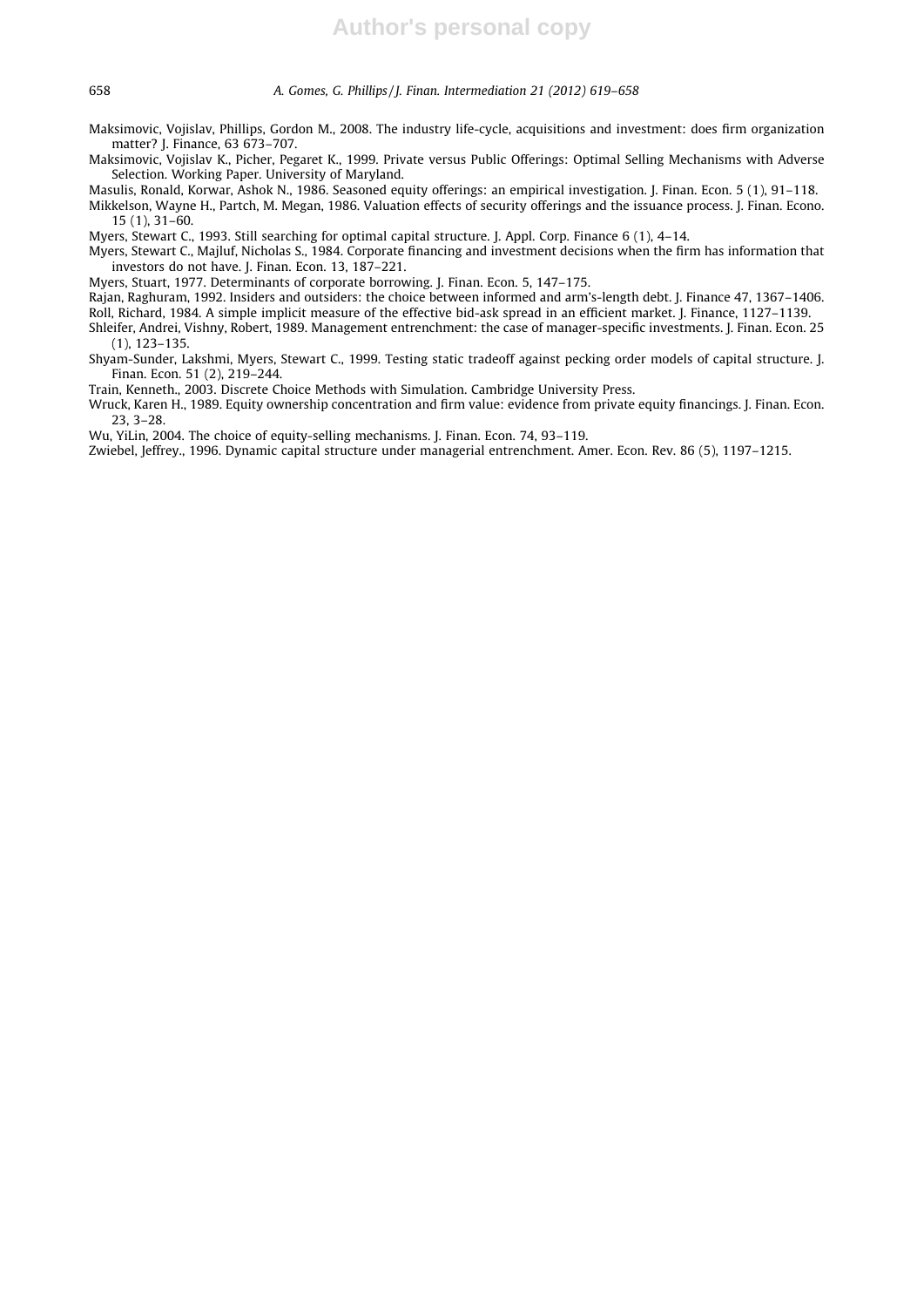Maksimovic, Vojislav, Phillips, Gordon M., 2008. The industry life-cycle, acquisitions and investment: does firm organization matter? J. Finance, 63 673–707.

Maksimovic, Vojislav K., Picher, Pegaret K., 1999. Private versus Public Offerings: Optimal Selling Mechanisms with Adverse Selection. Working Paper. University of Maryland.

Masulis, Ronald, Korwar, Ashok N., 1986. Seasoned equity offerings: an empirical investigation. J. Finan. Econ. 5 (1), 91–118.

Mikkelson, Wayne H., Partch, M. Megan, 1986. Valuation effects of security offerings and the issuance process. J. Finan. Econo. 15 (1), 31–60.

Myers, Stewart C., 1993. Still searching for optimal capital structure. J. Appl. Corp. Finance 6 (1), 4–14.

Myers, Stewart C., Majluf, Nicholas S., 1984. Corporate financing and investment decisions when the firm has information that investors do not have. J. Finan. Econ. 13, 187–221.

Myers, Stuart, 1977. Determinants of corporate borrowing. J. Finan. Econ. 5, 147–175.

Rajan, Raghuram, 1992. Insiders and outsiders: the choice between informed and arm's-length debt. J. Finance 47, 1367–1406.

Roll, Richard, 1984. A simple implicit measure of the effective bid-ask spread in an efficient market. J. Finance, 1127–1139.

Shleifer, Andrei, Vishny, Robert, 1989. Management entrenchment: the case of manager-specific investments. J. Finan. Econ. 25 (1), 123–135.

Shyam-Sunder, Lakshmi, Myers, Stewart C., 1999. Testing static tradeoff against pecking order models of capital structure. J. Finan. Econ. 51 (2), 219–244.

Train, Kenneth., 2003. Discrete Choice Methods with Simulation. Cambridge University Press.

Wruck, Karen H., 1989. Equity ownership concentration and firm value: evidence from private equity financings. J. Finan. Econ. 23, 3–28.

Wu, YiLin, 2004. The choice of equity-selling mechanisms. J. Finan. Econ. 74, 93–119.

Zwiebel, Jeffrey., 1996. Dynamic capital structure under managerial entrenchment. Amer. Econ. Rev. 86 (5), 1197–1215.